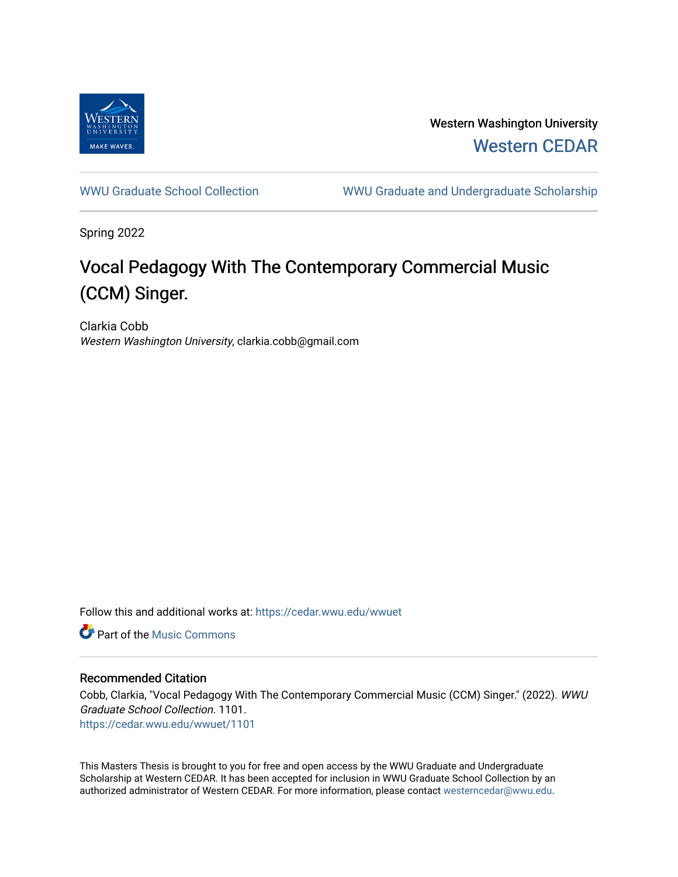Western Washington University

Western CEDAR

WWU Graduate School Collection

WWU Graduate and Undergraduate Scholarship

Spring 2022

# Vocal Pedagogy With The Contemporary Commercial Music (CCM) Singer.

Clarkia Cobb

*Western Washington University*, clarkia.cobb@gmail.com

Follow this and additional works at: https://cedar.wwu.edu/wwuet

Part of the Music Commons

## Recommended Citation

Cobb, Clarkia, "Vocal Pedagogy With The Contemporary Commercial Music (CCM) Singer." (2022). *WWU Graduate School Collection*. 1101.

https://cedar.wwu.edu/wwuet/1101

This Masters Thesis is brought to you for free and open access by the WWU Graduate and Undergraduate Scholarship at Western CEDAR. It has been accepted for inclusion in WWU Graduate School Collection by an authorized administrator of Western CEDAR. For more information, please contact westerncedar@wwu.edu.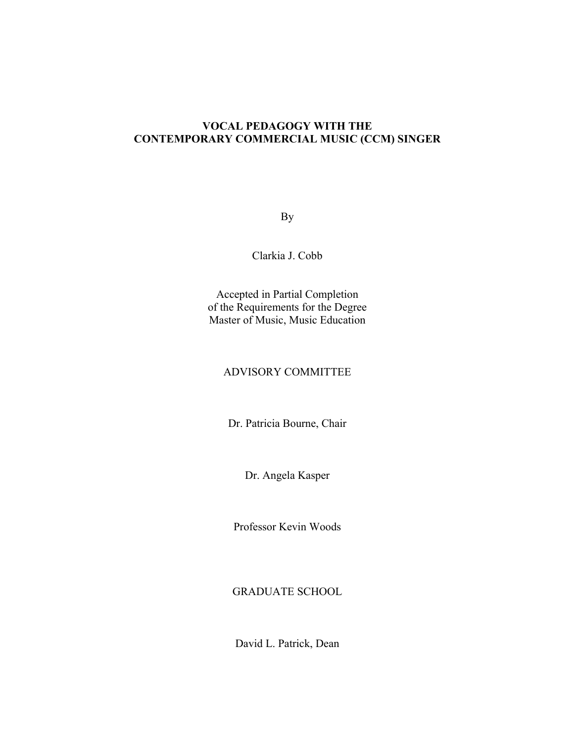**VOCAL PEDAGOGY WITH THE CONTEMPORARY COMMERCIAL MUSIC (CCM) SINGER**

By

Clarkia J. Cobb

Accepted in Partial Completion
of the Requirements for the Degree
Master of Music, Music Education

ADVISORY COMMITTEE

Dr. Patricia Bourne, Chair

Dr. Angela Kasper

Professor Kevin Woods

GRADUATE SCHOOL

David L. Patrick, Dean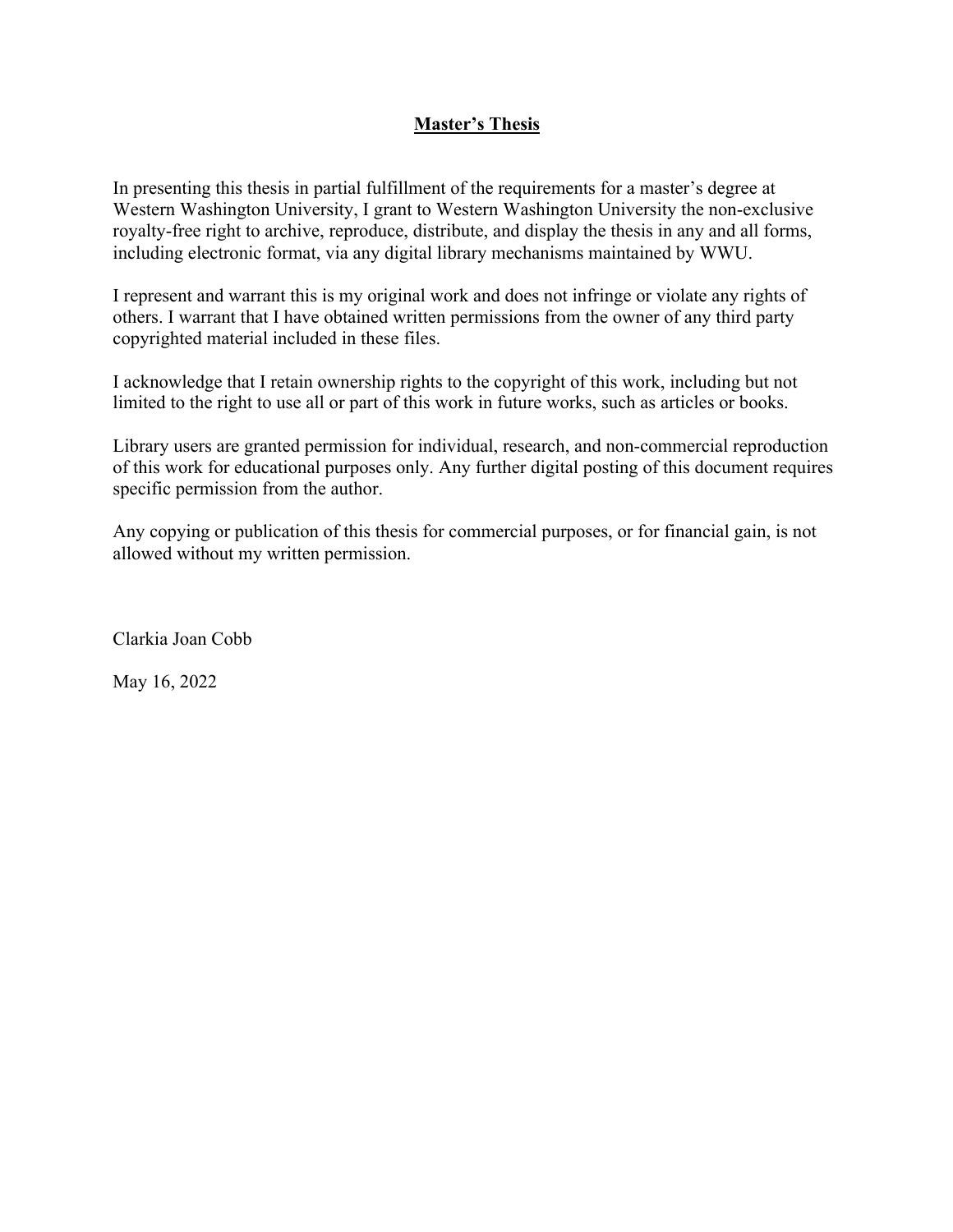## **Master's Thesis**

In presenting this thesis in partial fulfillment of the requirements for a master's degree at Western Washington University, I grant to Western Washington University the non-exclusive royalty-free right to archive, reproduce, distribute, and display the thesis in any and all forms, including electronic format, via any digital library mechanisms maintained by WWU.

I represent and warrant this is my original work and does not infringe or violate any rights of others. I warrant that I have obtained written permissions from the owner of any third party copyrighted material included in these files.

I acknowledge that I retain ownership rights to the copyright of this work, including but not limited to the right to use all or part of this work in future works, such as articles or books.

Library users are granted permission for individual, research, and non-commercial reproduction of this work for educational purposes only. Any further digital posting of this document requires specific permission from the author.

Any copying or publication of this thesis for commercial purposes, or for financial gain, is not allowed without my written permission.

Clarkia Joan Cobb

May 16, 2022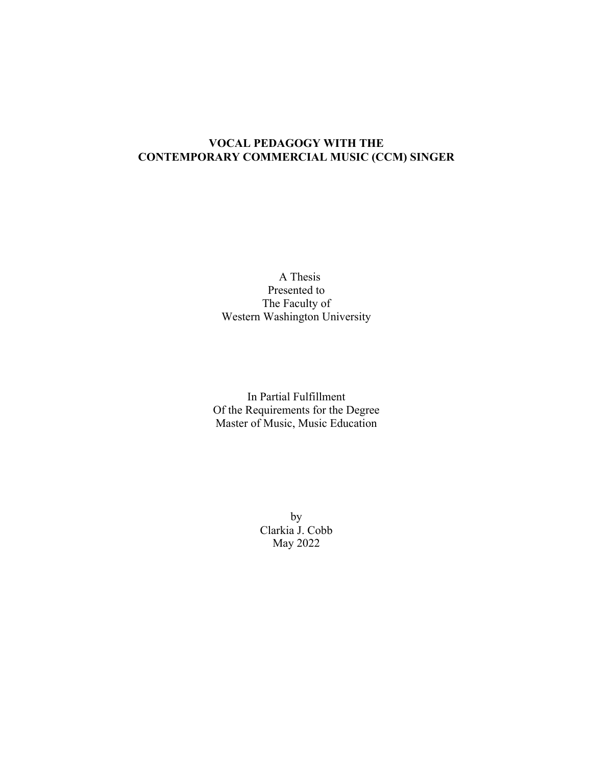**VOCAL PEDAGOGY WITH THE CONTEMPORARY COMMERCIAL MUSIC (CCM) SINGER**

A Thesis
Presented to
The Faculty of
Western Washington University

In Partial Fulfillment
Of the Requirements for the Degree
Master of Music, Music Education

by
Clarkia J. Cobb
May 2022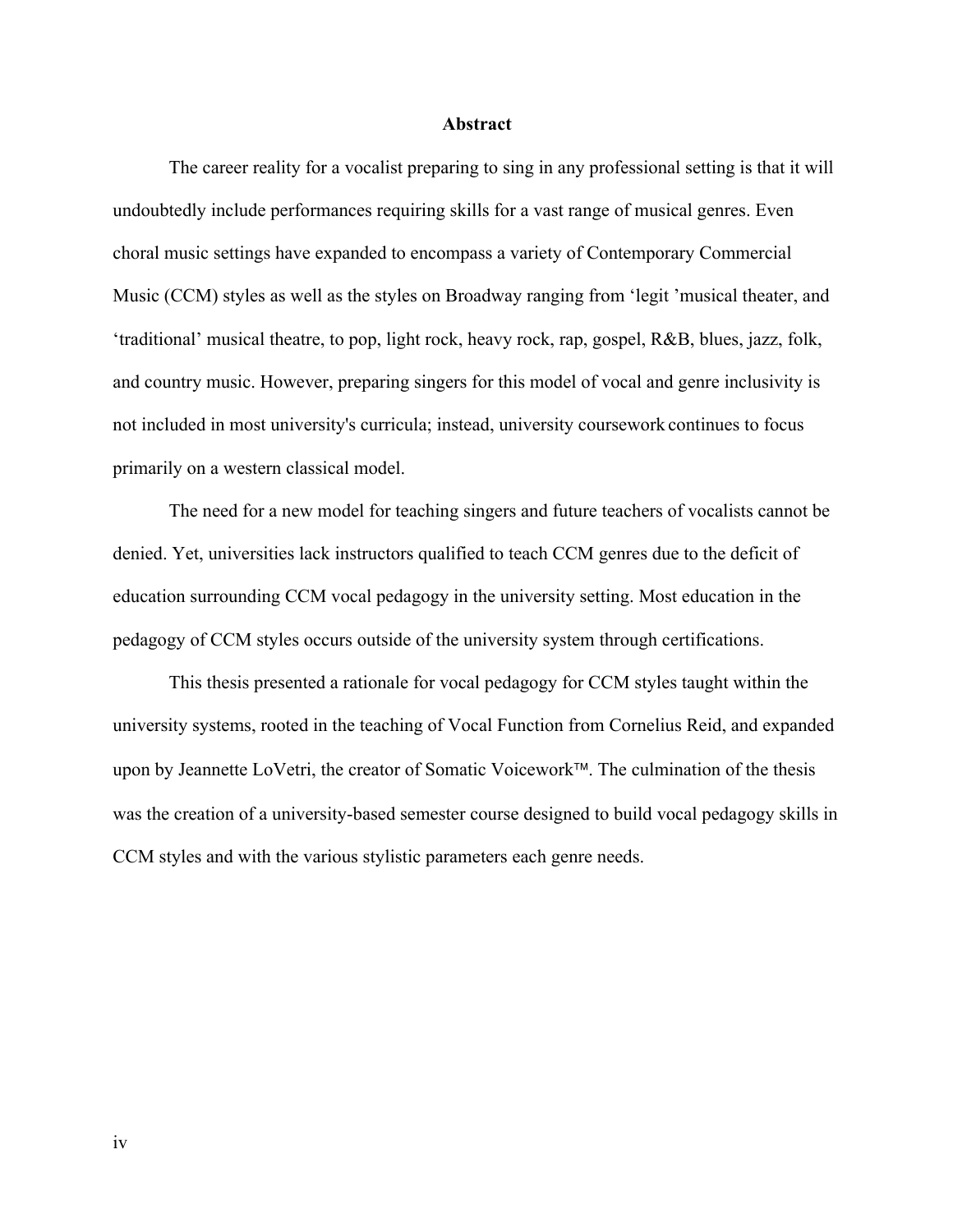## Abstract

The career reality for a vocalist preparing to sing in any professional setting is that it will undoubtedly include performances requiring skills for a vast range of musical genres. Even choral music settings have expanded to encompass a variety of Contemporary Commercial Music (CCM) styles as well as the styles on Broadway ranging from 'legit 'musical theater, and 'traditional' musical theatre, to pop, light rock, heavy rock, rap, gospel, R&B, blues, jazz, folk, and country music. However, preparing singers for this model of vocal and genre inclusivity is not included in most university's curricula; instead, university coursework continues to focus primarily on a western classical model.

The need for a new model for teaching singers and future teachers of vocalists cannot be denied. Yet, universities lack instructors qualified to teach CCM genres due to the deficit of education surrounding CCM vocal pedagogy in the university setting. Most education in the pedagogy of CCM styles occurs outside of the university system through certifications.

This thesis presented a rationale for vocal pedagogy for CCM styles taught within the university systems, rooted in the teaching of Vocal Function from Cornelius Reid, and expanded upon by Jeannette LoVetri, the creator of Somatic Voicework™. The culmination of the thesis was the creation of a university-based semester course designed to build vocal pedagogy skills in CCM styles and with the various stylistic parameters each genre needs.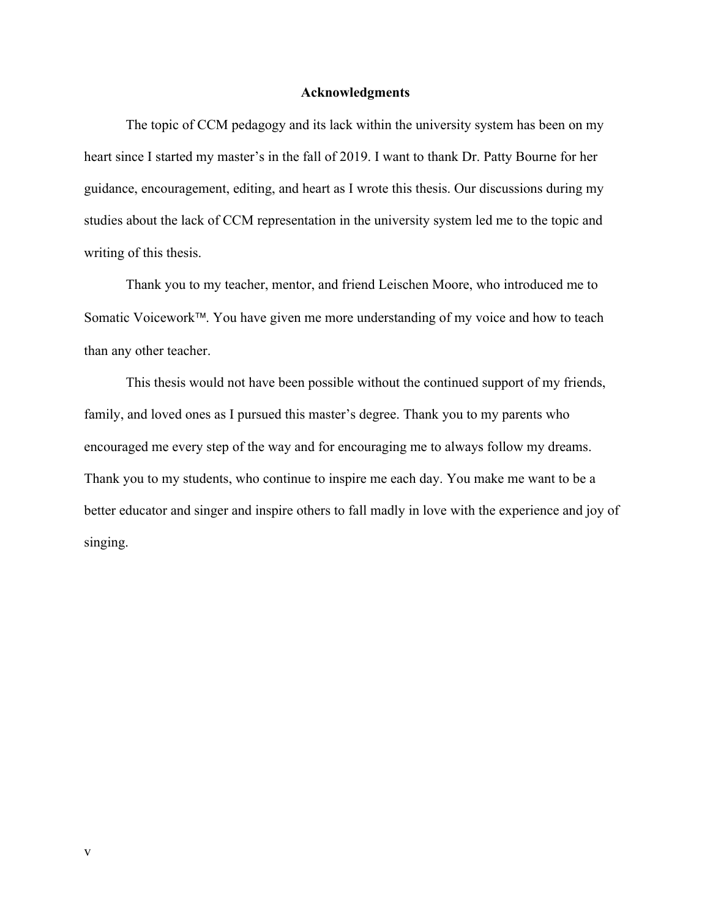## Acknowledgments

The topic of CCM pedagogy and its lack within the university system has been on my heart since I started my master's in the fall of 2019. I want to thank Dr. Patty Bourne for her guidance, encouragement, editing, and heart as I wrote this thesis. Our discussions during my studies about the lack of CCM representation in the university system led me to the topic and writing of this thesis.

Thank you to my teacher, mentor, and friend Leischen Moore, who introduced me to Somatic Voicework™. You have given me more understanding of my voice and how to teach than any other teacher.

This thesis would not have been possible without the continued support of my friends, family, and loved ones as I pursued this master's degree. Thank you to my parents who encouraged me every step of the way and for encouraging me to always follow my dreams. Thank you to my students, who continue to inspire me each day. You make me want to be a better educator and singer and inspire others to fall madly in love with the experience and joy of singing.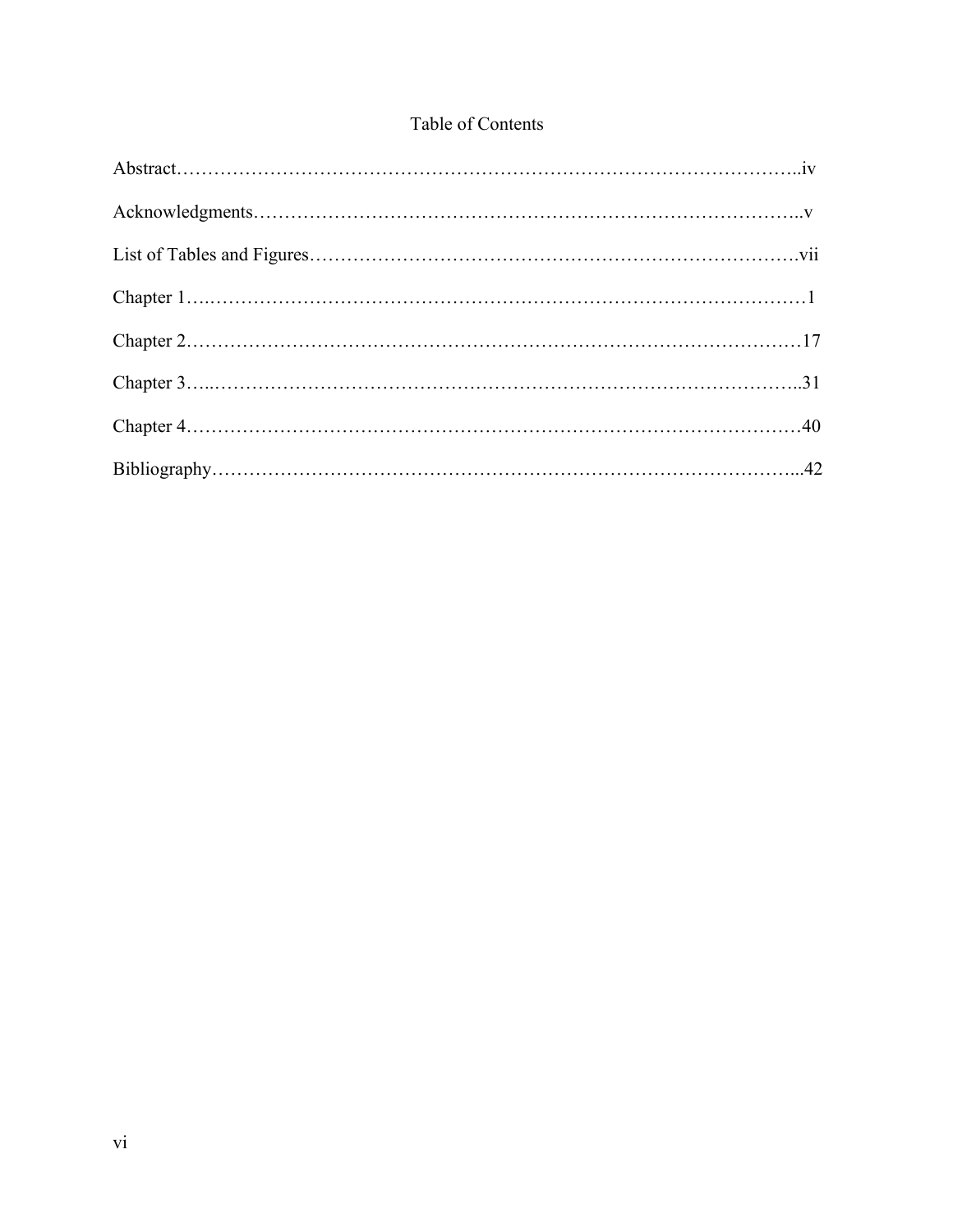# Table of Contents

Abstract……………………………………………………………………………………..iv

Acknowledgments…………………………………………………………………………..v

List of Tables and Figures………………………………………………………………….vii

Chapter 1…..…………………………………………………………………………………1

Chapter 2……………………………………………………………………………………17

Chapter 3…...………………………………………………………………………………..31

Chapter 4……………………………………………………………………………………40

Bibliography………………………………………………………………………………...42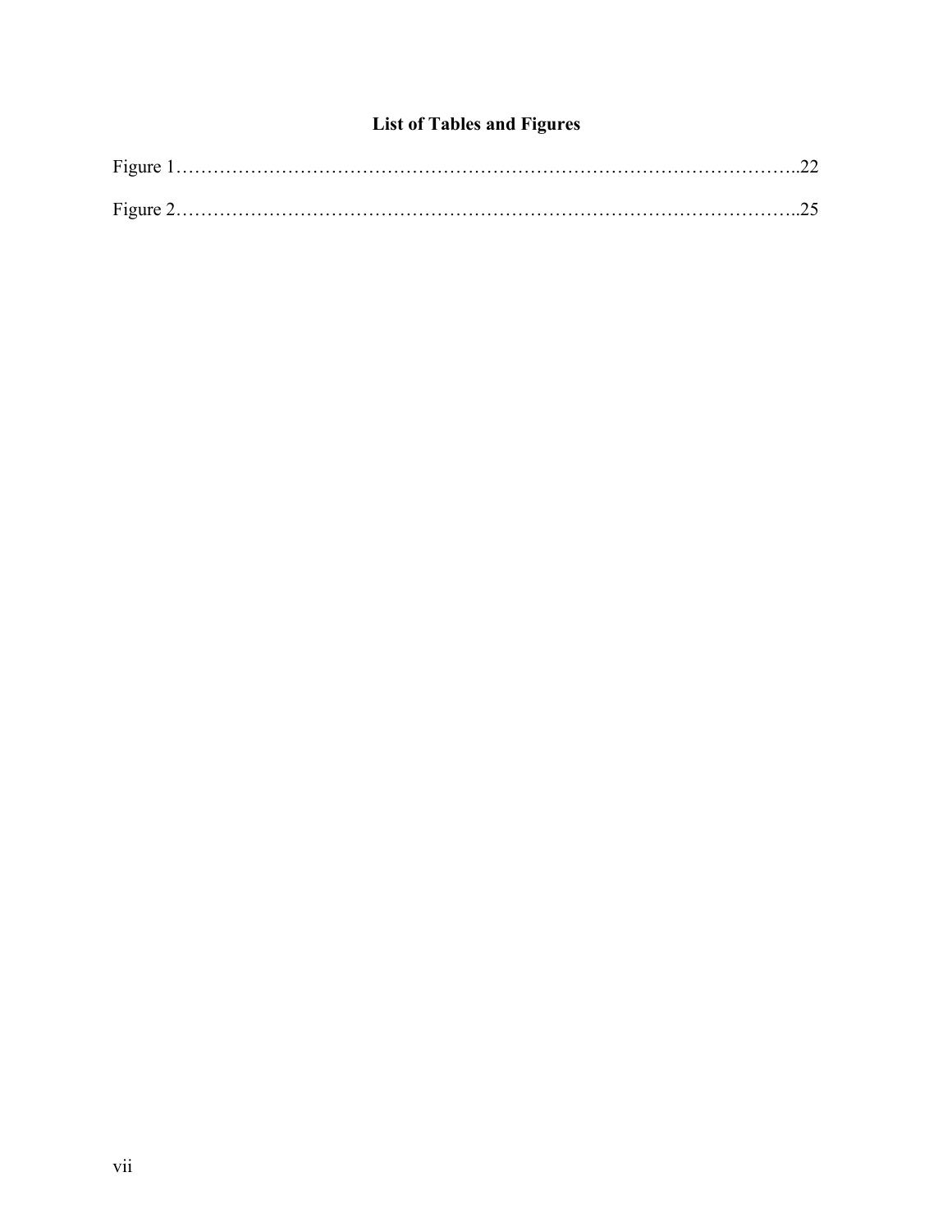# List of Tables and Figures

Figure 1……………………………………………………………………………………..22

Figure 2……………………………………………………………………………………..25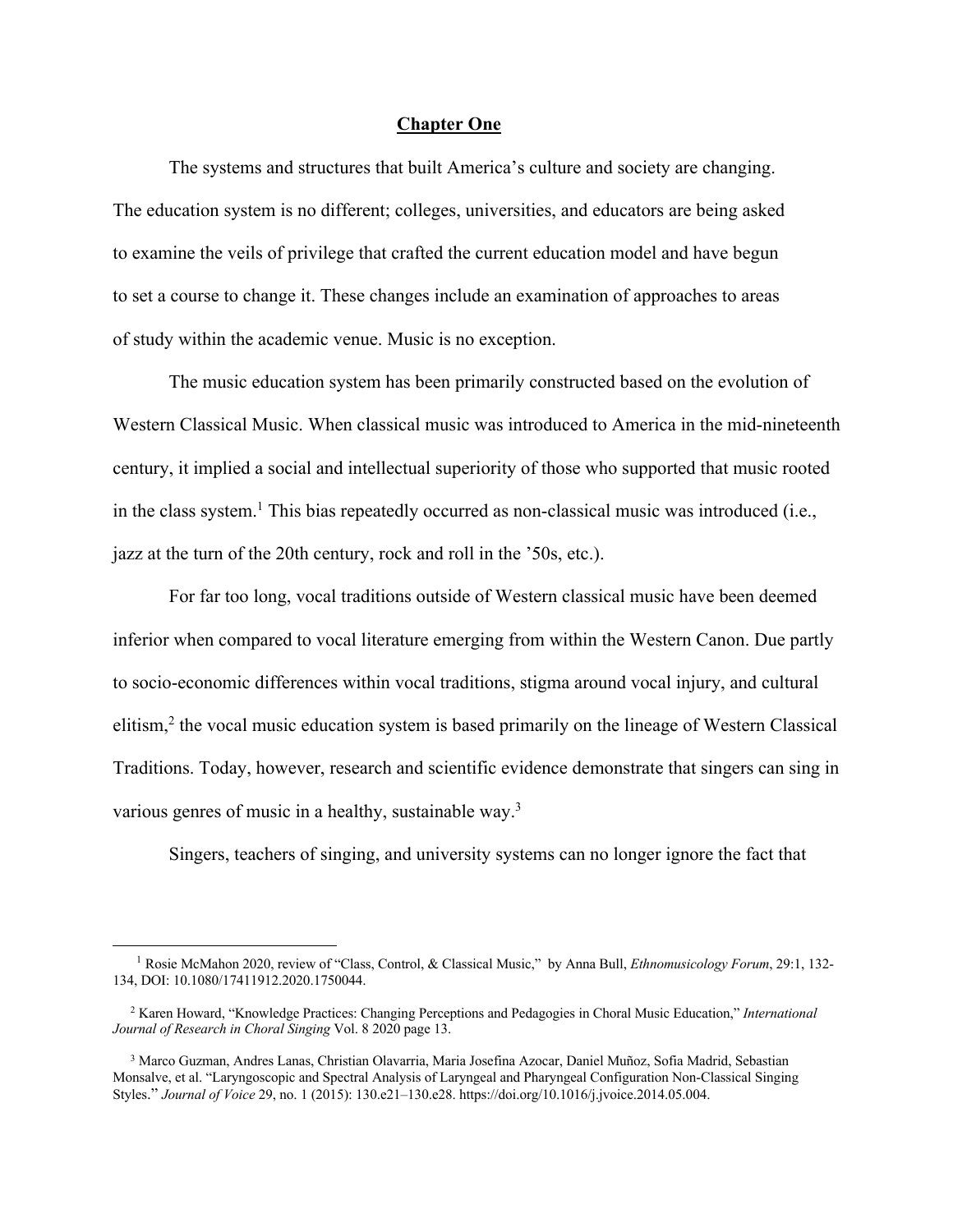# Chapter One

The systems and structures that built America's culture and society are changing. The education system is no different; colleges, universities, and educators are being asked to examine the veils of privilege that crafted the current education model and have begun to set a course to change it. These changes include an examination of approaches to areas of study within the academic venue. Music is no exception.

The music education system has been primarily constructed based on the evolution of Western Classical Music. When classical music was introduced to America in the mid-nineteenth century, it implied a social and intellectual superiority of those who supported that music rooted in the class system.[1] This bias repeatedly occurred as non-classical music was introduced (i.e., jazz at the turn of the 20th century, rock and roll in the '50s, etc.).

For far too long, vocal traditions outside of Western classical music have been deemed inferior when compared to vocal literature emerging from within the Western Canon. Due partly to socio-economic differences within vocal traditions, stigma around vocal injury, and cultural elitism,[2] the vocal music education system is based primarily on the lineage of Western Classical Traditions. Today, however, research and scientific evidence demonstrate that singers can sing in various genres of music in a healthy, sustainable way.[3]

Singers, teachers of singing, and university systems can no longer ignore the fact that

---

[1] Rosie McMahon 2020, review of "Class, Control, & Classical Music," by Anna Bull, *Ethnomusicology Forum*, 29:1, 132-134, DOI: 10.1080/17411912.2020.1750044.

[2] Karen Howard, "Knowledge Practices: Changing Perceptions and Pedagogies in Choral Music Education," *International Journal of Research in Choral Singing* Vol. 8 2020 page 13.

[3] Marco Guzman, Andres Lanas, Christian Olavarria, Maria Josefina Azocar, Daniel Muñoz, Sofia Madrid, Sebastian Monsalve, et al. "Laryngoscopic and Spectral Analysis of Laryngeal and Pharyngeal Configuration Non-Classical Singing Styles." *Journal of Voice* 29, no. 1 (2015): 130.e21–130.e28. https://doi.org/10.1016/j.jvoice.2014.05.004.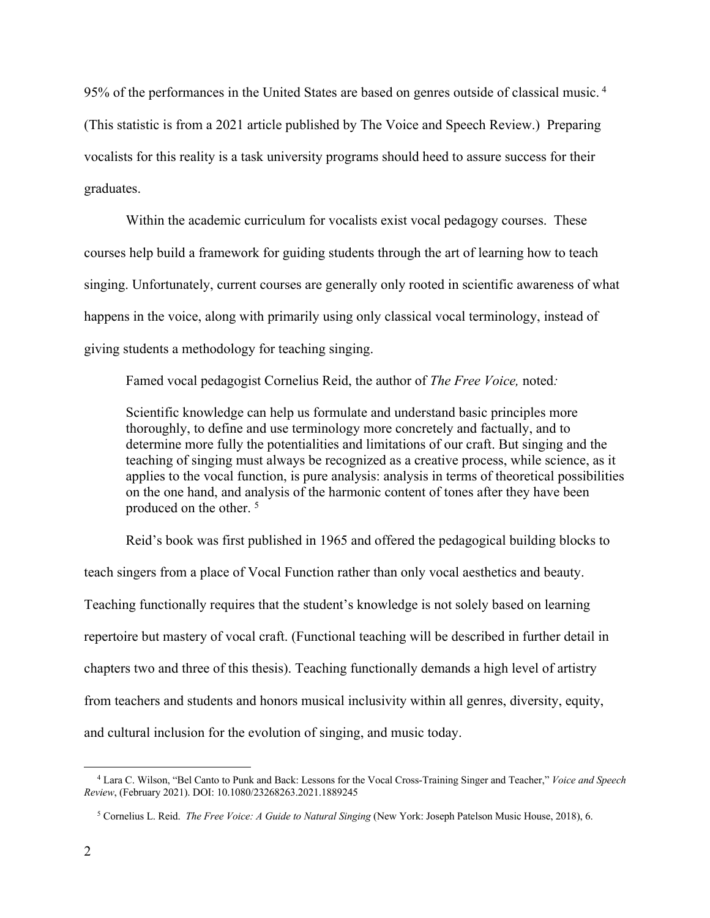95% of the performances in the United States are based on genres outside of classical music.[4] (This statistic is from a 2021 article published by The Voice and Speech Review.) Preparing vocalists for this reality is a task university programs should heed to assure success for their graduates.

Within the academic curriculum for vocalists exist vocal pedagogy courses. These courses help build a framework for guiding students through the art of learning how to teach singing. Unfortunately, current courses are generally only rooted in scientific awareness of what happens in the voice, along with primarily using only classical vocal terminology, instead of giving students a methodology for teaching singing.

Famed vocal pedagogist Cornelius Reid, the author of *The Free Voice,* noted*:*

> Scientific knowledge can help us formulate and understand basic principles more thoroughly, to define and use terminology more concretely and factually, and to determine more fully the potentialities and limitations of our craft. But singing and the teaching of singing must always be recognized as a creative process, while science, as it applies to the vocal function, is pure analysis: analysis in terms of theoretical possibilities on the one hand, and analysis of the harmonic content of tones after they have been produced on the other.[5]

Reid's book was first published in 1965 and offered the pedagogical building blocks to teach singers from a place of Vocal Function rather than only vocal aesthetics and beauty. Teaching functionally requires that the student's knowledge is not solely based on learning repertoire but mastery of vocal craft. (Functional teaching will be described in further detail in chapters two and three of this thesis). Teaching functionally demands a high level of artistry from teachers and students and honors musical inclusivity within all genres, diversity, equity, and cultural inclusion for the evolution of singing, and music today.

---

[4] Lara C. Wilson, "Bel Canto to Punk and Back: Lessons for the Vocal Cross-Training Singer and Teacher," *Voice and Speech Review*, (February 2021). DOI: 10.1080/23268263.2021.1889245

[5] Cornelius L. Reid. *The Free Voice: A Guide to Natural Singing* (New York: Joseph Patelson Music House, 2018), 6.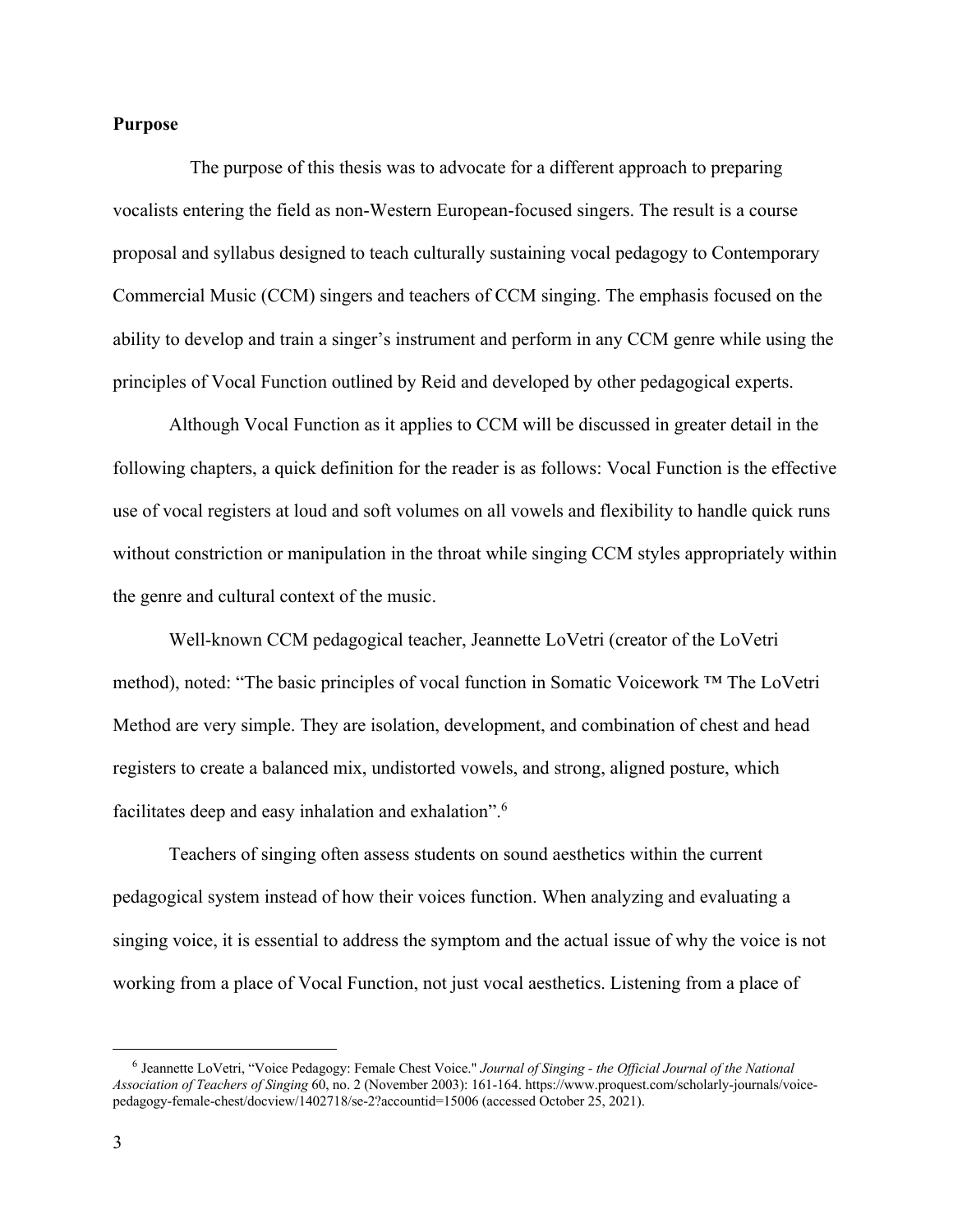**Purpose**

The purpose of this thesis was to advocate for a different approach to preparing vocalists entering the field as non-Western European-focused singers. The result is a course proposal and syllabus designed to teach culturally sustaining vocal pedagogy to Contemporary Commercial Music (CCM) singers and teachers of CCM singing. The emphasis focused on the ability to develop and train a singer's instrument and perform in any CCM genre while using the principles of Vocal Function outlined by Reid and developed by other pedagogical experts.

Although Vocal Function as it applies to CCM will be discussed in greater detail in the following chapters, a quick definition for the reader is as follows: Vocal Function is the effective use of vocal registers at loud and soft volumes on all vowels and flexibility to handle quick runs without constriction or manipulation in the throat while singing CCM styles appropriately within the genre and cultural context of the music.

Well-known CCM pedagogical teacher, Jeannette LoVetri (creator of the LoVetri method), noted: "The basic principles of vocal function in Somatic Voicework ™ The LoVetri Method are very simple. They are isolation, development, and combination of chest and head registers to create a balanced mix, undistorted vowels, and strong, aligned posture, which facilitates deep and easy inhalation and exhalation".[6]

Teachers of singing often assess students on sound aesthetics within the current pedagogical system instead of how their voices function. When analyzing and evaluating a singing voice, it is essential to address the symptom and the actual issue of why the voice is not working from a place of Vocal Function, not just vocal aesthetics. Listening from a place of

[6] Jeannette LoVetri, "Voice Pedagogy: Female Chest Voice." *Journal of Singing - the Official Journal of the National Association of Teachers of Singing* 60, no. 2 (November 2003): 161-164. https://www.proquest.com/scholarly-journals/voice-pedagogy-female-chest/docview/1402718/se-2?accountid=15006 (accessed October 25, 2021).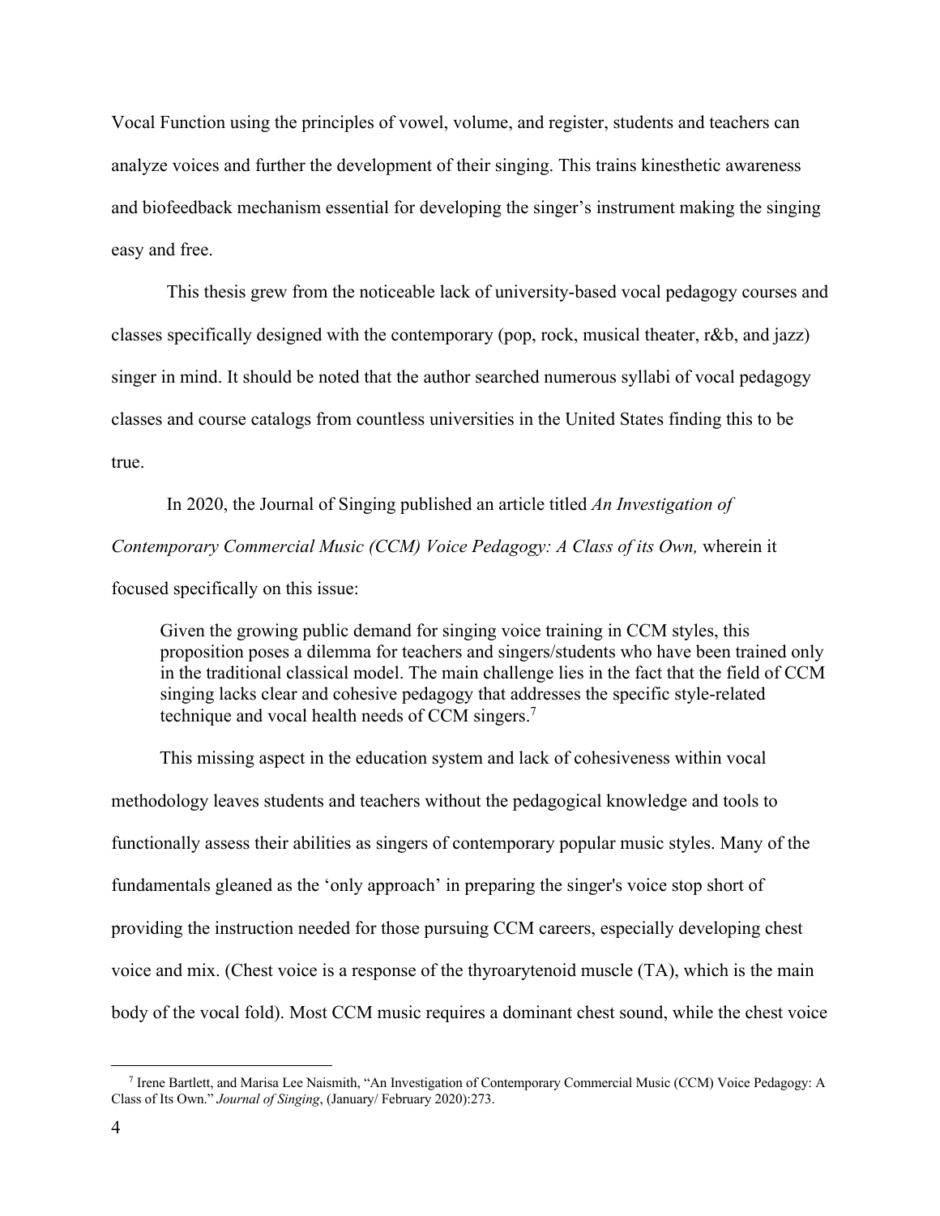Vocal Function using the principles of vowel, volume, and register, students and teachers can analyze voices and further the development of their singing. This trains kinesthetic awareness and biofeedback mechanism essential for developing the singer's instrument making the singing easy and free.

This thesis grew from the noticeable lack of university-based vocal pedagogy courses and classes specifically designed with the contemporary (pop, rock, musical theater, r&b, and jazz) singer in mind. It should be noted that the author searched numerous syllabi of vocal pedagogy classes and course catalogs from countless universities in the United States finding this to be true.

In 2020, the Journal of Singing published an article titled *An Investigation of Contemporary Commercial Music (CCM) Voice Pedagogy: A Class of its Own,* wherein it focused specifically on this issue:

> Given the growing public demand for singing voice training in CCM styles, this proposition poses a dilemma for teachers and singers/students who have been trained only in the traditional classical model. The main challenge lies in the fact that the field of CCM singing lacks clear and cohesive pedagogy that addresses the specific style-related technique and vocal health needs of CCM singers.[7]

This missing aspect in the education system and lack of cohesiveness within vocal methodology leaves students and teachers without the pedagogical knowledge and tools to functionally assess their abilities as singers of contemporary popular music styles. Many of the fundamentals gleaned as the 'only approach' in preparing the singer's voice stop short of providing the instruction needed for those pursuing CCM careers, especially developing chest voice and mix. (Chest voice is a response of the thyroarytenoid muscle (TA), which is the main body of the vocal fold). Most CCM music requires a dominant chest sound, while the chest voice

---

[7] Irene Bartlett, and Marisa Lee Naismith, "An Investigation of Contemporary Commercial Music (CCM) Voice Pedagogy: A Class of Its Own." *Journal of Singing*, (January/ February 2020):273.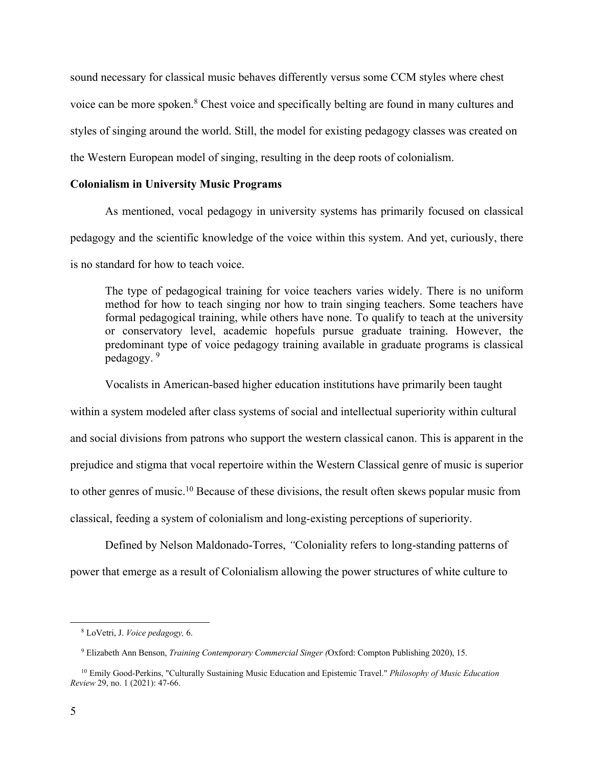sound necessary for classical music behaves differently versus some CCM styles where chest voice can be more spoken.[8] Chest voice and specifically belting are found in many cultures and styles of singing around the world. Still, the model for existing pedagogy classes was created on the Western European model of singing, resulting in the deep roots of colonialism.

**Colonialism in University Music Programs**

As mentioned, vocal pedagogy in university systems has primarily focused on classical pedagogy and the scientific knowledge of the voice within this system. And yet, curiously, there is no standard for how to teach voice.

> The type of pedagogical training for voice teachers varies widely. There is no uniform method for how to teach singing nor how to train singing teachers. Some teachers have formal pedagogical training, while others have none. To qualify to teach at the university or conservatory level, academic hopefuls pursue graduate training. However, the predominant type of voice pedagogy training available in graduate programs is classical pedagogy. [9]

Vocalists in American-based higher education institutions have primarily been taught within a system modeled after class systems of social and intellectual superiority within cultural and social divisions from patrons who support the western classical canon. This is apparent in the prejudice and stigma that vocal repertoire within the Western Classical genre of music is superior to other genres of music.[10] Because of these divisions, the result often skews popular music from classical, feeding a system of colonialism and long-existing perceptions of superiority.

Defined by Nelson Maldonado-Torres, *"*Coloniality refers to long-standing patterns of power that emerge as a result of Colonialism allowing the power structures of white culture to

---

[8] LoVetri, J. *Voice pedagogy,* 6.

[9] Elizabeth Ann Benson, *Training Contemporary Commercial Singer (*Oxford: Compton Publishing 2020), 15.

[10] Emily Good-Perkins, "Culturally Sustaining Music Education and Epistemic Travel." *Philosophy of Music Education Review* 29, no. 1 (2021): 47-66.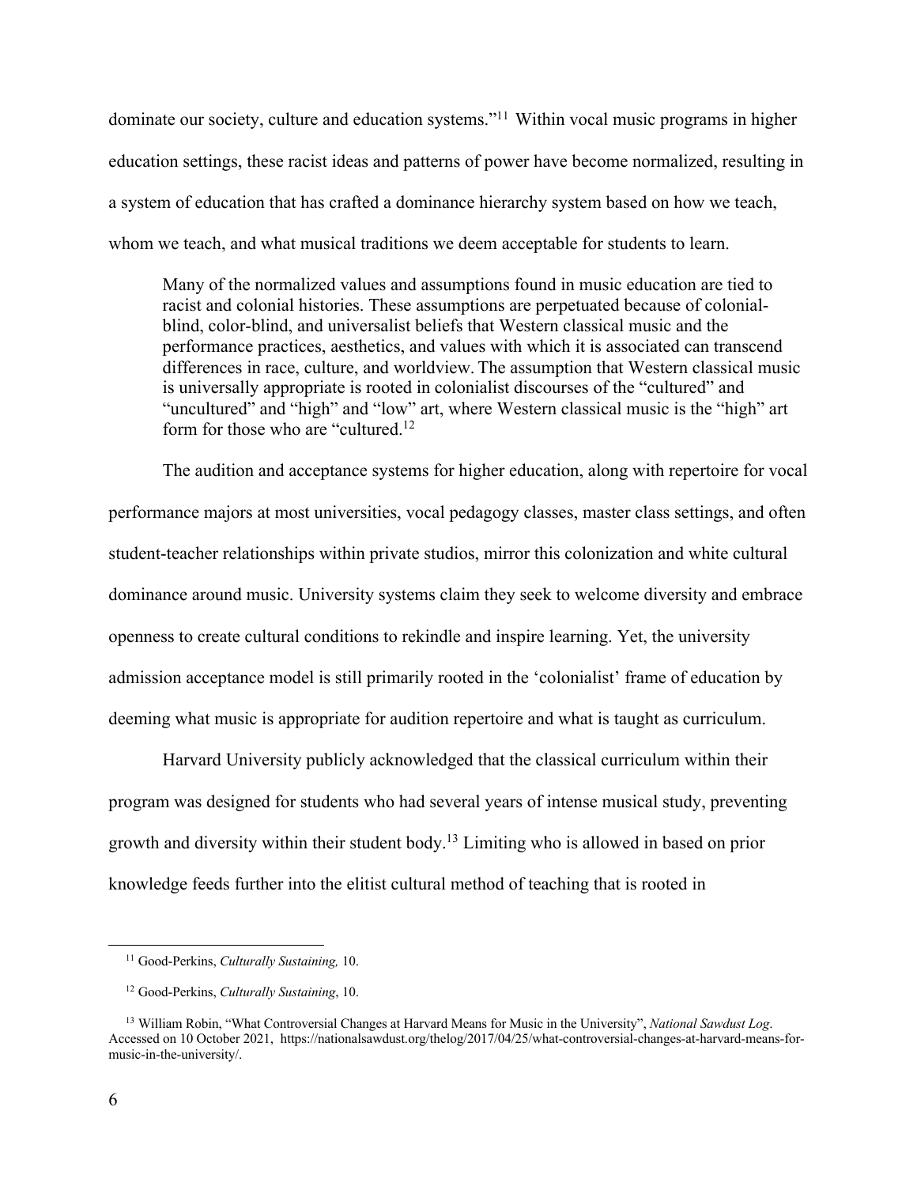dominate our society, culture and education systems."[11] Within vocal music programs in higher education settings, these racist ideas and patterns of power have become normalized, resulting in a system of education that has crafted a dominance hierarchy system based on how we teach, whom we teach, and what musical traditions we deem acceptable for students to learn.

> Many of the normalized values and assumptions found in music education are tied to racist and colonial histories. These assumptions are perpetuated because of colonial-blind, color-blind, and universalist beliefs that Western classical music and the performance practices, aesthetics, and values with which it is associated can transcend differences in race, culture, and worldview. The assumption that Western classical music is universally appropriate is rooted in colonialist discourses of the "cultured" and "uncultured" and "high" and "low" art, where Western classical music is the "high" art form for those who are "cultured.[12]

The audition and acceptance systems for higher education, along with repertoire for vocal performance majors at most universities, vocal pedagogy classes, master class settings, and often student-teacher relationships within private studios, mirror this colonization and white cultural dominance around music. University systems claim they seek to welcome diversity and embrace openness to create cultural conditions to rekindle and inspire learning. Yet, the university admission acceptance model is still primarily rooted in the 'colonialist' frame of education by deeming what music is appropriate for audition repertoire and what is taught as curriculum.

Harvard University publicly acknowledged that the classical curriculum within their program was designed for students who had several years of intense musical study, preventing growth and diversity within their student body.[13] Limiting who is allowed in based on prior knowledge feeds further into the elitist cultural method of teaching that is rooted in

---

[11] Good-Perkins, *Culturally Sustaining,* 10.

[12] Good-Perkins, *Culturally Sustaining*, 10.

[13] William Robin, "What Controversial Changes at Harvard Means for Music in the University", *National Sawdust Log*. Accessed on 10 October 2021, https://nationalsawdust.org/thelog/2017/04/25/what-controversial-changes-at-harvard-means-for-music-in-the-university/.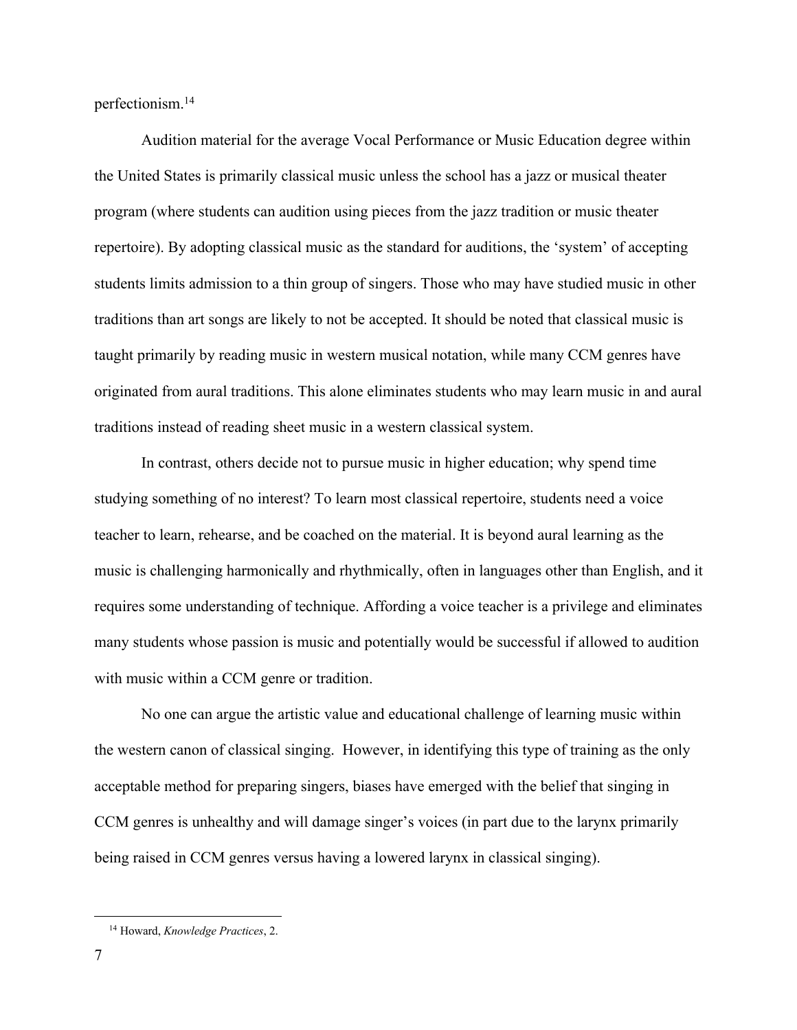perfectionism.[14]

Audition material for the average Vocal Performance or Music Education degree within the United States is primarily classical music unless the school has a jazz or musical theater program (where students can audition using pieces from the jazz tradition or music theater repertoire). By adopting classical music as the standard for auditions, the 'system' of accepting students limits admission to a thin group of singers. Those who may have studied music in other traditions than art songs are likely to not be accepted. It should be noted that classical music is taught primarily by reading music in western musical notation, while many CCM genres have originated from aural traditions. This alone eliminates students who may learn music in and aural traditions instead of reading sheet music in a western classical system.

In contrast, others decide not to pursue music in higher education; why spend time studying something of no interest? To learn most classical repertoire, students need a voice teacher to learn, rehearse, and be coached on the material. It is beyond aural learning as the music is challenging harmonically and rhythmically, often in languages other than English, and it requires some understanding of technique. Affording a voice teacher is a privilege and eliminates many students whose passion is music and potentially would be successful if allowed to audition with music within a CCM genre or tradition.

No one can argue the artistic value and educational challenge of learning music within the western canon of classical singing. However, in identifying this type of training as the only acceptable method for preparing singers, biases have emerged with the belief that singing in CCM genres is unhealthy and will damage singer's voices (in part due to the larynx primarily being raised in CCM genres versus having a lowered larynx in classical singing).

---

[14] Howard, *Knowledge Practices*, 2.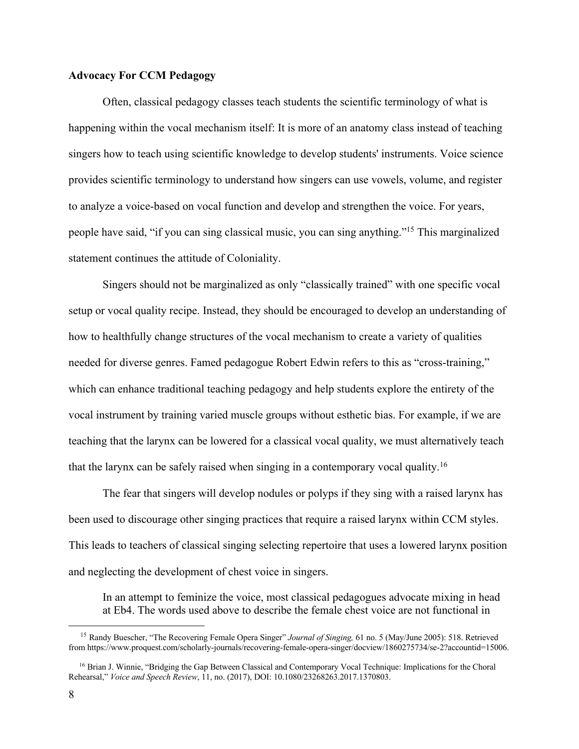**Advocacy For CCM Pedagogy**

Often, classical pedagogy classes teach students the scientific terminology of what is happening within the vocal mechanism itself: It is more of an anatomy class instead of teaching singers how to teach using scientific knowledge to develop students' instruments. Voice science provides scientific terminology to understand how singers can use vowels, volume, and register to analyze a voice-based on vocal function and develop and strengthen the voice. For years, people have said, "if you can sing classical music, you can sing anything."[15] This marginalized statement continues the attitude of Coloniality.

Singers should not be marginalized as only "classically trained" with one specific vocal setup or vocal quality recipe. Instead, they should be encouraged to develop an understanding of how to healthfully change structures of the vocal mechanism to create a variety of qualities needed for diverse genres. Famed pedagogue Robert Edwin refers to this as "cross-training," which can enhance traditional teaching pedagogy and help students explore the entirety of the vocal instrument by training varied muscle groups without esthetic bias. For example, if we are teaching that the larynx can be lowered for a classical vocal quality, we must alternatively teach that the larynx can be safely raised when singing in a contemporary vocal quality.[16]

The fear that singers will develop nodules or polyps if they sing with a raised larynx has been used to discourage other singing practices that require a raised larynx within CCM styles. This leads to teachers of classical singing selecting repertoire that uses a lowered larynx position and neglecting the development of chest voice in singers.

> In an attempt to feminize the voice, most classical pedagogues advocate mixing in head at Eb4. The words used above to describe the female chest voice are not functional in

---

[15] Randy Buescher, "The Recovering Female Opera Singer" *Journal of Singing,* 61 no. 5 (May/June 2005): 518. Retrieved from https://www.proquest.com/scholarly-journals/recovering-female-opera-singer/docview/1860275734/se-2?accountid=15006.

[16] Brian J. Winnie, "Bridging the Gap Between Classical and Contemporary Vocal Technique: Implications for the Choral Rehearsal," *Voice and Speech Review*, 11, no. (2017), DOI: 10.1080/23268263.2017.1370803.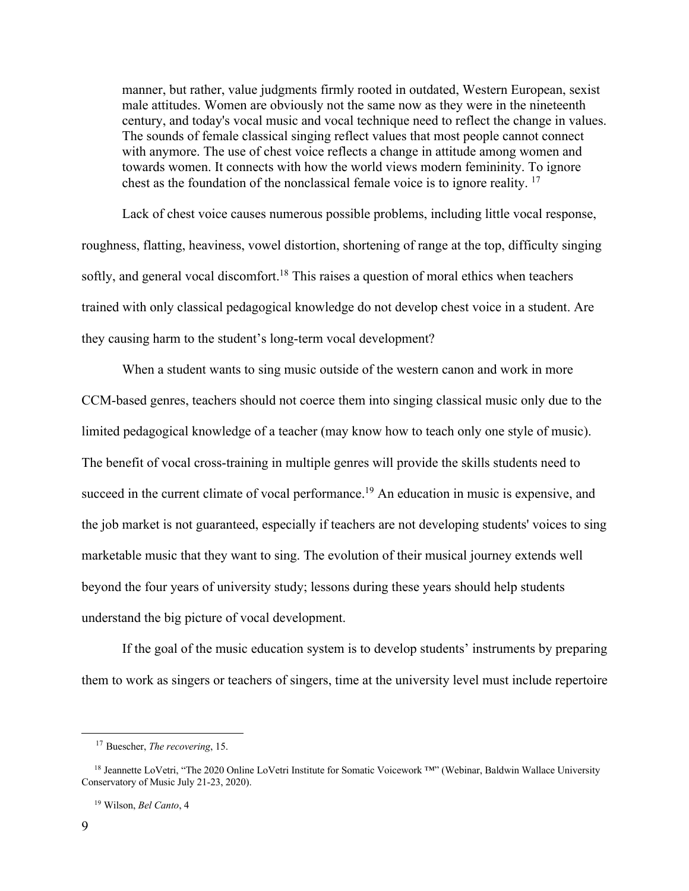> manner, but rather, value judgments firmly rooted in outdated, Western European, sexist male attitudes. Women are obviously not the same now as they were in the nineteenth century, and today's vocal music and vocal technique need to reflect the change in values. The sounds of female classical singing reflect values that most people cannot connect with anymore. The use of chest voice reflects a change in attitude among women and towards women. It connects with how the world views modern femininity. To ignore chest as the foundation of the nonclassical female voice is to ignore reality. [17]

Lack of chest voice causes numerous possible problems, including little vocal response, roughness, flatting, heaviness, vowel distortion, shortening of range at the top, difficulty singing softly, and general vocal discomfort.[18] This raises a question of moral ethics when teachers trained with only classical pedagogical knowledge do not develop chest voice in a student. Are they causing harm to the student's long-term vocal development?

When a student wants to sing music outside of the western canon and work in more CCM-based genres, teachers should not coerce them into singing classical music only due to the limited pedagogical knowledge of a teacher (may know how to teach only one style of music). The benefit of vocal cross-training in multiple genres will provide the skills students need to succeed in the current climate of vocal performance.[19] An education in music is expensive, and the job market is not guaranteed, especially if teachers are not developing students' voices to sing marketable music that they want to sing. The evolution of their musical journey extends well beyond the four years of university study; lessons during these years should help students understand the big picture of vocal development.

If the goal of the music education system is to develop students' instruments by preparing them to work as singers or teachers of singers, time at the university level must include repertoire

---

[17] Buescher, *The recovering*, 15.

[18] Jeannette LoVetri, "The 2020 Online LoVetri Institute for Somatic Voicework ™" (Webinar, Baldwin Wallace University Conservatory of Music July 21-23, 2020).

[19] Wilson, *Bel Canto*, 4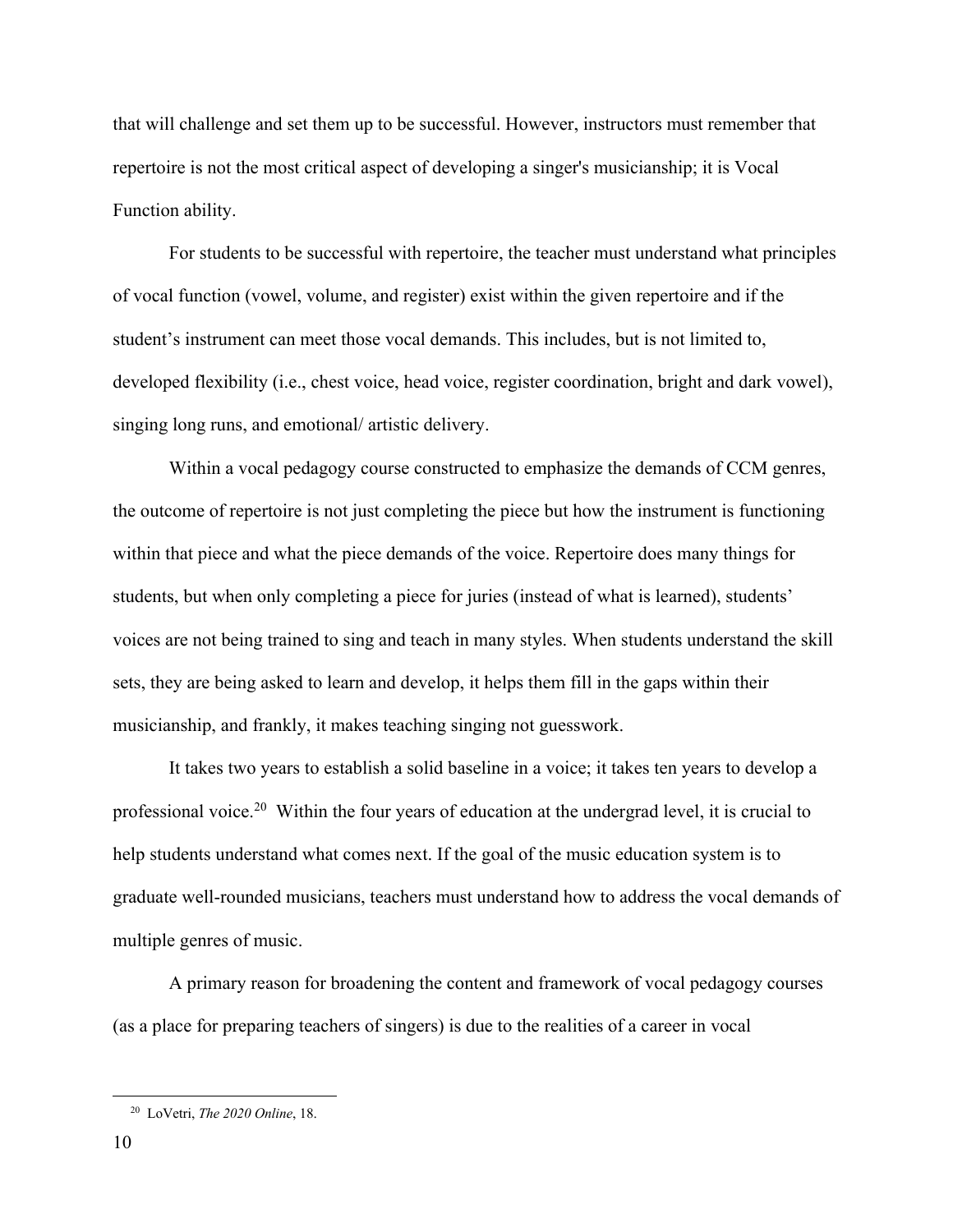that will challenge and set them up to be successful. However, instructors must remember that repertoire is not the most critical aspect of developing a singer's musicianship; it is Vocal Function ability.

For students to be successful with repertoire, the teacher must understand what principles of vocal function (vowel, volume, and register) exist within the given repertoire and if the student's instrument can meet those vocal demands. This includes, but is not limited to, developed flexibility (i.e., chest voice, head voice, register coordination, bright and dark vowel), singing long runs, and emotional/ artistic delivery.

Within a vocal pedagogy course constructed to emphasize the demands of CCM genres, the outcome of repertoire is not just completing the piece but how the instrument is functioning within that piece and what the piece demands of the voice. Repertoire does many things for students, but when only completing a piece for juries (instead of what is learned), students' voices are not being trained to sing and teach in many styles. When students understand the skill sets, they are being asked to learn and develop, it helps them fill in the gaps within their musicianship, and frankly, it makes teaching singing not guesswork.

It takes two years to establish a solid baseline in a voice; it takes ten years to develop a professional voice.[20] Within the four years of education at the undergrad level, it is crucial to help students understand what comes next. If the goal of the music education system is to graduate well-rounded musicians, teachers must understand how to address the vocal demands of multiple genres of music.

A primary reason for broadening the content and framework of vocal pedagogy courses (as a place for preparing teachers of singers) is due to the realities of a career in vocal

---

[20] LoVetri, *The 2020 Online*, 18.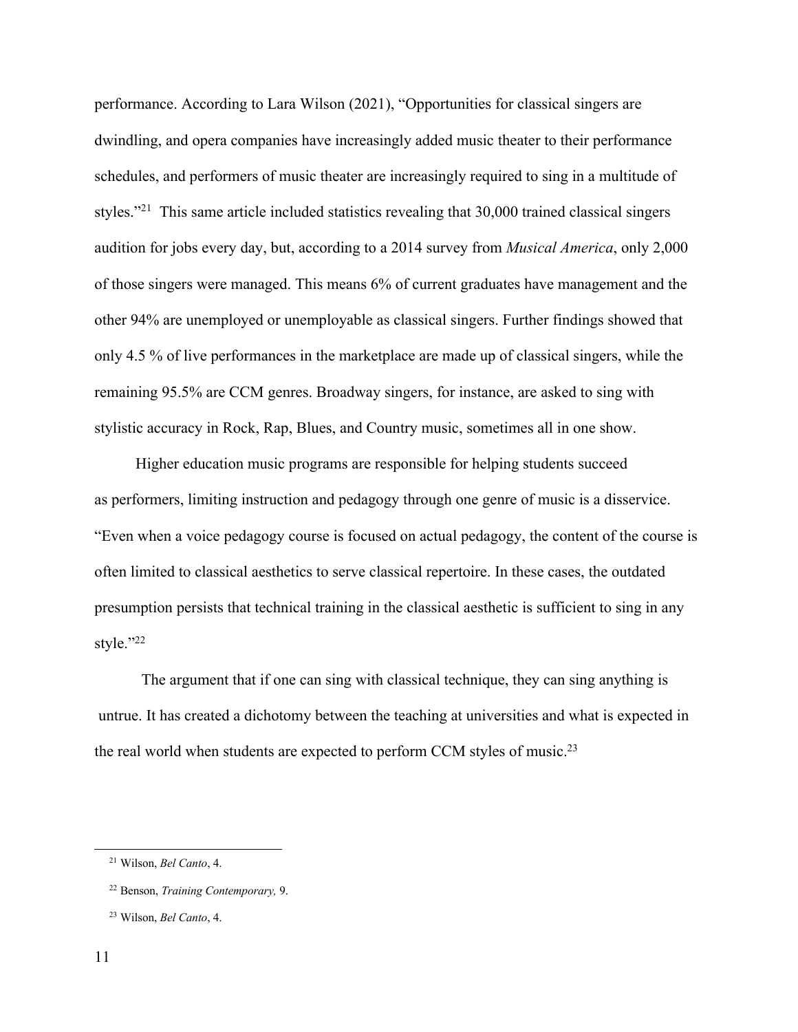performance. According to Lara Wilson (2021), “Opportunities for classical singers are dwindling, and opera companies have increasingly added music theater to their performance schedules, and performers of music theater are increasingly required to sing in a multitude of styles.”[21] This same article included statistics revealing that 30,000 trained classical singers audition for jobs every day, but, according to a 2014 survey from *Musical America*, only 2,000 of those singers were managed. This means 6% of current graduates have management and the other 94% are unemployed or unemployable as classical singers. Further findings showed that only 4.5 % of live performances in the marketplace are made up of classical singers, while the remaining 95.5% are CCM genres. Broadway singers, for instance, are asked to sing with stylistic accuracy in Rock, Rap, Blues, and Country music, sometimes all in one show.

Higher education music programs are responsible for helping students succeed as performers, limiting instruction and pedagogy through one genre of music is a disservice. “Even when a voice pedagogy course is focused on actual pedagogy, the content of the course is often limited to classical aesthetics to serve classical repertoire. In these cases, the outdated presumption persists that technical training in the classical aesthetic is sufficient to sing in any style.”[22]

The argument that if one can sing with classical technique, they can sing anything is untrue. It has created a dichotomy between the teaching at universities and what is expected in the real world when students are expected to perform CCM styles of music.[23]

---

[21] Wilson, *Bel Canto*, 4.

[22] Benson, *Training Contemporary,* 9.

[23] Wilson, *Bel Canto*, 4.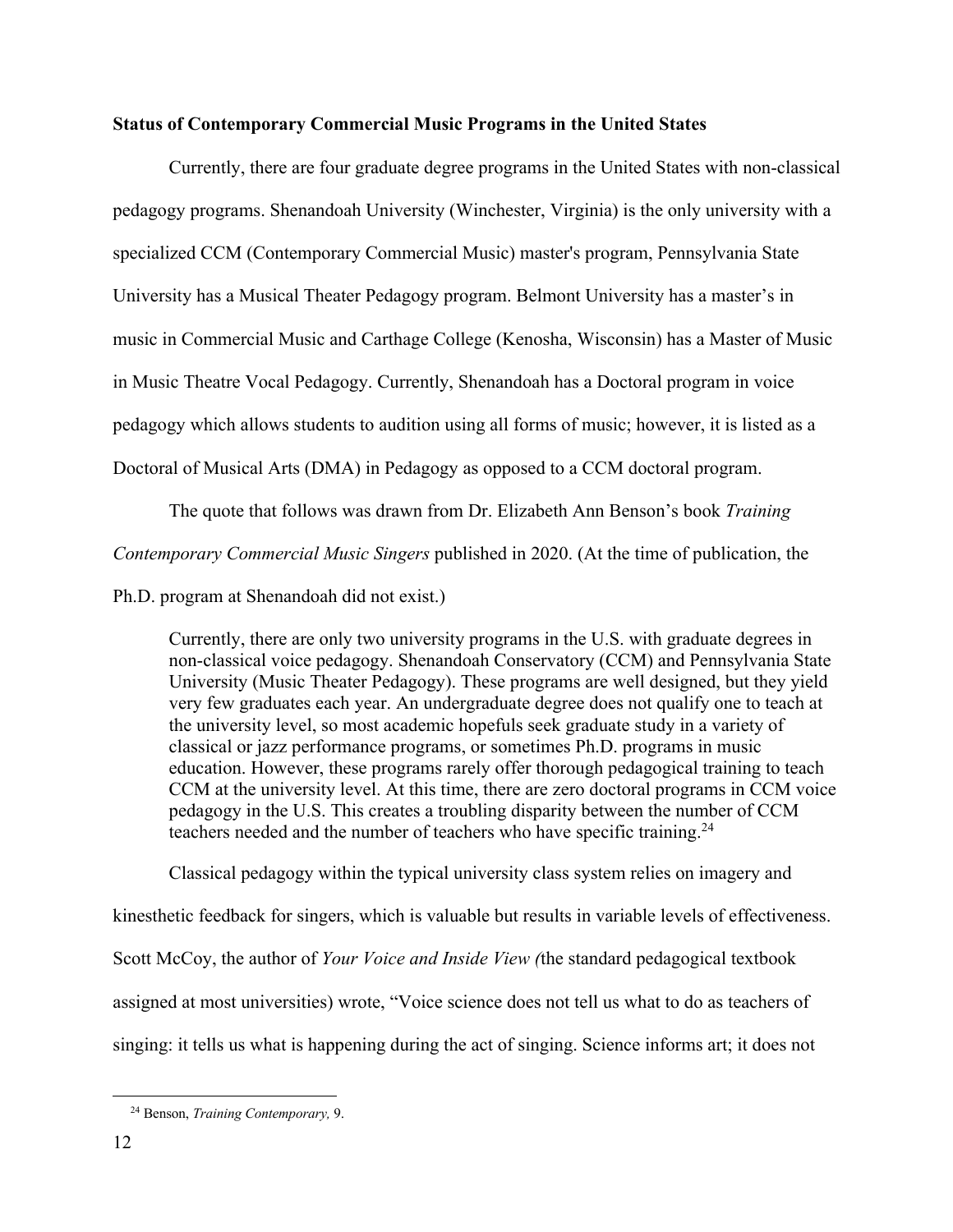**Status of Contemporary Commercial Music Programs in the United States**

Currently, there are four graduate degree programs in the United States with non-classical pedagogy programs. Shenandoah University (Winchester, Virginia) is the only university with a specialized CCM (Contemporary Commercial Music) master's program, Pennsylvania State University has a Musical Theater Pedagogy program. Belmont University has a master's in music in Commercial Music and Carthage College (Kenosha, Wisconsin) has a Master of Music in Music Theatre Vocal Pedagogy. Currently, Shenandoah has a Doctoral program in voice pedagogy which allows students to audition using all forms of music; however, it is listed as a Doctoral of Musical Arts (DMA) in Pedagogy as opposed to a CCM doctoral program.

The quote that follows was drawn from Dr. Elizabeth Ann Benson's book *Training Contemporary Commercial Music Singers* published in 2020. (At the time of publication, the Ph.D. program at Shenandoah did not exist.)

> Currently, there are only two university programs in the U.S. with graduate degrees in non-classical voice pedagogy. Shenandoah Conservatory (CCM) and Pennsylvania State University (Music Theater Pedagogy). These programs are well designed, but they yield very few graduates each year. An undergraduate degree does not qualify one to teach at the university level, so most academic hopefuls seek graduate study in a variety of classical or jazz performance programs, or sometimes Ph.D. programs in music education. However, these programs rarely offer thorough pedagogical training to teach CCM at the university level. At this time, there are zero doctoral programs in CCM voice pedagogy in the U.S. This creates a troubling disparity between the number of CCM teachers needed and the number of teachers who have specific training.[24]

Classical pedagogy within the typical university class system relies on imagery and kinesthetic feedback for singers, which is valuable but results in variable levels of effectiveness. Scott McCoy, the author of *Your Voice and Inside View (*the standard pedagogical textbook assigned at most universities) wrote, "Voice science does not tell us what to do as teachers of singing: it tells us what is happening during the act of singing. Science informs art; it does not

[24] Benson, *Training Contemporary,* 9.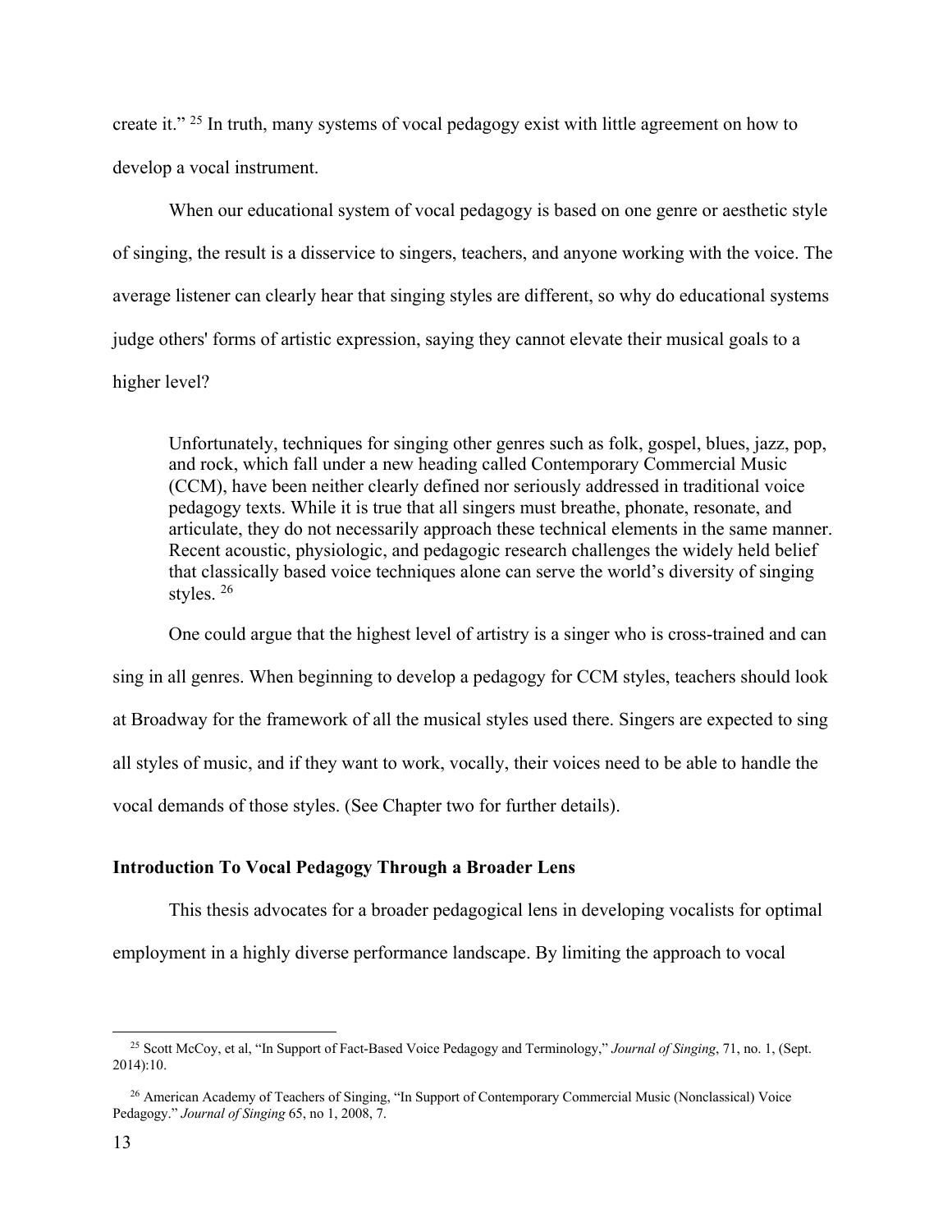create it."[25] In truth, many systems of vocal pedagogy exist with little agreement on how to develop a vocal instrument.

When our educational system of vocal pedagogy is based on one genre or aesthetic style of singing, the result is a disservice to singers, teachers, and anyone working with the voice. The average listener can clearly hear that singing styles are different, so why do educational systems judge others' forms of artistic expression, saying they cannot elevate their musical goals to a higher level?

> Unfortunately, techniques for singing other genres such as folk, gospel, blues, jazz, pop, and rock, which fall under a new heading called Contemporary Commercial Music (CCM), have been neither clearly defined nor seriously addressed in traditional voice pedagogy texts. While it is true that all singers must breathe, phonate, resonate, and articulate, they do not necessarily approach these technical elements in the same manner. Recent acoustic, physiologic, and pedagogic research challenges the widely held belief that classically based voice techniques alone can serve the world's diversity of singing styles.[26]

One could argue that the highest level of artistry is a singer who is cross-trained and can sing in all genres. When beginning to develop a pedagogy for CCM styles, teachers should look at Broadway for the framework of all the musical styles used there. Singers are expected to sing all styles of music, and if they want to work, vocally, their voices need to be able to handle the vocal demands of those styles. (See Chapter two for further details).

**Introduction To Vocal Pedagogy Through a Broader Lens**

This thesis advocates for a broader pedagogical lens in developing vocalists for optimal employment in a highly diverse performance landscape. By limiting the approach to vocal

---

[25] Scott McCoy, et al, "In Support of Fact-Based Voice Pedagogy and Terminology," *Journal of Singing*, 71, no. 1, (Sept. 2014):10.

[26] American Academy of Teachers of Singing, "In Support of Contemporary Commercial Music (Nonclassical) Voice Pedagogy." *Journal of Singing* 65, no 1, 2008, 7.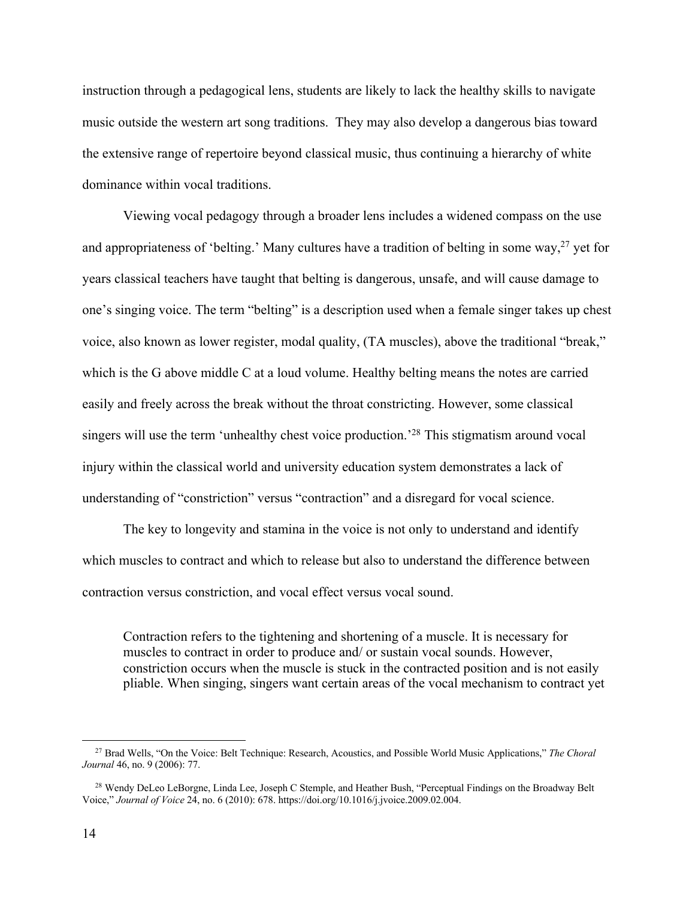instruction through a pedagogical lens, students are likely to lack the healthy skills to navigate music outside the western art song traditions. They may also develop a dangerous bias toward the extensive range of repertoire beyond classical music, thus continuing a hierarchy of white dominance within vocal traditions.

Viewing vocal pedagogy through a broader lens includes a widened compass on the use and appropriateness of 'belting.' Many cultures have a tradition of belting in some way,[27] yet for years classical teachers have taught that belting is dangerous, unsafe, and will cause damage to one's singing voice. The term "belting" is a description used when a female singer takes up chest voice, also known as lower register, modal quality, (TA muscles), above the traditional "break," which is the G above middle C at a loud volume. Healthy belting means the notes are carried easily and freely across the break without the throat constricting. However, some classical singers will use the term 'unhealthy chest voice production.'[28] This stigmatism around vocal injury within the classical world and university education system demonstrates a lack of understanding of "constriction" versus "contraction" and a disregard for vocal science.

The key to longevity and stamina in the voice is not only to understand and identify which muscles to contract and which to release but also to understand the difference between contraction versus constriction, and vocal effect versus vocal sound.

> Contraction refers to the tightening and shortening of a muscle. It is necessary for muscles to contract in order to produce and/ or sustain vocal sounds. However, constriction occurs when the muscle is stuck in the contracted position and is not easily pliable. When singing, singers want certain areas of the vocal mechanism to contract yet

[27] Brad Wells, "On the Voice: Belt Technique: Research, Acoustics, and Possible World Music Applications," *The Choral Journal* 46, no. 9 (2006): 77.

[28] Wendy DeLeo LeBorgne, Linda Lee, Joseph C Stemple, and Heather Bush, "Perceptual Findings on the Broadway Belt Voice," *Journal of Voice* 24, no. 6 (2010): 678. https://doi.org/10.1016/j.jvoice.2009.02.004.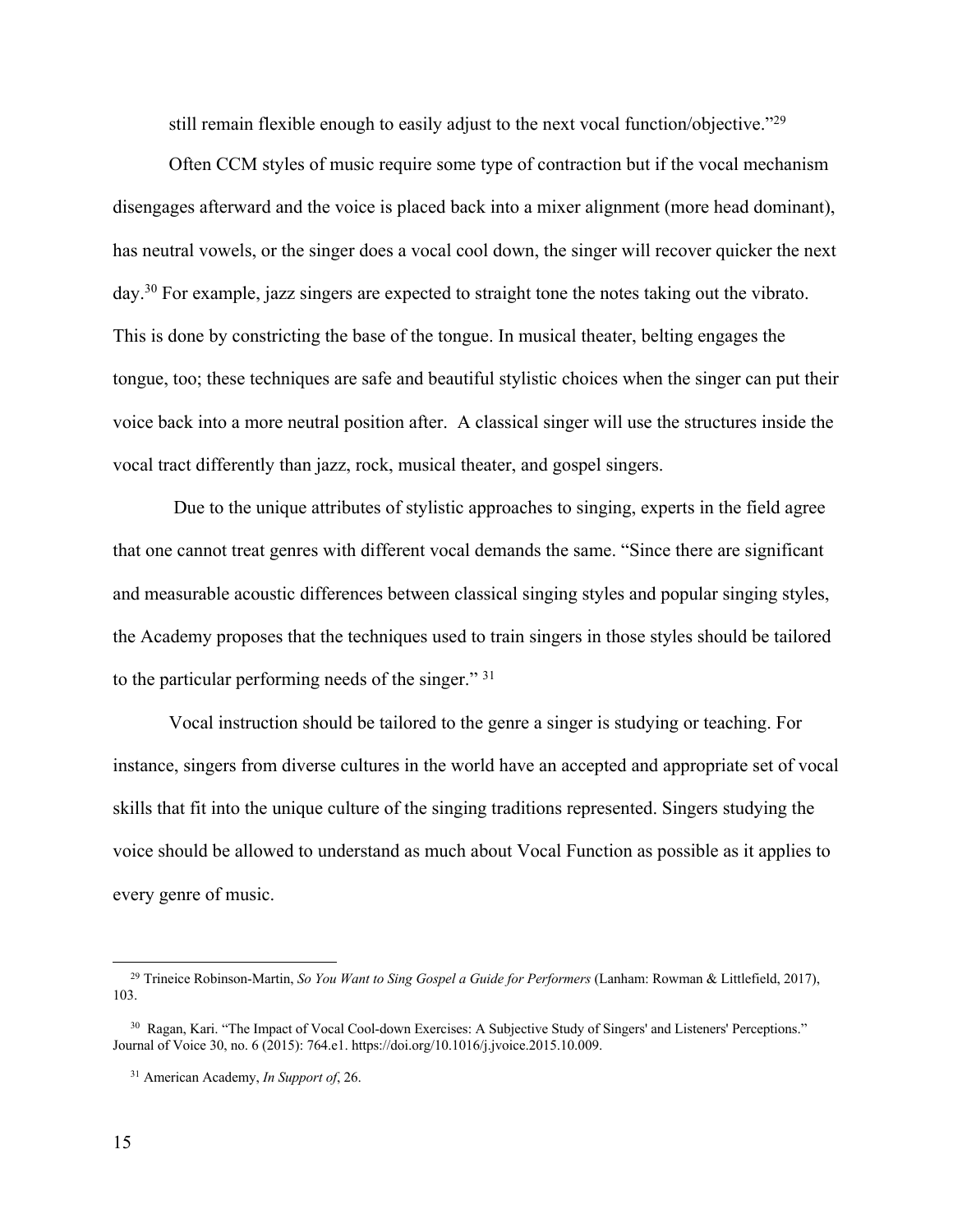still remain flexible enough to easily adjust to the next vocal function/objective."[29]

Often CCM styles of music require some type of contraction but if the vocal mechanism disengages afterward and the voice is placed back into a mixer alignment (more head dominant), has neutral vowels, or the singer does a vocal cool down, the singer will recover quicker the next day.[30] For example, jazz singers are expected to straight tone the notes taking out the vibrato. This is done by constricting the base of the tongue. In musical theater, belting engages the tongue, too; these techniques are safe and beautiful stylistic choices when the singer can put their voice back into a more neutral position after. A classical singer will use the structures inside the vocal tract differently than jazz, rock, musical theater, and gospel singers.

Due to the unique attributes of stylistic approaches to singing, experts in the field agree that one cannot treat genres with different vocal demands the same. "Since there are significant and measurable acoustic differences between classical singing styles and popular singing styles, the Academy proposes that the techniques used to train singers in those styles should be tailored to the particular performing needs of the singer." [31]

Vocal instruction should be tailored to the genre a singer is studying or teaching. For instance, singers from diverse cultures in the world have an accepted and appropriate set of vocal skills that fit into the unique culture of the singing traditions represented. Singers studying the voice should be allowed to understand as much about Vocal Function as possible as it applies to every genre of music.

---

[29] Trineice Robinson-Martin, *So You Want to Sing Gospel a Guide for Performers* (Lanham: Rowman & Littlefield, 2017), 103.

[30] Ragan, Kari. "The Impact of Vocal Cool-down Exercises: A Subjective Study of Singers' and Listeners' Perceptions." Journal of Voice 30, no. 6 (2015): 764.e1. https://doi.org/10.1016/j.jvoice.2015.10.009.

[31] American Academy, *In Support of*, 26.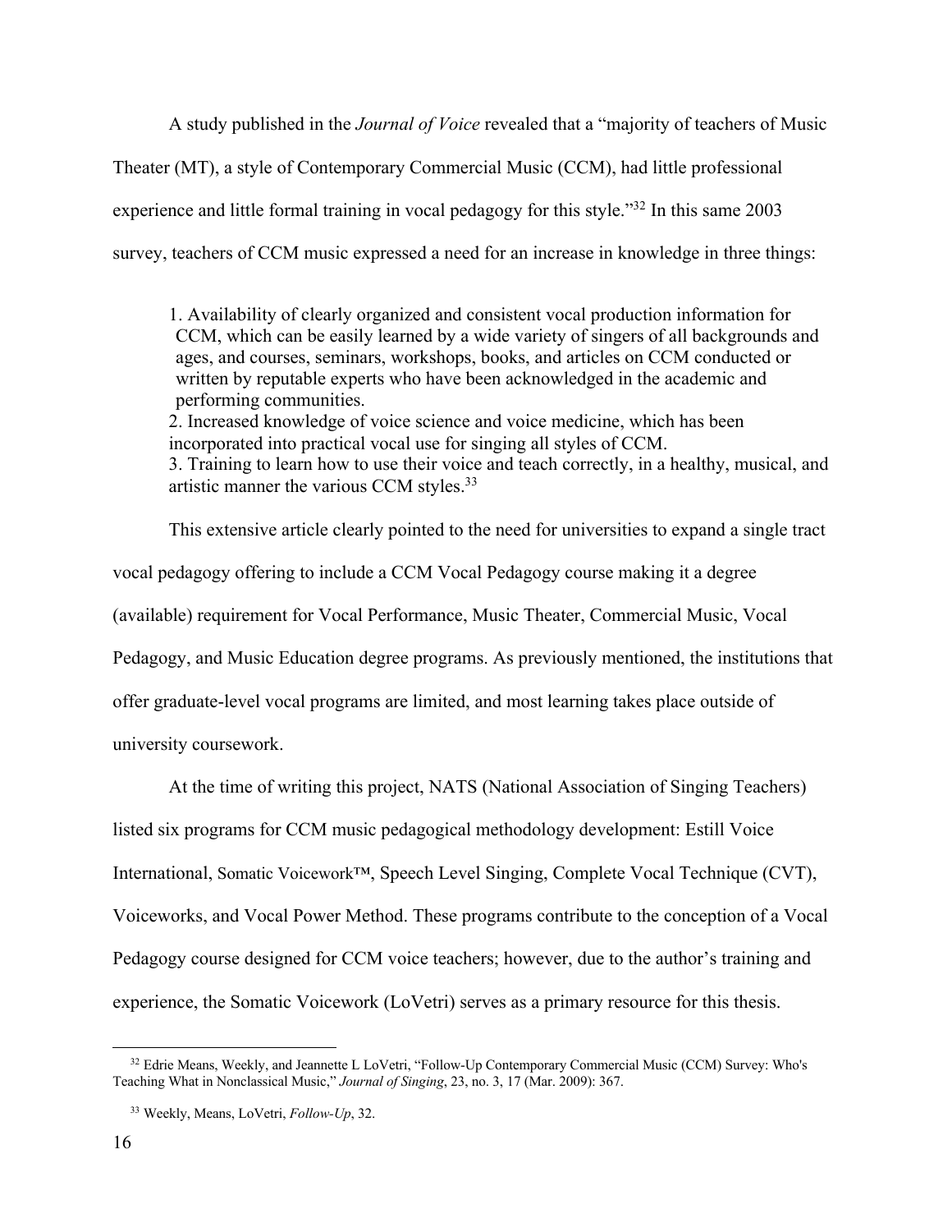A study published in the *Journal of Voice* revealed that a "majority of teachers of Music Theater (MT), a style of Contemporary Commercial Music (CCM), had little professional experience and little formal training in vocal pedagogy for this style."[32] In this same 2003 survey, teachers of CCM music expressed a need for an increase in knowledge in three things:

> 1. Availability of clearly organized and consistent vocal production information for CCM, which can be easily learned by a wide variety of singers of all backgrounds and ages, and courses, seminars, workshops, books, and articles on CCM conducted or written by reputable experts who have been acknowledged in the academic and performing communities.
> 2. Increased knowledge of voice science and voice medicine, which has been incorporated into practical vocal use for singing all styles of CCM.
> 3. Training to learn how to use their voice and teach correctly, in a healthy, musical, and artistic manner the various CCM styles.[33]

This extensive article clearly pointed to the need for universities to expand a single tract vocal pedagogy offering to include a CCM Vocal Pedagogy course making it a degree (available) requirement for Vocal Performance, Music Theater, Commercial Music, Vocal Pedagogy, and Music Education degree programs. As previously mentioned, the institutions that offer graduate-level vocal programs are limited, and most learning takes place outside of university coursework.

At the time of writing this project, NATS (National Association of Singing Teachers) listed six programs for CCM music pedagogical methodology development: Estill Voice International, Somatic Voicework™, Speech Level Singing, Complete Vocal Technique (CVT), Voiceworks, and Vocal Power Method. These programs contribute to the conception of a Vocal Pedagogy course designed for CCM voice teachers; however, due to the author's training and experience, the Somatic Voicework (LoVetri) serves as a primary resource for this thesis.

---

[32] Edrie Means, Weekly, and Jeannette L LoVetri, "Follow-Up Contemporary Commercial Music (CCM) Survey: Who's Teaching What in Nonclassical Music," *Journal of Singing*, 23, no. 3, 17 (Mar. 2009): 367.

[33] Weekly, Means, LoVetri, *Follow-Up*, 32.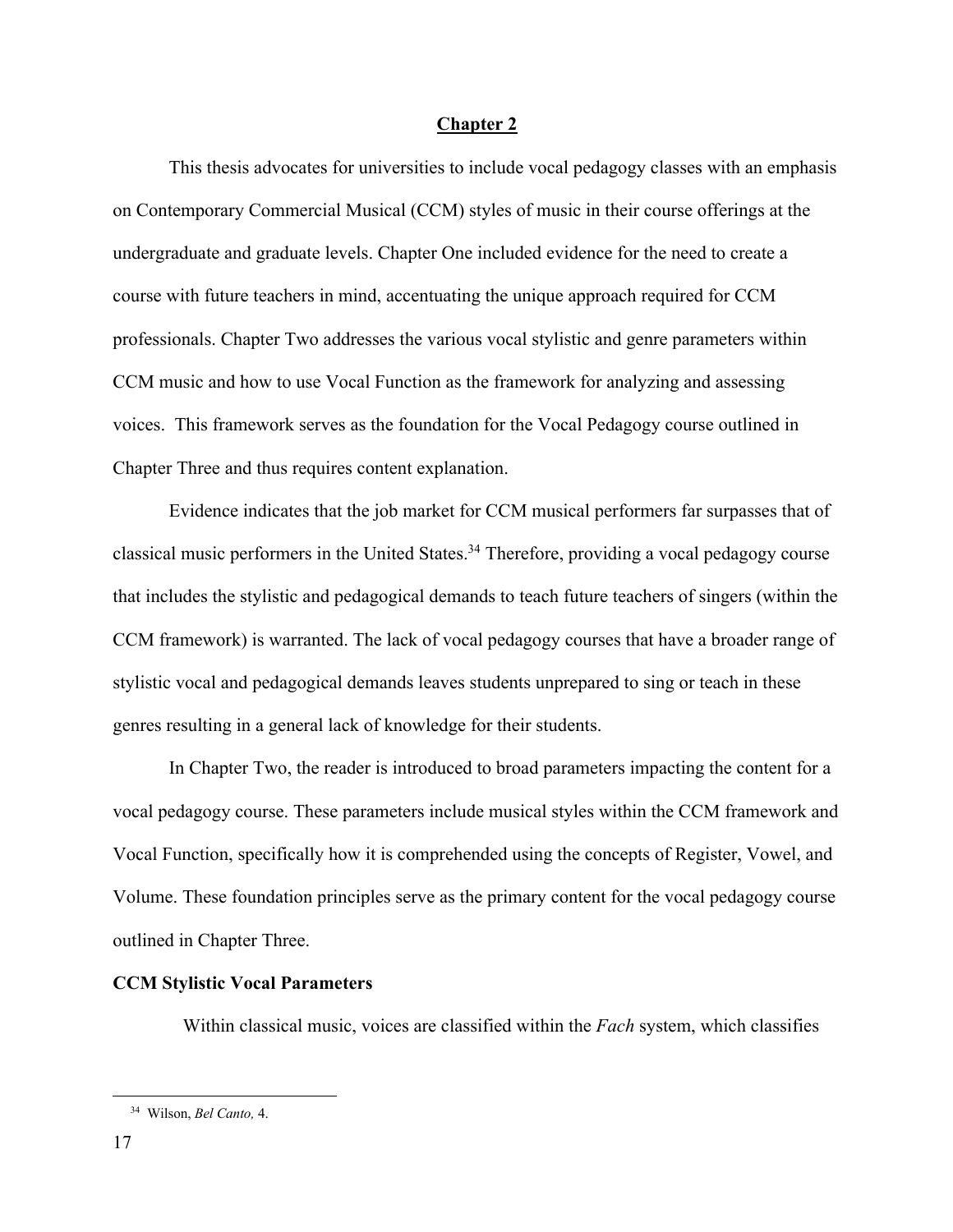## Chapter 2

This thesis advocates for universities to include vocal pedagogy classes with an emphasis on Contemporary Commercial Musical (CCM) styles of music in their course offerings at the undergraduate and graduate levels. Chapter One included evidence for the need to create a course with future teachers in mind, accentuating the unique approach required for CCM professionals. Chapter Two addresses the various vocal stylistic and genre parameters within CCM music and how to use Vocal Function as the framework for analyzing and assessing voices. This framework serves as the foundation for the Vocal Pedagogy course outlined in Chapter Three and thus requires content explanation.

Evidence indicates that the job market for CCM musical performers far surpasses that of classical music performers in the United States.[34] Therefore, providing a vocal pedagogy course that includes the stylistic and pedagogical demands to teach future teachers of singers (within the CCM framework) is warranted. The lack of vocal pedagogy courses that have a broader range of stylistic vocal and pedagogical demands leaves students unprepared to sing or teach in these genres resulting in a general lack of knowledge for their students.

In Chapter Two, the reader is introduced to broad parameters impacting the content for a vocal pedagogy course. These parameters include musical styles within the CCM framework and Vocal Function, specifically how it is comprehended using the concepts of Register, Vowel, and Volume. These foundation principles serve as the primary content for the vocal pedagogy course outlined in Chapter Three.

**CCM Stylistic Vocal Parameters**

Within classical music, voices are classified within the *Fach* system, which classifies

---

[34] Wilson, *Bel Canto,* 4.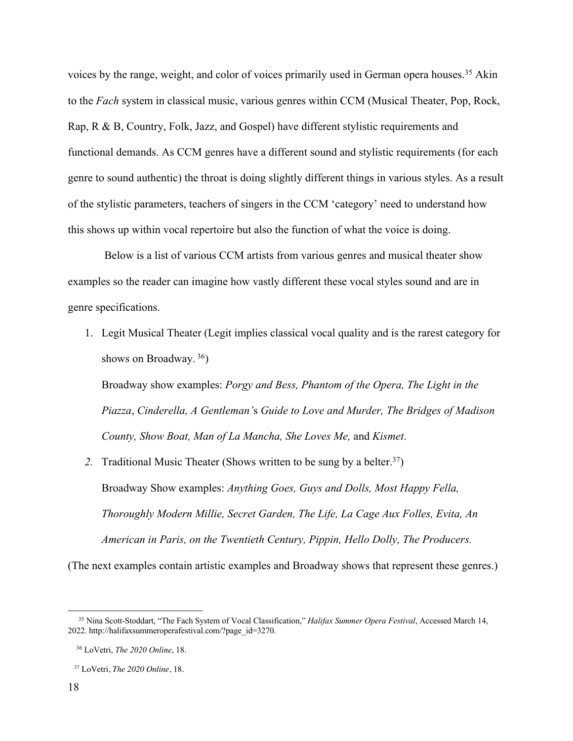voices by the range, weight, and color of voices primarily used in German opera houses.[35] Akin to the *Fach* system in classical music, various genres within CCM (Musical Theater, Pop, Rock, Rap, R & B, Country, Folk, Jazz, and Gospel) have different stylistic requirements and functional demands. As CCM genres have a different sound and stylistic requirements (for each genre to sound authentic) the throat is doing slightly different things in various styles. As a result of the stylistic parameters, teachers of singers in the CCM 'category' need to understand how this shows up within vocal repertoire but also the function of what the voice is doing.

Below is a list of various CCM artists from various genres and musical theater show examples so the reader can imagine how vastly different these vocal styles sound and are in genre specifications.

1. Legit Musical Theater (Legit implies classical vocal quality and is the rarest category for shows on Broadway. [36])

   Broadway show examples: *Porgy and Bess, Phantom of the Opera, The Light in the Piazza*, *Cinderella, A Gentleman'*s *Guide to Love and Murder, The Bridges of Madison County, Show Boat, Man of La Mancha, She Loves Me,* and *Kismet*.

2. Traditional Music Theater (Shows written to be sung by a belter.[37])

   Broadway Show examples: *Anything Goes, Guys and Dolls, Most Happy Fella, Thoroughly Modern Millie, Secret Garden, The Life, La Cage Aux Folles, Evita, An American in Paris, on the Twentieth Century, Pippin, Hello Dolly, The Producers.*

(The next examples contain artistic examples and Broadway shows that represent these genres.)

---

[35] Nina Scott-Stoddart, "The Fach System of Vocal Classification," *Halifax Summer Opera Festival*, Accessed March 14, 2022. http://halifaxsummeroperafestival.com/?page_id=3270.

[36] LoVetri, *The 2020 Online*, 18.

[37] LoVetri, *The 2020 Online*, 18.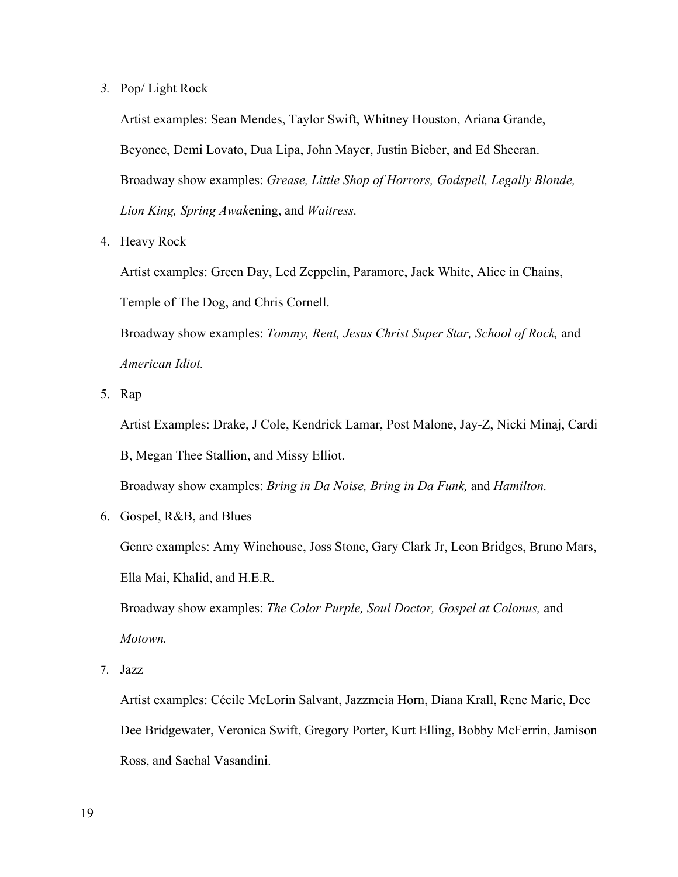3. Pop/ Light Rock

   Artist examples: Sean Mendes, Taylor Swift, Whitney Houston, Ariana Grande, Beyonce, Demi Lovato, Dua Lipa, John Mayer, Justin Bieber, and Ed Sheeran.

   Broadway show examples: *Grease, Little Shop of Horrors, Godspell, Legally Blonde, Lion King, Spring Awak*ening, and *Waitress.*

4. Heavy Rock

   Artist examples: Green Day, Led Zeppelin, Paramore, Jack White, Alice in Chains, Temple of The Dog, and Chris Cornell.

   Broadway show examples: *Tommy, Rent, Jesus Christ Super Star, School of Rock,* and *American Idiot.*

5. Rap

   Artist Examples: Drake, J Cole, Kendrick Lamar, Post Malone, Jay-Z, Nicki Minaj, Cardi B, Megan Thee Stallion, and Missy Elliot.

   Broadway show examples: *Bring in Da Noise, Bring in Da Funk,* and *Hamilton.*

6. Gospel, R&B, and Blues

   Genre examples: Amy Winehouse, Joss Stone, Gary Clark Jr, Leon Bridges, Bruno Mars, Ella Mai, Khalid, and H.E.R.

   Broadway show examples: *The Color Purple, Soul Doctor, Gospel at Colonus,* and *Motown.*

7. Jazz

   Artist examples: Cécile McLorin Salvant, Jazzmeia Horn, Diana Krall, Rene Marie, Dee Dee Bridgewater, Veronica Swift, Gregory Porter, Kurt Elling, Bobby McFerrin, Jamison Ross, and Sachal Vasandini.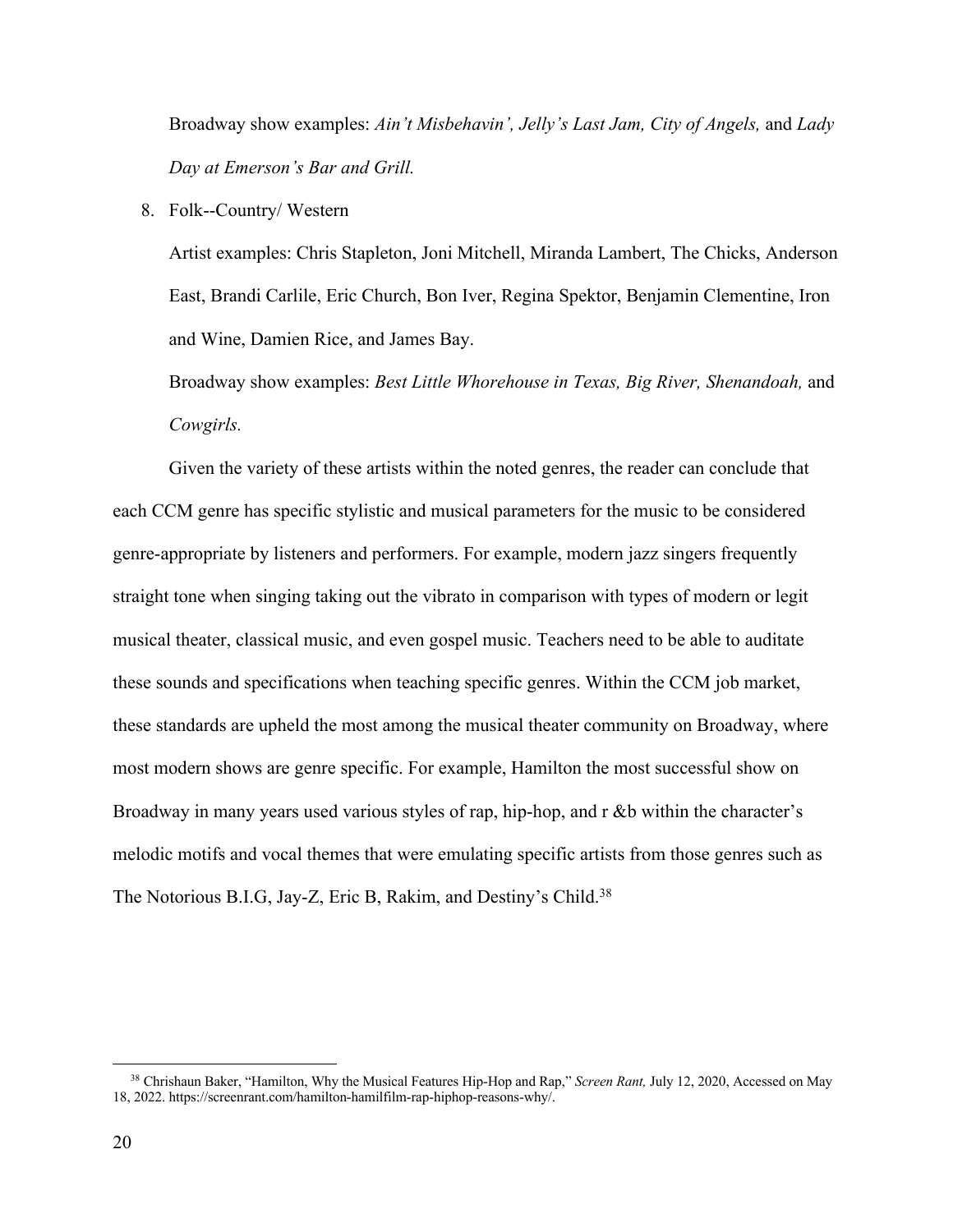Broadway show examples: *Ain't Misbehavin', Jelly's Last Jam, City of Angels,* and *Lady Day at Emerson's Bar and Grill.*

8. Folk--Country/ Western

   Artist examples: Chris Stapleton, Joni Mitchell, Miranda Lambert, The Chicks, Anderson East, Brandi Carlile, Eric Church, Bon Iver, Regina Spektor, Benjamin Clementine, Iron and Wine, Damien Rice, and James Bay.

   Broadway show examples: *Best Little Whorehouse in Texas, Big River, Shenandoah,* and *Cowgirls.*

Given the variety of these artists within the noted genres, the reader can conclude that each CCM genre has specific stylistic and musical parameters for the music to be considered genre-appropriate by listeners and performers. For example, modern jazz singers frequently straight tone when singing taking out the vibrato in comparison with types of modern or legit musical theater, classical music, and even gospel music. Teachers need to be able to auditate these sounds and specifications when teaching specific genres. Within the CCM job market, these standards are upheld the most among the musical theater community on Broadway, where most modern shows are genre specific. For example, Hamilton the most successful show on Broadway in many years used various styles of rap, hip-hop, and r &b within the character's melodic motifs and vocal themes that were emulating specific artists from those genres such as The Notorious B.I.G, Jay-Z, Eric B, Rakim, and Destiny's Child.[38]

---

[38] Chrishaun Baker, "Hamilton, Why the Musical Features Hip-Hop and Rap," *Screen Rant,* July 12, 2020, Accessed on May 18, 2022. https://screenrant.com/hamilton-hamilfilm-rap-hiphop-reasons-why/.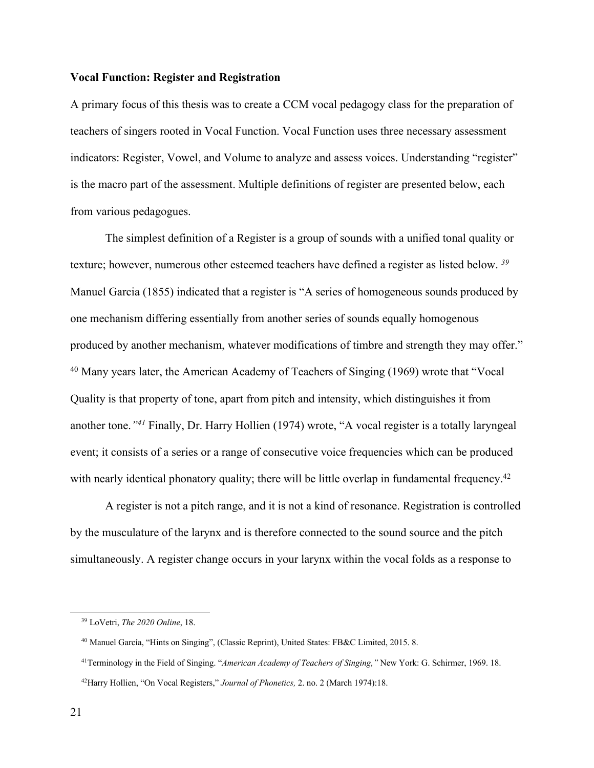**Vocal Function: Register and Registration**

A primary focus of this thesis was to create a CCM vocal pedagogy class for the preparation of teachers of singers rooted in Vocal Function. Vocal Function uses three necessary assessment indicators: Register, Vowel, and Volume to analyze and assess voices. Understanding "register" is the macro part of the assessment. Multiple definitions of register are presented below, each from various pedagogues.

The simplest definition of a Register is a group of sounds with a unified tonal quality or texture; however, numerous other esteemed teachers have defined a register as listed below. [39] Manuel Garcia (1855) indicated that a register is "A series of homogeneous sounds produced by one mechanism differing essentially from another series of sounds equally homogenous produced by another mechanism, whatever modifications of timbre and strength they may offer." [40] Many years later, the American Academy of Teachers of Singing (1969) wrote that "Vocal Quality is that property of tone, apart from pitch and intensity, which distinguishes it from another tone.*"*[41] Finally, Dr. Harry Hollien (1974) wrote, "A vocal register is a totally laryngeal event; it consists of a series or a range of consecutive voice frequencies which can be produced with nearly identical phonatory quality; there will be little overlap in fundamental frequency.[42]

A register is not a pitch range, and it is not a kind of resonance. Registration is controlled by the musculature of the larynx and is therefore connected to the sound source and the pitch simultaneously. A register change occurs in your larynx within the vocal folds as a response to

---

[39] LoVetri, *The 2020 Online*, 18.

[40] Manuel García, "Hints on Singing", (Classic Reprint), United States: FB&C Limited, 2015. 8.

[41] Terminology in the Field of Singing. "*American Academy of Teachers of Singing,"* New York: G. Schirmer, 1969. 18.

[42] Harry Hollien, "On Vocal Registers," *Journal of Phonetics,* 2. no. 2 (March 1974):18.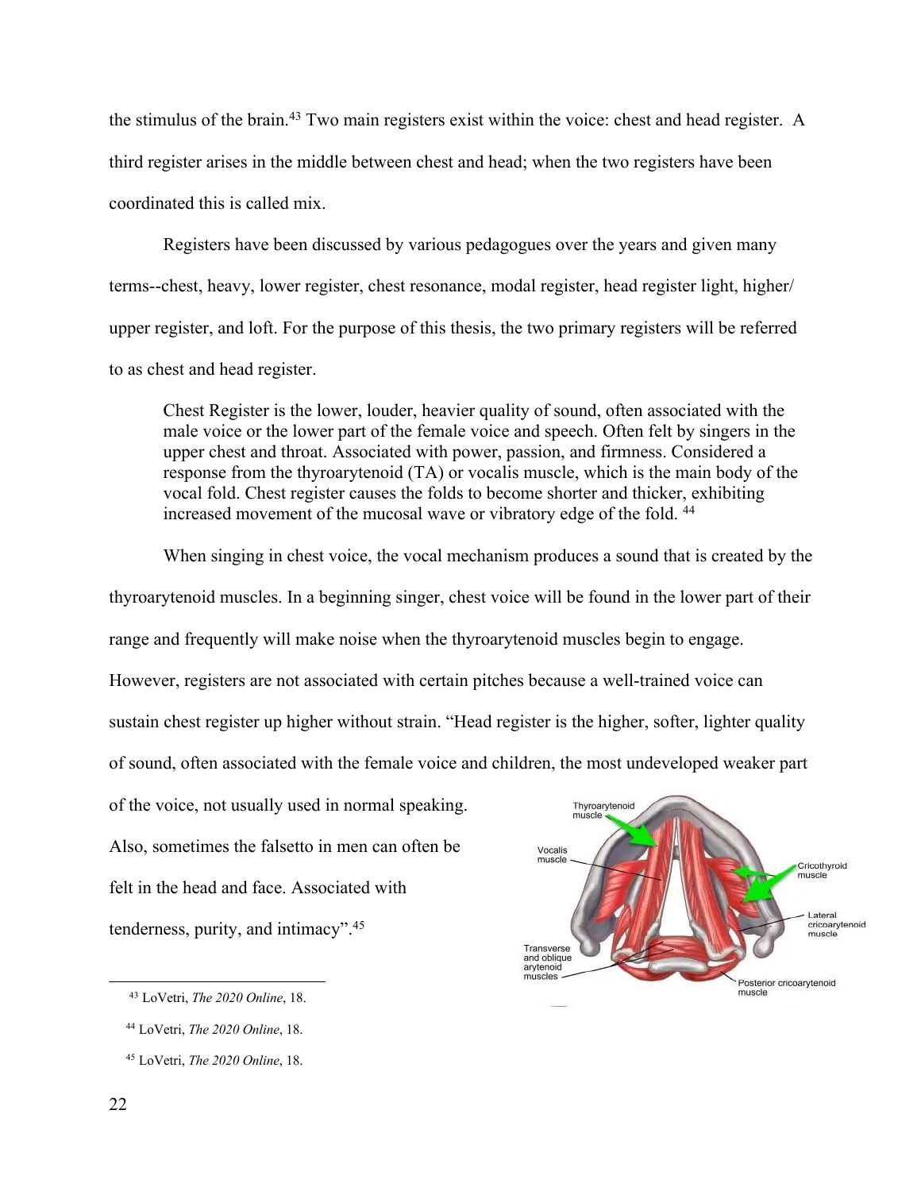the stimulus of the brain.[43] Two main registers exist within the voice: chest and head register. A third register arises in the middle between chest and head; when the two registers have been coordinated this is called mix.

Registers have been discussed by various pedagogues over the years and given many terms--chest, heavy, lower register, chest resonance, modal register, head register light, higher/ upper register, and loft. For the purpose of this thesis, the two primary registers will be referred to as chest and head register.

> Chest Register is the lower, louder, heavier quality of sound, often associated with the male voice or the lower part of the female voice and speech. Often felt by singers in the upper chest and throat. Associated with power, passion, and firmness. Considered a response from the thyroarytenoid (TA) or vocalis muscle, which is the main body of the vocal fold. Chest register causes the folds to become shorter and thicker, exhibiting increased movement of the mucosal wave or vibratory edge of the fold. [44]

When singing in chest voice, the vocal mechanism produces a sound that is created by the thyroarytenoid muscles. In a beginning singer, chest voice will be found in the lower part of their range and frequently will make noise when the thyroarytenoid muscles begin to engage. However, registers are not associated with certain pitches because a well-trained voice can sustain chest register up higher without strain. "Head register is the higher, softer, lighter quality of sound, often associated with the female voice and children, the most undeveloped weaker part of the voice, not usually used in normal speaking. Also, sometimes the falsetto in men can often be felt in the head and face. Associated with tenderness, purity, and intimacy".[45]

Thyroarytenoid muscle
Vocalis muscle
Cricothyroid muscle
Lateral cricoarytenoid muscle
Transverse and oblique arytenoid muscles
Posterior cricoarytenoid muscle

[43] LoVetri, *The 2020 Online*, 18.

[44] LoVetri, *The 2020 Online*, 18.

[45] LoVetri, *The 2020 Online*, 18.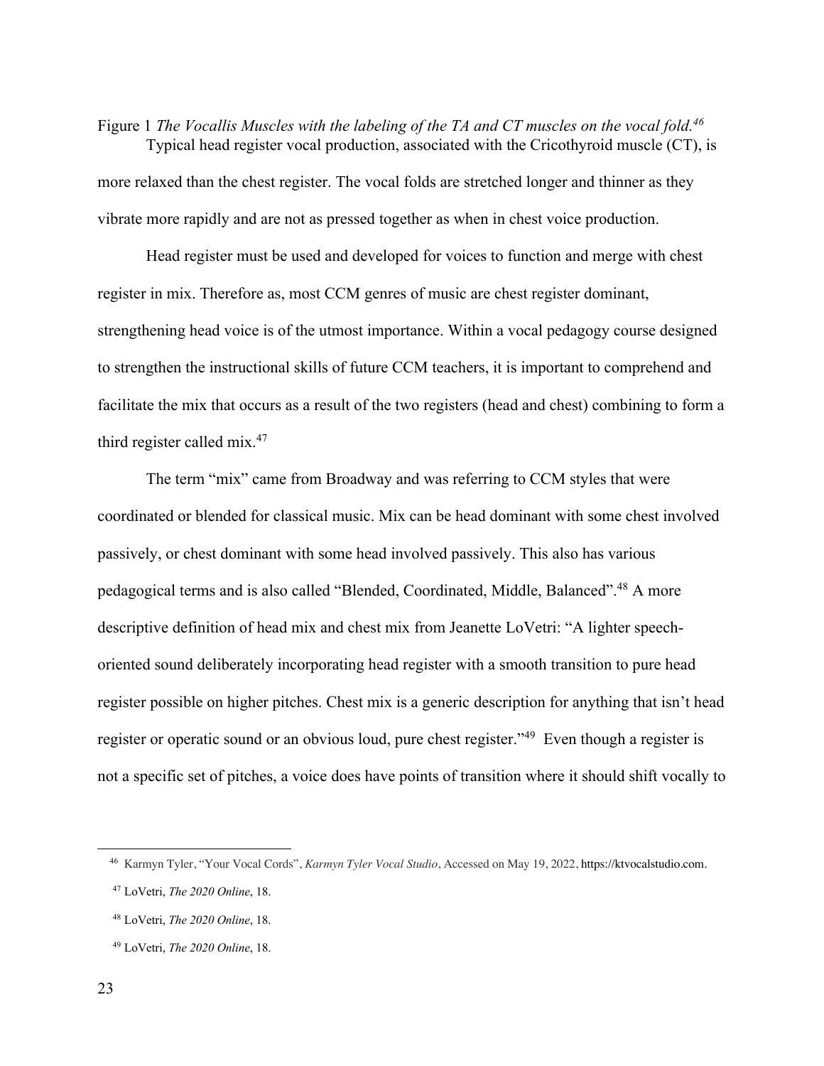Figure 1 *The Vocallis Muscles with the labeling of the TA and CT muscles on the vocal fold.*[46]

Typical head register vocal production, associated with the Cricothyroid muscle (CT), is more relaxed than the chest register. The vocal folds are stretched longer and thinner as they vibrate more rapidly and are not as pressed together as when in chest voice production.

Head register must be used and developed for voices to function and merge with chest register in mix. Therefore as, most CCM genres of music are chest register dominant, strengthening head voice is of the utmost importance. Within a vocal pedagogy course designed to strengthen the instructional skills of future CCM teachers, it is important to comprehend and facilitate the mix that occurs as a result of the two registers (head and chest) combining to form a third register called mix.[47]

The term "mix" came from Broadway and was referring to CCM styles that were coordinated or blended for classical music. Mix can be head dominant with some chest involved passively, or chest dominant with some head involved passively. This also has various pedagogical terms and is also called "Blended, Coordinated, Middle, Balanced".[48] A more descriptive definition of head mix and chest mix from Jeanette LoVetri: "A lighter speech-oriented sound deliberately incorporating head register with a smooth transition to pure head register possible on higher pitches. Chest mix is a generic description for anything that isn't head register or operatic sound or an obvious loud, pure chest register."[49] Even though a register is not a specific set of pitches, a voice does have points of transition where it should shift vocally to

---

[46] Karmyn Tyler, "Your Vocal Cords", *Karmyn Tyler Vocal Studio*, Accessed on May 19, 2022, https://ktvocalstudio.com.

[47] LoVetri, *The 2020 Online*, 18.

[48] LoVetri, *The 2020 Online*, 18.

[49] LoVetri, *The 2020 Online*, 18.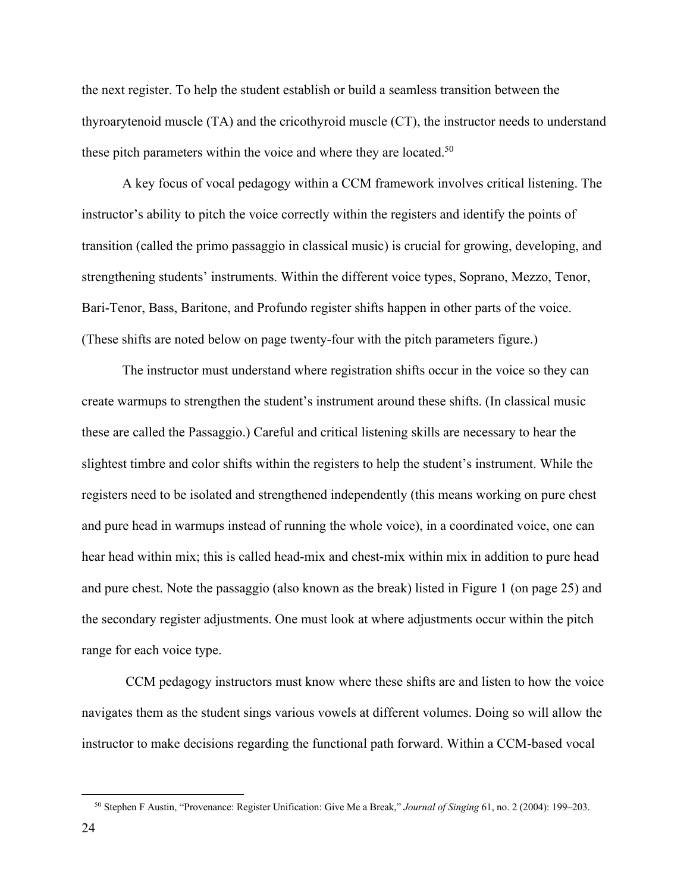the next register. To help the student establish or build a seamless transition between the thyroarytenoid muscle (TA) and the cricothyroid muscle (CT), the instructor needs to understand these pitch parameters within the voice and where they are located.[50]

A key focus of vocal pedagogy within a CCM framework involves critical listening. The instructor's ability to pitch the voice correctly within the registers and identify the points of transition (called the primo passaggio in classical music) is crucial for growing, developing, and strengthening students' instruments. Within the different voice types, Soprano, Mezzo, Tenor, Bari-Tenor, Bass, Baritone, and Profundo register shifts happen in other parts of the voice. (These shifts are noted below on page twenty-four with the pitch parameters figure.)

The instructor must understand where registration shifts occur in the voice so they can create warmups to strengthen the student's instrument around these shifts. (In classical music these are called the Passaggio.) Careful and critical listening skills are necessary to hear the slightest timbre and color shifts within the registers to help the student's instrument. While the registers need to be isolated and strengthened independently (this means working on pure chest and pure head in warmups instead of running the whole voice), in a coordinated voice, one can hear head within mix; this is called head-mix and chest-mix within mix in addition to pure head and pure chest. Note the passaggio (also known as the break) listed in Figure 1 (on page 25) and the secondary register adjustments. One must look at where adjustments occur within the pitch range for each voice type.

CCM pedagogy instructors must know where these shifts are and listen to how the voice navigates them as the student sings various vowels at different volumes. Doing so will allow the instructor to make decisions regarding the functional path forward. Within a CCM-based vocal

---

[50] Stephen F Austin, "Provenance: Register Unification: Give Me a Break," *Journal of Singing* 61, no. 2 (2004): 199–203.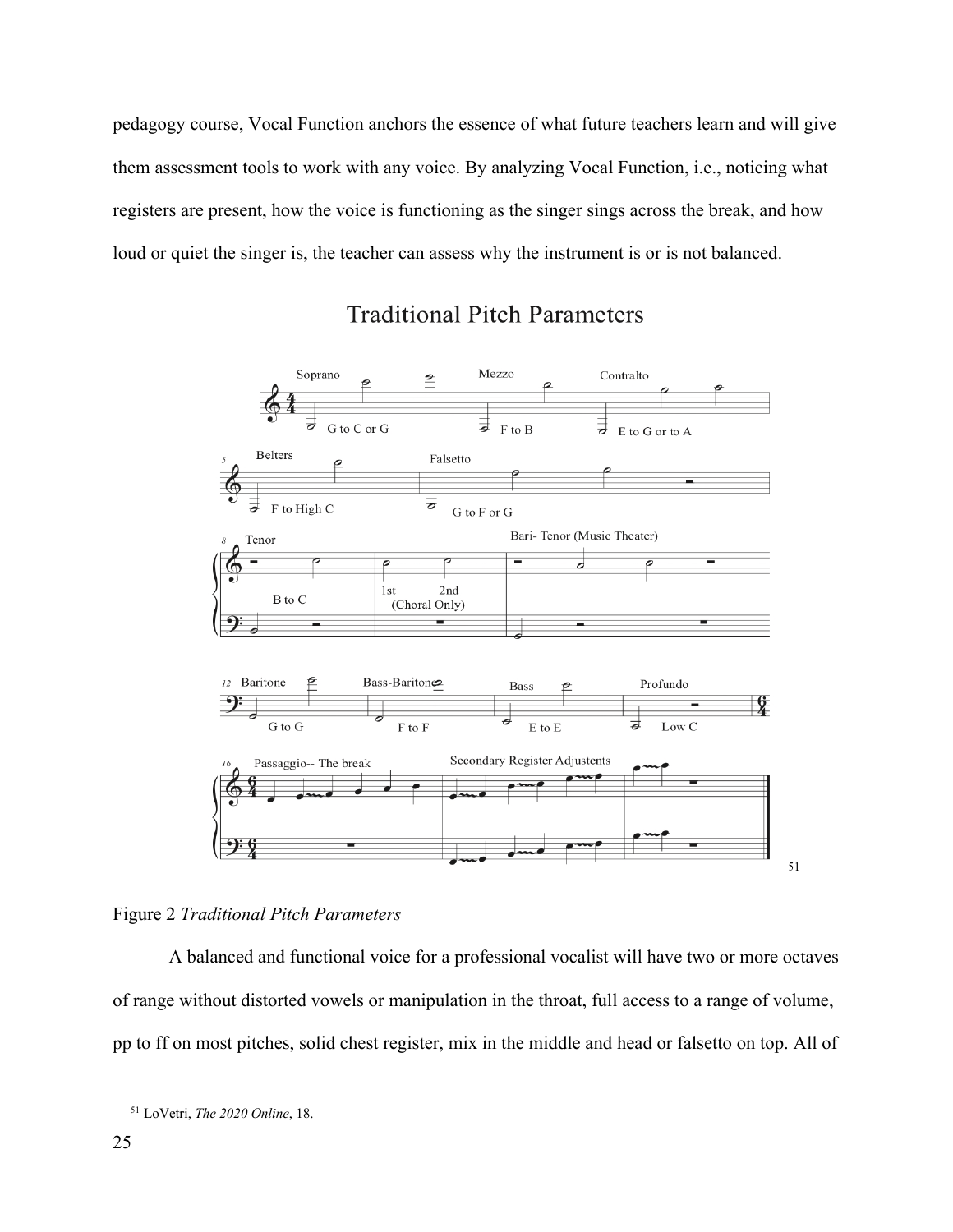pedagogy course, Vocal Function anchors the essence of what future teachers learn and will give them assessment tools to work with any voice. By analyzing Vocal Function, i.e., noticing what registers are present, how the voice is functioning as the singer sings across the break, and how loud or quiet the singer is, the teacher can assess why the instrument is or is not balanced.

Traditional Pitch Parameters [51]

Figure 2 *Traditional Pitch Parameters*

A balanced and functional voice for a professional vocalist will have two or more octaves of range without distorted vowels or manipulation in the throat, full access to a range of volume, pp to ff on most pitches, solid chest register, mix in the middle and head or falsetto on top. All of

---

[51] LoVetri, *The 2020 Online*, 18.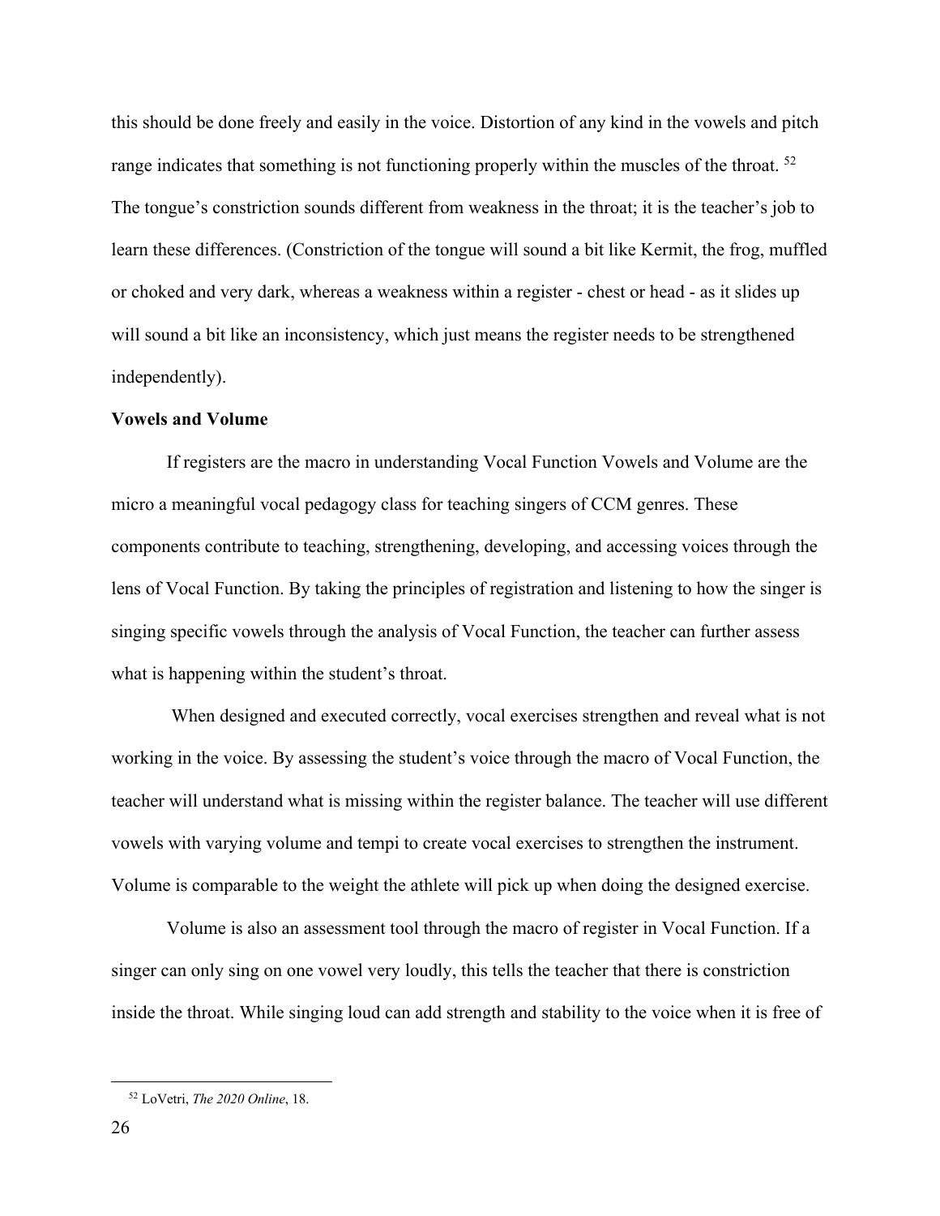this should be done freely and easily in the voice. Distortion of any kind in the vowels and pitch range indicates that something is not functioning properly within the muscles of the throat. [52] The tongue's constriction sounds different from weakness in the throat; it is the teacher's job to learn these differences. (Constriction of the tongue will sound a bit like Kermit, the frog, muffled or choked and very dark, whereas a weakness within a register - chest or head - as it slides up will sound a bit like an inconsistency, which just means the register needs to be strengthened independently).

**Vowels and Volume**

If registers are the macro in understanding Vocal Function Vowels and Volume are the micro a meaningful vocal pedagogy class for teaching singers of CCM genres. These components contribute to teaching, strengthening, developing, and accessing voices through the lens of Vocal Function. By taking the principles of registration and listening to how the singer is singing specific vowels through the analysis of Vocal Function, the teacher can further assess what is happening within the student's throat.

When designed and executed correctly, vocal exercises strengthen and reveal what is not working in the voice. By assessing the student's voice through the macro of Vocal Function, the teacher will understand what is missing within the register balance. The teacher will use different vowels with varying volume and tempi to create vocal exercises to strengthen the instrument. Volume is comparable to the weight the athlete will pick up when doing the designed exercise.

Volume is also an assessment tool through the macro of register in Vocal Function. If a singer can only sing on one vowel very loudly, this tells the teacher that there is constriction inside the throat. While singing loud can add strength and stability to the voice when it is free of

---

[52] LoVetri, *The 2020 Online*, 18.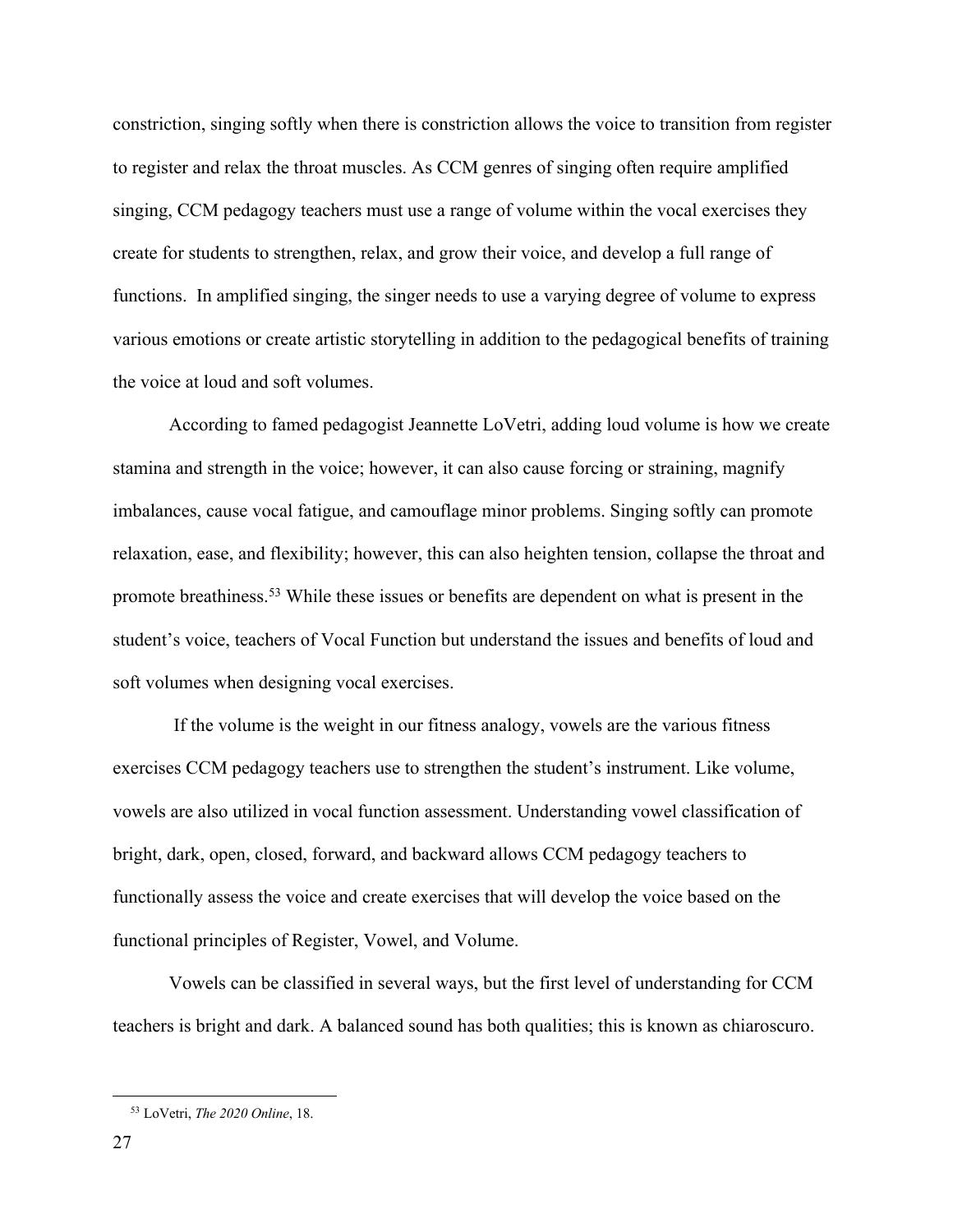constriction, singing softly when there is constriction allows the voice to transition from register to register and relax the throat muscles. As CCM genres of singing often require amplified singing, CCM pedagogy teachers must use a range of volume within the vocal exercises they create for students to strengthen, relax, and grow their voice, and develop a full range of functions. In amplified singing, the singer needs to use a varying degree of volume to express various emotions or create artistic storytelling in addition to the pedagogical benefits of training the voice at loud and soft volumes.

According to famed pedagogist Jeannette LoVetri, adding loud volume is how we create stamina and strength in the voice; however, it can also cause forcing or straining, magnify imbalances, cause vocal fatigue, and camouflage minor problems. Singing softly can promote relaxation, ease, and flexibility; however, this can also heighten tension, collapse the throat and promote breathiness.[53] While these issues or benefits are dependent on what is present in the student's voice, teachers of Vocal Function but understand the issues and benefits of loud and soft volumes when designing vocal exercises.

If the volume is the weight in our fitness analogy, vowels are the various fitness exercises CCM pedagogy teachers use to strengthen the student's instrument. Like volume, vowels are also utilized in vocal function assessment. Understanding vowel classification of bright, dark, open, closed, forward, and backward allows CCM pedagogy teachers to functionally assess the voice and create exercises that will develop the voice based on the functional principles of Register, Vowel, and Volume.

Vowels can be classified in several ways, but the first level of understanding for CCM teachers is bright and dark. A balanced sound has both qualities; this is known as chiaroscuro.

---

[53] LoVetri, *The 2020 Online*, 18.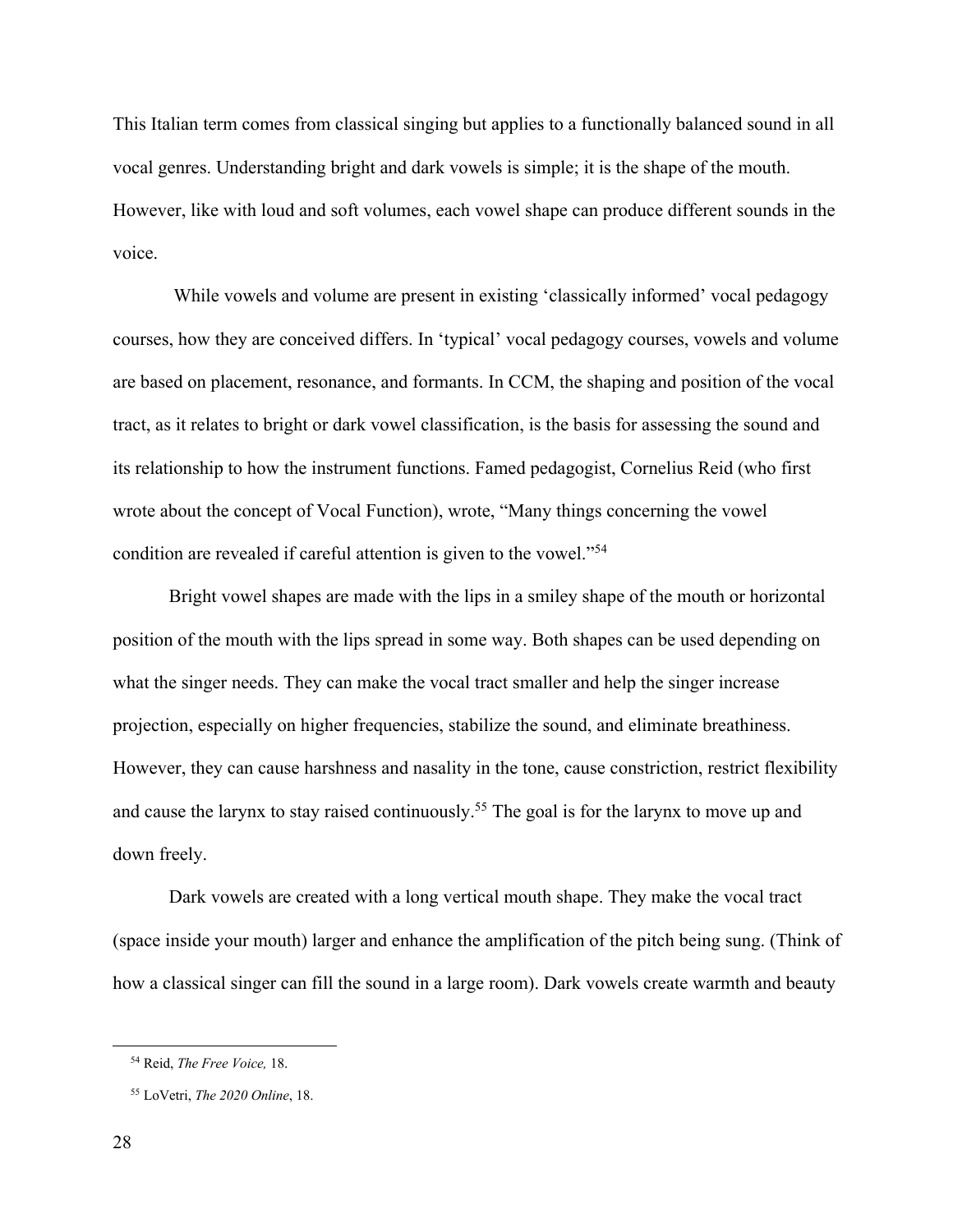This Italian term comes from classical singing but applies to a functionally balanced sound in all vocal genres. Understanding bright and dark vowels is simple; it is the shape of the mouth. However, like with loud and soft volumes, each vowel shape can produce different sounds in the voice.

While vowels and volume are present in existing 'classically informed' vocal pedagogy courses, how they are conceived differs. In 'typical' vocal pedagogy courses, vowels and volume are based on placement, resonance, and formants. In CCM, the shaping and position of the vocal tract, as it relates to bright or dark vowel classification, is the basis for assessing the sound and its relationship to how the instrument functions. Famed pedagogist, Cornelius Reid (who first wrote about the concept of Vocal Function), wrote, "Many things concerning the vowel condition are revealed if careful attention is given to the vowel."[54]

Bright vowel shapes are made with the lips in a smiley shape of the mouth or horizontal position of the mouth with the lips spread in some way. Both shapes can be used depending on what the singer needs. They can make the vocal tract smaller and help the singer increase projection, especially on higher frequencies, stabilize the sound, and eliminate breathiness. However, they can cause harshness and nasality in the tone, cause constriction, restrict flexibility and cause the larynx to stay raised continuously.[55] The goal is for the larynx to move up and down freely.

Dark vowels are created with a long vertical mouth shape. They make the vocal tract (space inside your mouth) larger and enhance the amplification of the pitch being sung. (Think of how a classical singer can fill the sound in a large room). Dark vowels create warmth and beauty

---

[54] Reid, *The Free Voice,* 18.

[55] LoVetri, *The 2020 Online*, 18.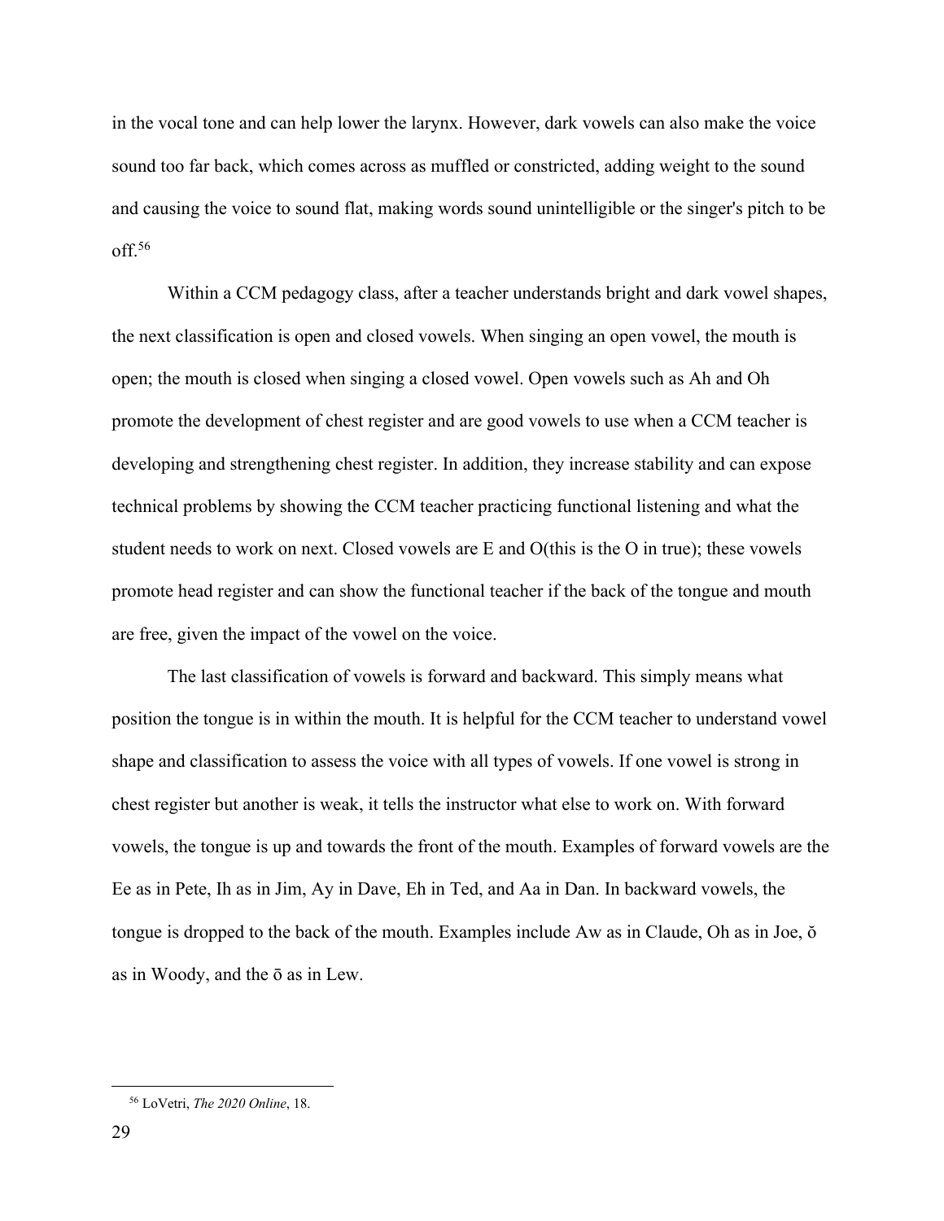in the vocal tone and can help lower the larynx. However, dark vowels can also make the voice sound too far back, which comes across as muffled or constricted, adding weight to the sound and causing the voice to sound flat, making words sound unintelligible or the singer's pitch to be off.[56]

Within a CCM pedagogy class, after a teacher understands bright and dark vowel shapes, the next classification is open and closed vowels. When singing an open vowel, the mouth is open; the mouth is closed when singing a closed vowel. Open vowels such as Ah and Oh promote the development of chest register and are good vowels to use when a CCM teacher is developing and strengthening chest register. In addition, they increase stability and can expose technical problems by showing the CCM teacher practicing functional listening and what the student needs to work on next. Closed vowels are E and O(this is the O in true); these vowels promote head register and can show the functional teacher if the back of the tongue and mouth are free, given the impact of the vowel on the voice.

The last classification of vowels is forward and backward. This simply means what position the tongue is in within the mouth. It is helpful for the CCM teacher to understand vowel shape and classification to assess the voice with all types of vowels. If one vowel is strong in chest register but another is weak, it tells the instructor what else to work on. With forward vowels, the tongue is up and towards the front of the mouth. Examples of forward vowels are the Ee as in Pete, Ih as in Jim, Ay in Dave, Eh in Ted, and Aa in Dan. In backward vowels, the tongue is dropped to the back of the mouth. Examples include Aw as in Claude, Oh as in Joe, ŏ as in Woody, and the ō as in Lew.

[56] LoVetri, *The 2020 Online*, 18.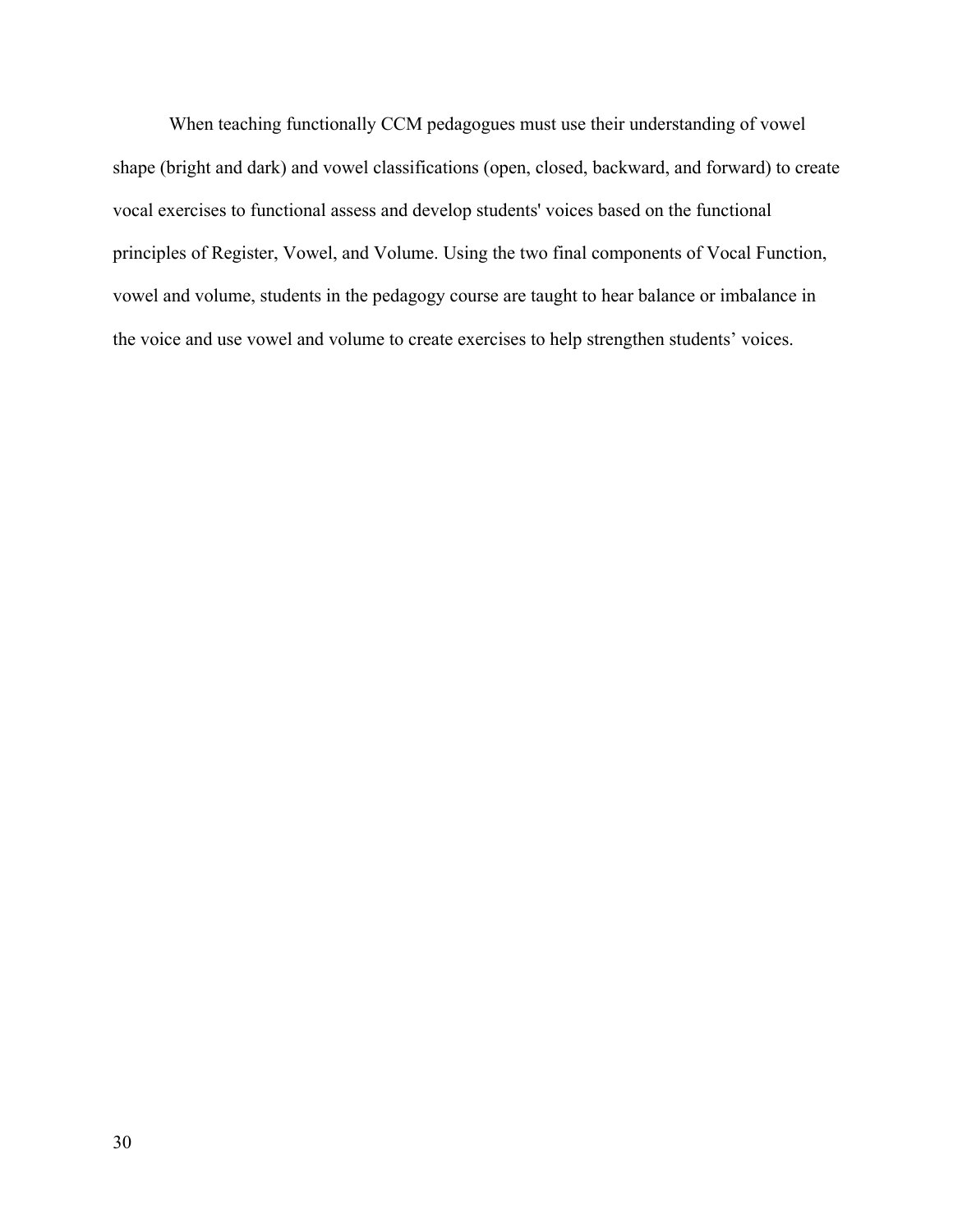When teaching functionally CCM pedagogues must use their understanding of vowel shape (bright and dark) and vowel classifications (open, closed, backward, and forward) to create vocal exercises to functional assess and develop students' voices based on the functional principles of Register, Vowel, and Volume. Using the two final components of Vocal Function, vowel and volume, students in the pedagogy course are taught to hear balance or imbalance in the voice and use vowel and volume to create exercises to help strengthen students' voices.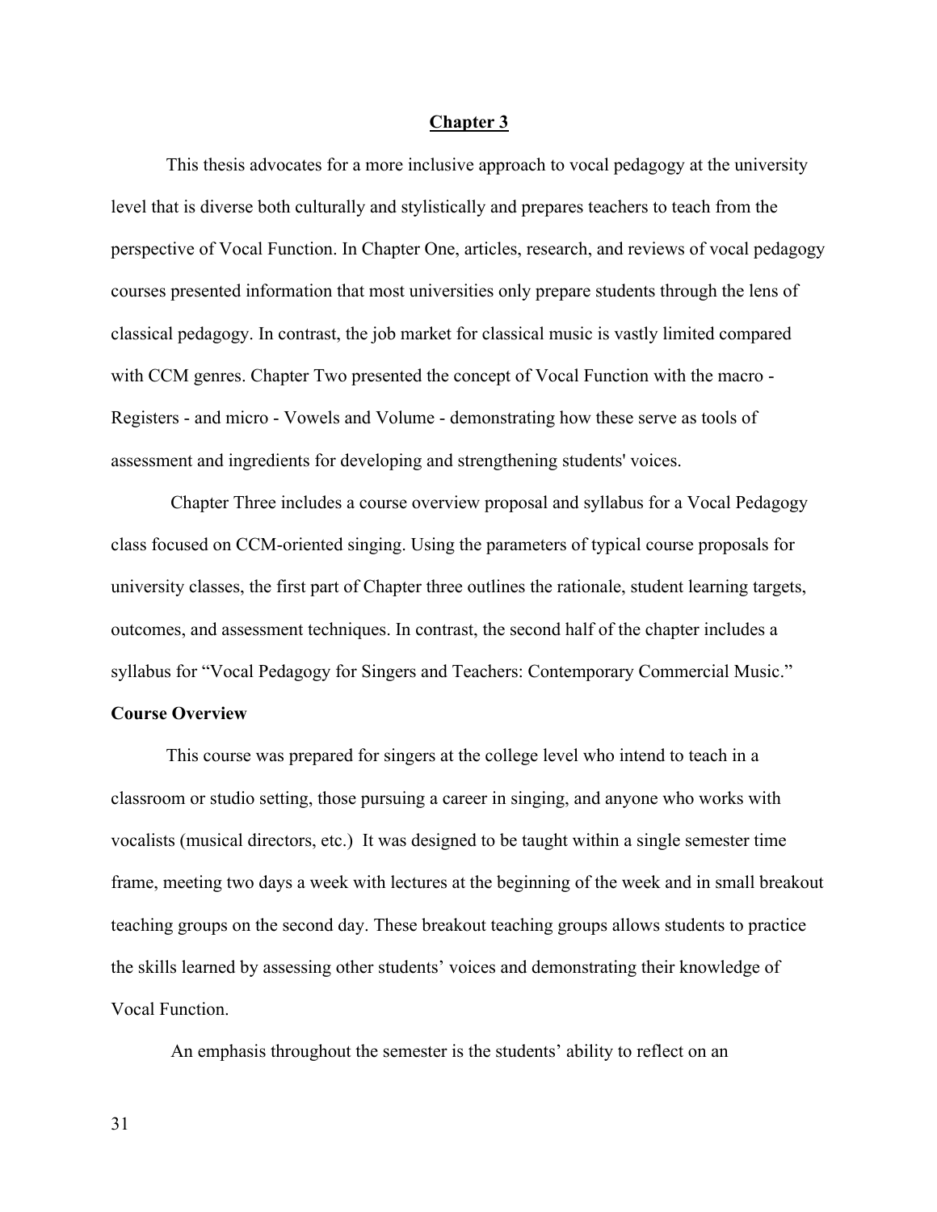# Chapter 3

This thesis advocates for a more inclusive approach to vocal pedagogy at the university level that is diverse both culturally and stylistically and prepares teachers to teach from the perspective of Vocal Function. In Chapter One, articles, research, and reviews of vocal pedagogy courses presented information that most universities only prepare students through the lens of classical pedagogy. In contrast, the job market for classical music is vastly limited compared with CCM genres. Chapter Two presented the concept of Vocal Function with the macro - Registers - and micro - Vowels and Volume - demonstrating how these serve as tools of assessment and ingredients for developing and strengthening students' voices.

Chapter Three includes a course overview proposal and syllabus for a Vocal Pedagogy class focused on CCM-oriented singing. Using the parameters of typical course proposals for university classes, the first part of Chapter three outlines the rationale, student learning targets, outcomes, and assessment techniques. In contrast, the second half of the chapter includes a syllabus for "Vocal Pedagogy for Singers and Teachers: Contemporary Commercial Music."

**Course Overview**

This course was prepared for singers at the college level who intend to teach in a classroom or studio setting, those pursuing a career in singing, and anyone who works with vocalists (musical directors, etc.) It was designed to be taught within a single semester time frame, meeting two days a week with lectures at the beginning of the week and in small breakout teaching groups on the second day. These breakout teaching groups allows students to practice the skills learned by assessing other students' voices and demonstrating their knowledge of Vocal Function.

An emphasis throughout the semester is the students' ability to reflect on an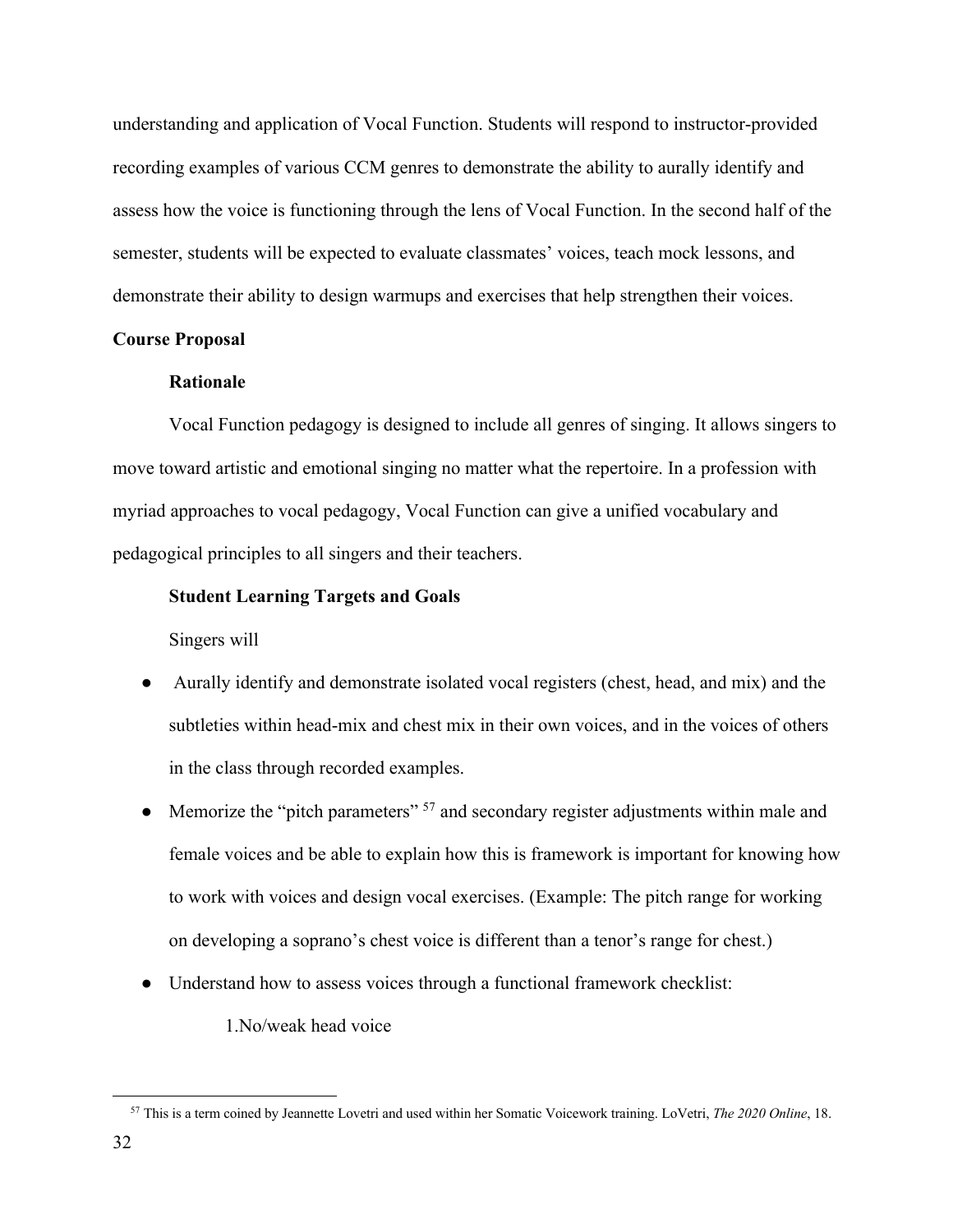understanding and application of Vocal Function. Students will respond to instructor-provided recording examples of various CCM genres to demonstrate the ability to aurally identify and assess how the voice is functioning through the lens of Vocal Function. In the second half of the semester, students will be expected to evaluate classmates' voices, teach mock lessons, and demonstrate their ability to design warmups and exercises that help strengthen their voices.

**Course Proposal**

**Rationale**

Vocal Function pedagogy is designed to include all genres of singing. It allows singers to move toward artistic and emotional singing no matter what the repertoire. In a profession with myriad approaches to vocal pedagogy, Vocal Function can give a unified vocabulary and pedagogical principles to all singers and their teachers.

**Student Learning Targets and Goals**

Singers will

- Aurally identify and demonstrate isolated vocal registers (chest, head, and mix) and the subtleties within head-mix and chest mix in their own voices, and in the voices of others in the class through recorded examples.
- Memorize the "pitch parameters" [57] and secondary register adjustments within male and female voices and be able to explain how this is framework is important for knowing how to work with voices and design vocal exercises. (Example: The pitch range for working on developing a soprano's chest voice is different than a tenor's range for chest.)
- Understand how to assess voices through a functional framework checklist:

  1.No/weak head voice

[57] This is a term coined by Jeannette Lovetri and used within her Somatic Voicework training. LoVetri, *The 2020 Online*, 18.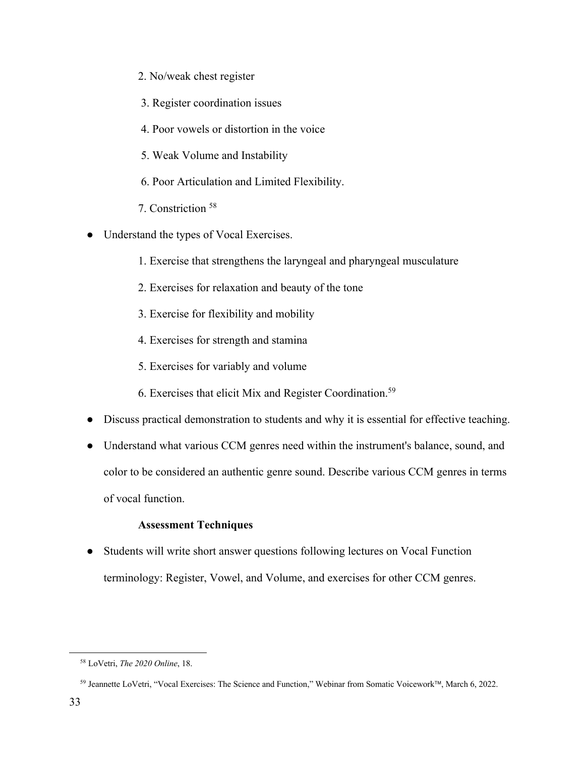2. No/weak chest register

3. Register coordination issues

4. Poor vowels or distortion in the voice

5. Weak Volume and Instability

6. Poor Articulation and Limited Flexibility.

7. Constriction [58]

- Understand the types of Vocal Exercises.

  1. Exercise that strengthens the laryngeal and pharyngeal musculature

  2. Exercises for relaxation and beauty of the tone

  3. Exercise for flexibility and mobility

  4. Exercises for strength and stamina

  5. Exercises for variably and volume

  6. Exercises that elicit Mix and Register Coordination.[59]

- Discuss practical demonstration to students and why it is essential for effective teaching.
- Understand what various CCM genres need within the instrument's balance, sound, and color to be considered an authentic genre sound. Describe various CCM genres in terms of vocal function.

**Assessment Techniques**

- Students will write short answer questions following lectures on Vocal Function terminology: Register, Vowel, and Volume, and exercises for other CCM genres.

---

[58] LoVetri, *The 2020 Online*, 18.

[59] Jeannette LoVetri, "Vocal Exercises: The Science and Function," Webinar from Somatic Voicework™, March 6, 2022.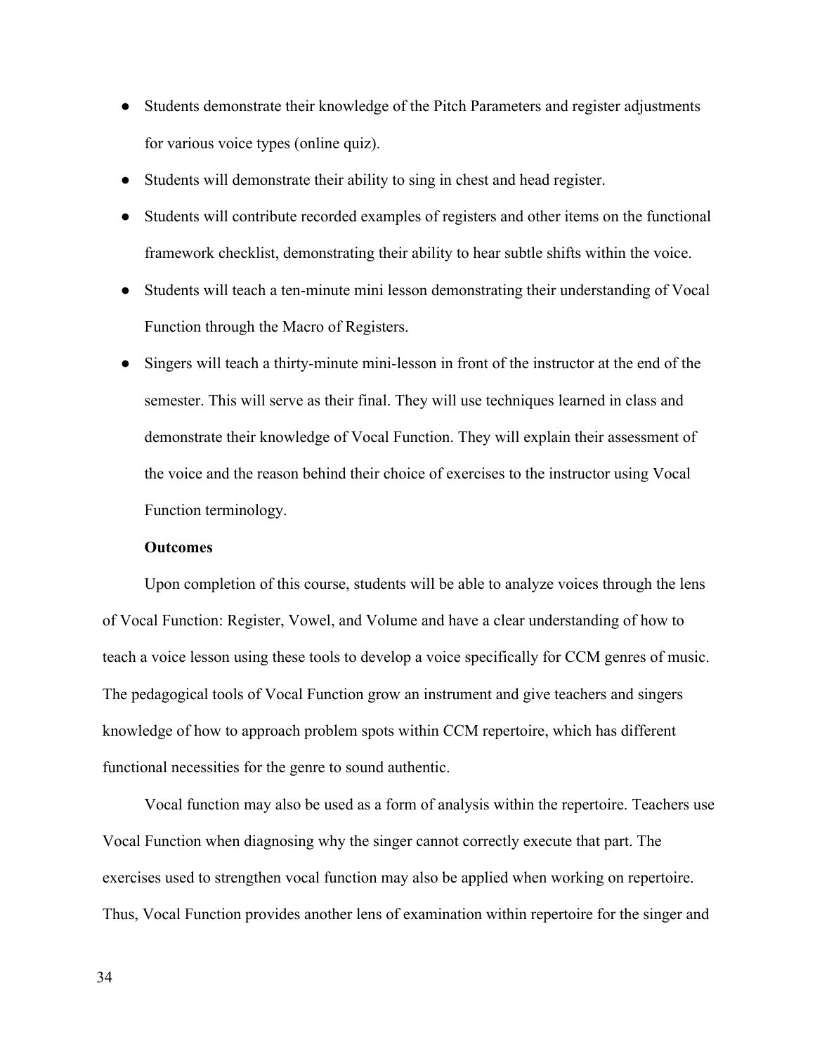- Students demonstrate their knowledge of the Pitch Parameters and register adjustments for various voice types (online quiz).
- Students will demonstrate their ability to sing in chest and head register.
- Students will contribute recorded examples of registers and other items on the functional framework checklist, demonstrating their ability to hear subtle shifts within the voice.
- Students will teach a ten-minute mini lesson demonstrating their understanding of Vocal Function through the Macro of Registers.
- Singers will teach a thirty-minute mini-lesson in front of the instructor at the end of the semester. This will serve as their final. They will use techniques learned in class and demonstrate their knowledge of Vocal Function. They will explain their assessment of the voice and the reason behind their choice of exercises to the instructor using Vocal Function terminology.

**Outcomes**

Upon completion of this course, students will be able to analyze voices through the lens of Vocal Function: Register, Vowel, and Volume and have a clear understanding of how to teach a voice lesson using these tools to develop a voice specifically for CCM genres of music. The pedagogical tools of Vocal Function grow an instrument and give teachers and singers knowledge of how to approach problem spots within CCM repertoire, which has different functional necessities for the genre to sound authentic.

Vocal function may also be used as a form of analysis within the repertoire. Teachers use Vocal Function when diagnosing why the singer cannot correctly execute that part. The exercises used to strengthen vocal function may also be applied when working on repertoire. Thus, Vocal Function provides another lens of examination within repertoire for the singer and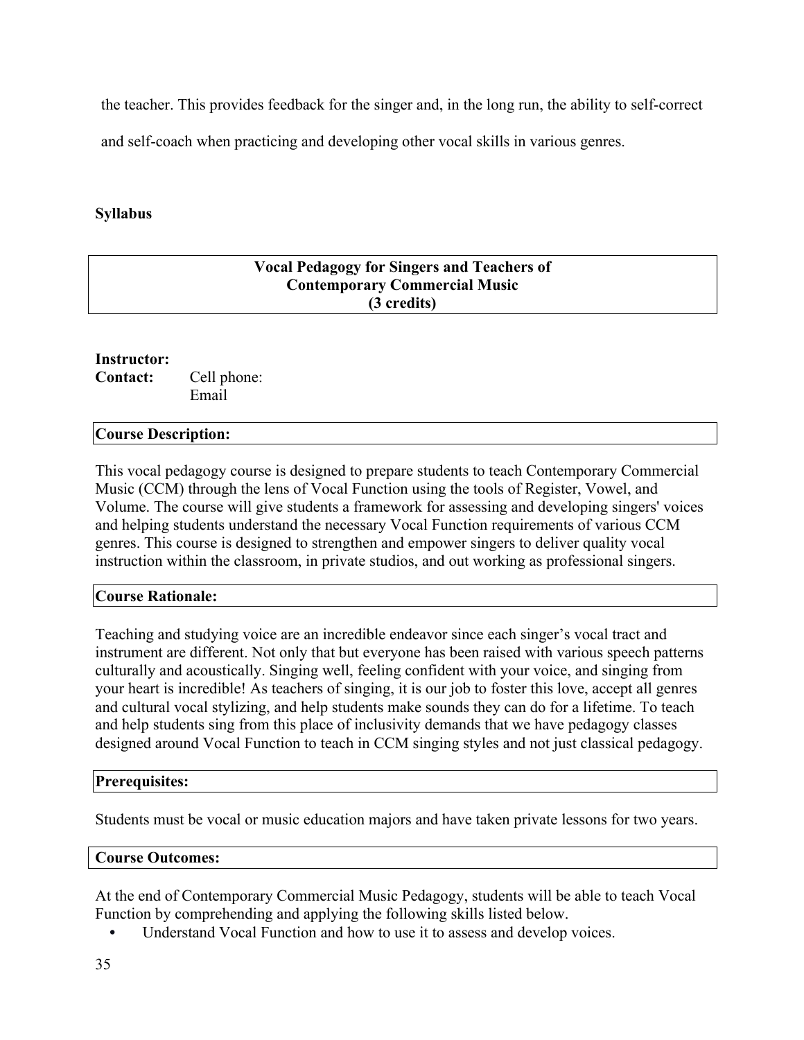the teacher. This provides feedback for the singer and, in the long run, the ability to self-correct and self-coach when practicing and developing other vocal skills in various genres.

**Syllabus**

**Vocal Pedagogy for Singers and Teachers of Contemporary Commercial Music (3 credits)**

**Instructor:**
**Contact:** Cell phone:
Email

**Course Description:**

This vocal pedagogy course is designed to prepare students to teach Contemporary Commercial Music (CCM) through the lens of Vocal Function using the tools of Register, Vowel, and Volume. The course will give students a framework for assessing and developing singers' voices and helping students understand the necessary Vocal Function requirements of various CCM genres. This course is designed to strengthen and empower singers to deliver quality vocal instruction within the classroom, in private studios, and out working as professional singers.

**Course Rationale:**

Teaching and studying voice are an incredible endeavor since each singer's vocal tract and instrument are different. Not only that but everyone has been raised with various speech patterns culturally and acoustically. Singing well, feeling confident with your voice, and singing from your heart is incredible! As teachers of singing, it is our job to foster this love, accept all genres and cultural vocal stylizing, and help students make sounds they can do for a lifetime. To teach and help students sing from this place of inclusivity demands that we have pedagogy classes designed around Vocal Function to teach in CCM singing styles and not just classical pedagogy.

**Prerequisites:**

Students must be vocal or music education majors and have taken private lessons for two years.

**Course Outcomes:**

At the end of Contemporary Commercial Music Pedagogy, students will be able to teach Vocal Function by comprehending and applying the following skills listed below.

- Understand Vocal Function and how to use it to assess and develop voices.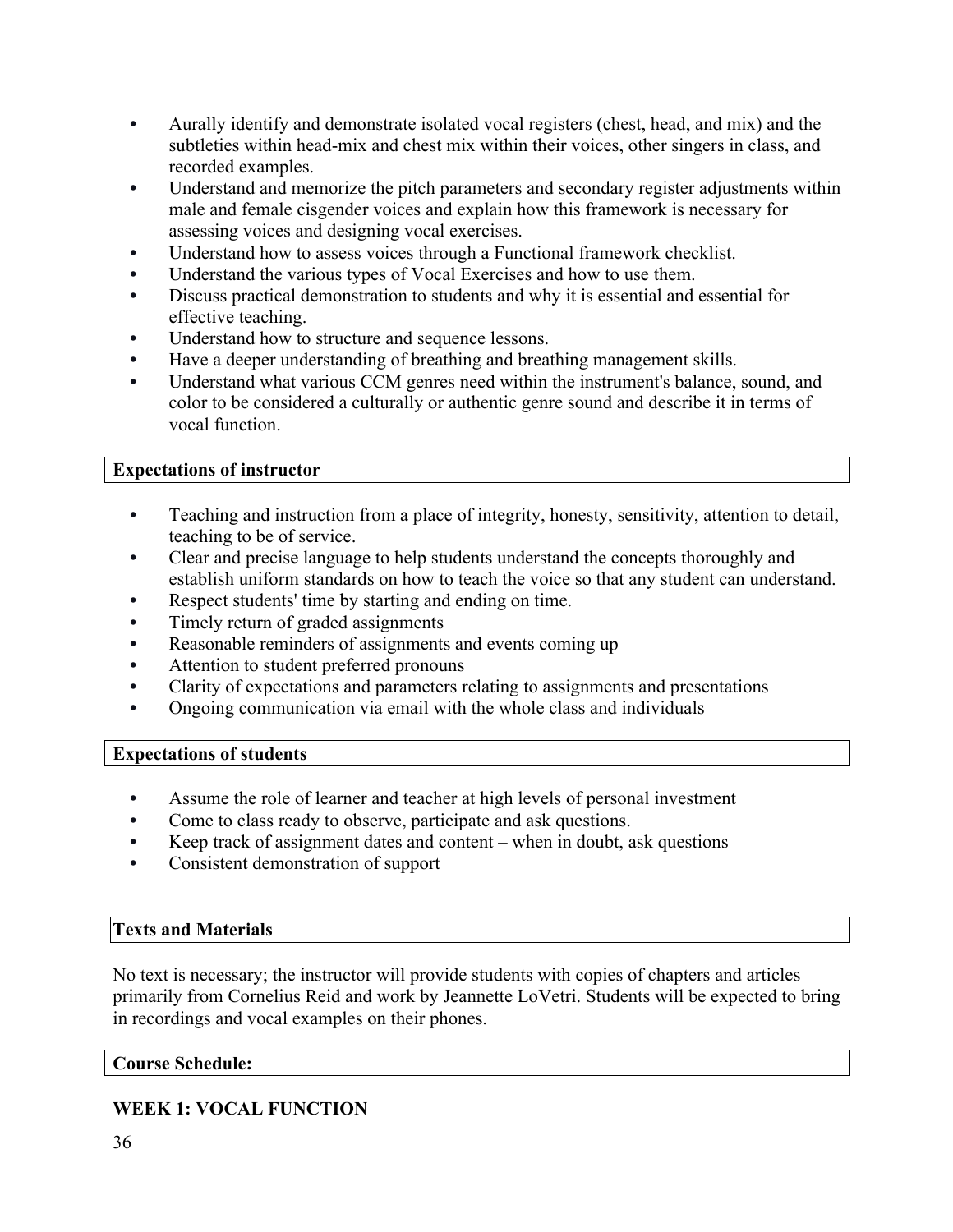- Aurally identify and demonstrate isolated vocal registers (chest, head, and mix) and the subtleties within head-mix and chest mix within their voices, other singers in class, and recorded examples.
- Understand and memorize the pitch parameters and secondary register adjustments within male and female cisgender voices and explain how this framework is necessary for assessing voices and designing vocal exercises.
- Understand how to assess voices through a Functional framework checklist.
- Understand the various types of Vocal Exercises and how to use them.
- Discuss practical demonstration to students and why it is essential and essential for effective teaching.
- Understand how to structure and sequence lessons.
- Have a deeper understanding of breathing and breathing management skills.
- Understand what various CCM genres need within the instrument's balance, sound, and color to be considered a culturally or authentic genre sound and describe it in terms of vocal function.

**Expectations of instructor**

- Teaching and instruction from a place of integrity, honesty, sensitivity, attention to detail, teaching to be of service.
- Clear and precise language to help students understand the concepts thoroughly and establish uniform standards on how to teach the voice so that any student can understand.
- Respect students' time by starting and ending on time.
- Timely return of graded assignments
- Reasonable reminders of assignments and events coming up
- Attention to student preferred pronouns
- Clarity of expectations and parameters relating to assignments and presentations
- Ongoing communication via email with the whole class and individuals

**Expectations of students**

- Assume the role of learner and teacher at high levels of personal investment
- Come to class ready to observe, participate and ask questions.
- Keep track of assignment dates and content – when in doubt, ask questions
- Consistent demonstration of support

**Texts and Materials**

No text is necessary; the instructor will provide students with copies of chapters and articles primarily from Cornelius Reid and work by Jeannette LoVetri. Students will be expected to bring in recordings and vocal examples on their phones.

**Course Schedule:**

**WEEK 1: VOCAL FUNCTION**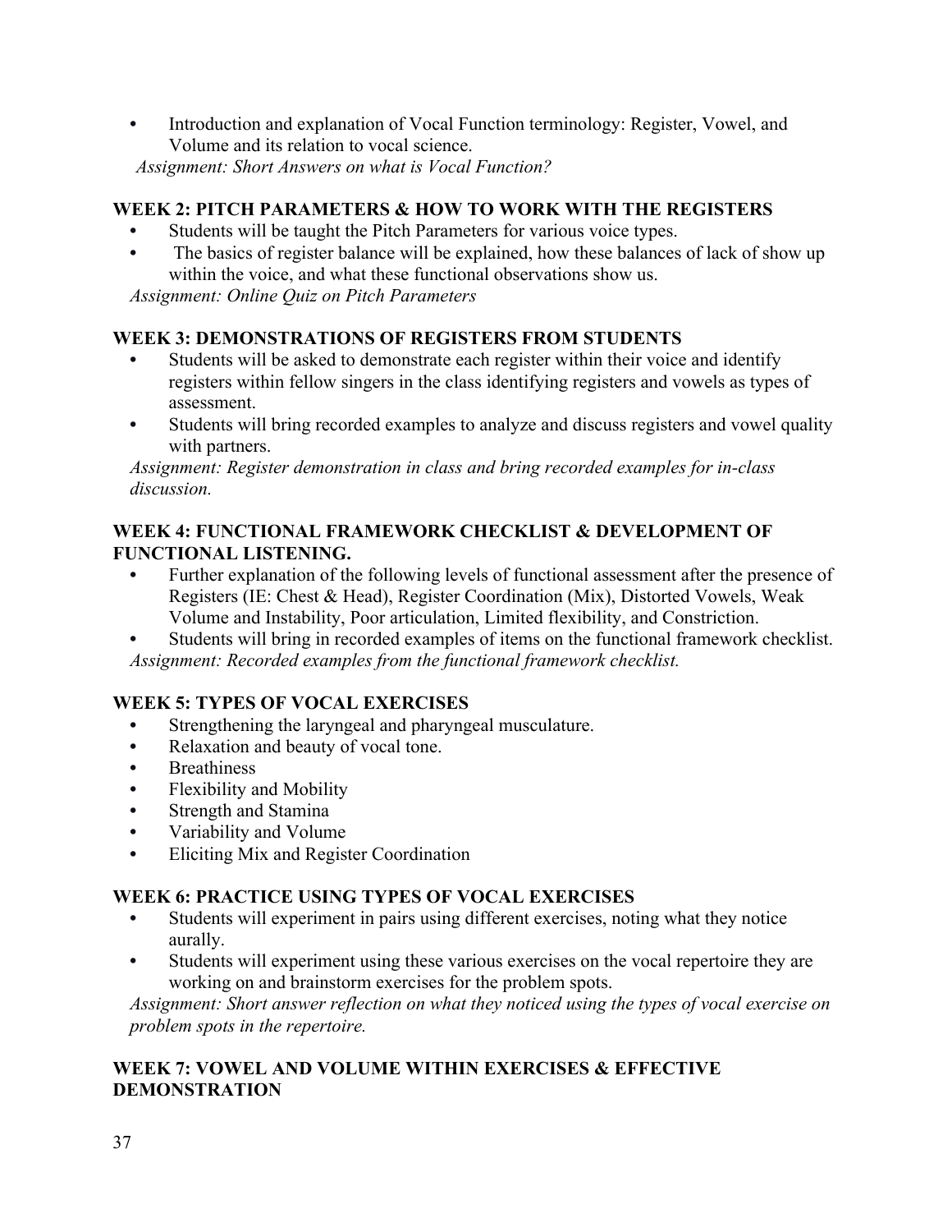- Introduction and explanation of Vocal Function terminology: Register, Vowel, and Volume and its relation to vocal science.

*Assignment: Short Answers on what is Vocal Function?*

### WEEK 2: PITCH PARAMETERS & HOW TO WORK WITH THE REGISTERS

- Students will be taught the Pitch Parameters for various voice types.
- The basics of register balance will be explained, how these balances of lack of show up within the voice, and what these functional observations show us.

*Assignment: Online Quiz on Pitch Parameters*

### WEEK 3: DEMONSTRATIONS OF REGISTERS FROM STUDENTS

- Students will be asked to demonstrate each register within their voice and identify registers within fellow singers in the class identifying registers and vowels as types of assessment.
- Students will bring recorded examples to analyze and discuss registers and vowel quality with partners.

*Assignment: Register demonstration in class and bring recorded examples for in-class discussion.*

### WEEK 4: FUNCTIONAL FRAMEWORK CHECKLIST & DEVELOPMENT OF FUNCTIONAL LISTENING.

- Further explanation of the following levels of functional assessment after the presence of Registers (IE: Chest & Head), Register Coordination (Mix), Distorted Vowels, Weak Volume and Instability, Poor articulation, Limited flexibility, and Constriction.
- Students will bring in recorded examples of items on the functional framework checklist.

*Assignment: Recorded examples from the functional framework checklist.*

### WEEK 5: TYPES OF VOCAL EXERCISES

- Strengthening the laryngeal and pharyngeal musculature.
- Relaxation and beauty of vocal tone.
- Breathiness
- Flexibility and Mobility
- Strength and Stamina
- Variability and Volume
- Eliciting Mix and Register Coordination

### WEEK 6: PRACTICE USING TYPES OF VOCAL EXERCISES

- Students will experiment in pairs using different exercises, noting what they notice aurally.
- Students will experiment using these various exercises on the vocal repertoire they are working on and brainstorm exercises for the problem spots.

*Assignment: Short answer reflection on what they noticed using the types of vocal exercise on problem spots in the repertoire.*

### WEEK 7: VOWEL AND VOLUME WITHIN EXERCISES & EFFECTIVE DEMONSTRATION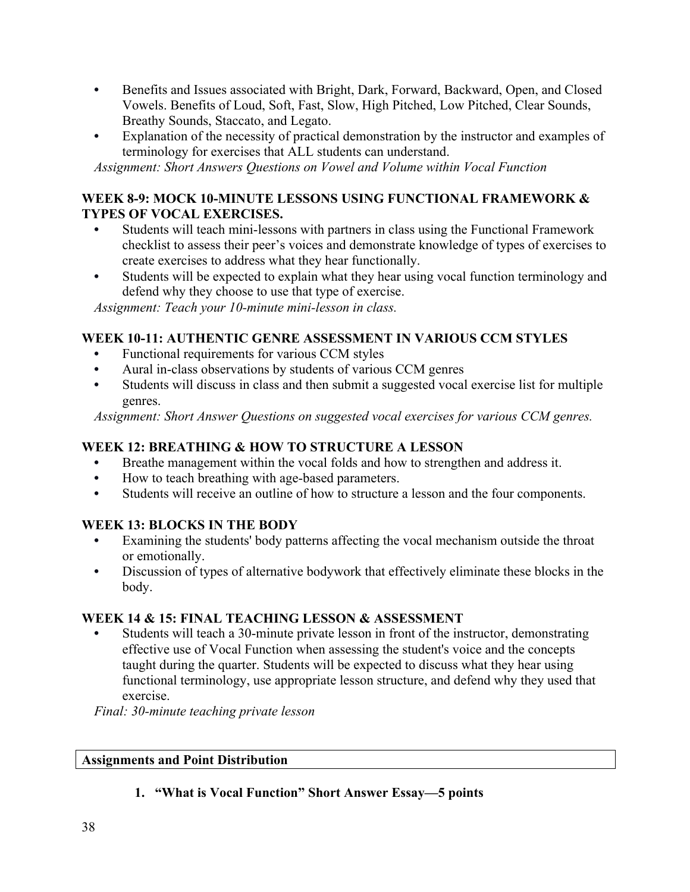- Benefits and Issues associated with Bright, Dark, Forward, Backward, Open, and Closed Vowels. Benefits of Loud, Soft, Fast, Slow, High Pitched, Low Pitched, Clear Sounds, Breathy Sounds, Staccato, and Legato.
- Explanation of the necessity of practical demonstration by the instructor and examples of terminology for exercises that ALL students can understand.

*Assignment: Short Answers Questions on Vowel and Volume within Vocal Function*

**WEEK 8-9: MOCK 10-MINUTE LESSONS USING FUNCTIONAL FRAMEWORK & TYPES OF VOCAL EXERCISES.**

- Students will teach mini-lessons with partners in class using the Functional Framework checklist to assess their peer's voices and demonstrate knowledge of types of exercises to create exercises to address what they hear functionally.
- Students will be expected to explain what they hear using vocal function terminology and defend why they choose to use that type of exercise.

*Assignment: Teach your 10-minute mini-lesson in class.*

**WEEK 10-11: AUTHENTIC GENRE ASSESSMENT IN VARIOUS CCM STYLES**

- Functional requirements for various CCM styles
- Aural in-class observations by students of various CCM genres
- Students will discuss in class and then submit a suggested vocal exercise list for multiple genres.

*Assignment: Short Answer Questions on suggested vocal exercises for various CCM genres.*

**WEEK 12: BREATHING & HOW TO STRUCTURE A LESSON**

- Breathe management within the vocal folds and how to strengthen and address it.
- How to teach breathing with age-based parameters.
- Students will receive an outline of how to structure a lesson and the four components.

**WEEK 13: BLOCKS IN THE BODY**

- Examining the students' body patterns affecting the vocal mechanism outside the throat or emotionally.
- Discussion of types of alternative bodywork that effectively eliminate these blocks in the body.

**WEEK 14 & 15: FINAL TEACHING LESSON & ASSESSMENT**

- Students will teach a 30-minute private lesson in front of the instructor, demonstrating effective use of Vocal Function when assessing the student's voice and the concepts taught during the quarter. Students will be expected to discuss what they hear using functional terminology, use appropriate lesson structure, and defend why they used that exercise.

*Final: 30-minute teaching private lesson*

**Assignments and Point Distribution**

1. **"What is Vocal Function" Short Answer Essay—5 points**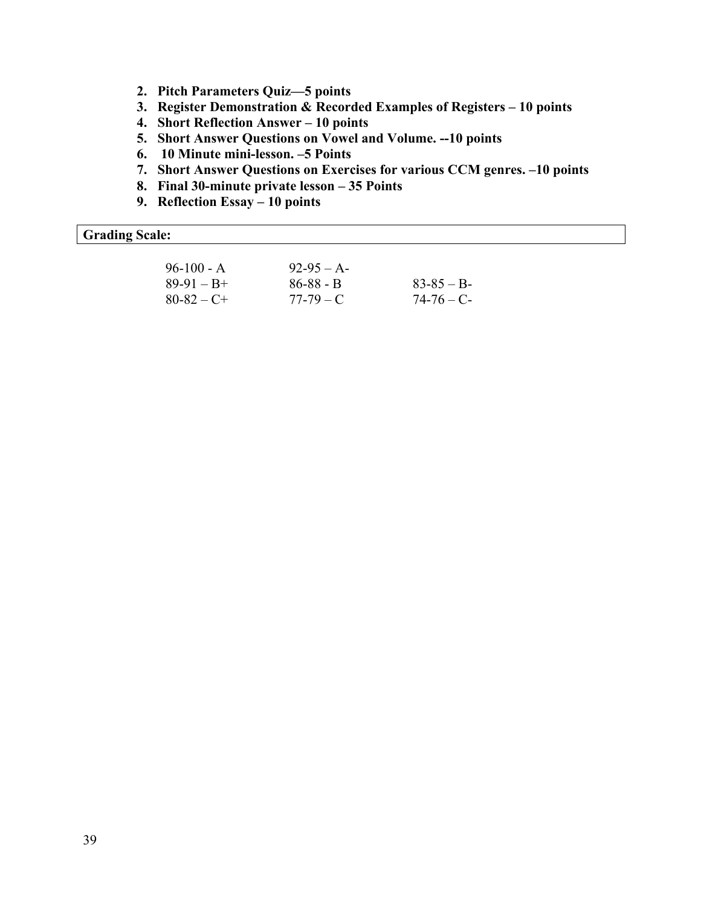2. **Pitch Parameters Quiz—5 points**
3. **Register Demonstration & Recorded Examples of Registers – 10 points**
4. **Short Reflection Answer – 10 points**
5. **Short Answer Questions on Vowel and Volume. --10 points**
6. **10 Minute mini-lesson. –5 Points**
7. **Short Answer Questions on Exercises for various CCM genres. –10 points**
8. **Final 30-minute private lesson – 35 Points**
9. **Reflection Essay – 10 points**

**Grading Scale:**

| | | |
|---|---|---|
| 96-100 - A | 92-95 – A- | |
| 89-91 – B+ | 86-88 - B | 83-85 – B- |
| 80-82 – C+ | 77-79 – C | 74-76 – C- |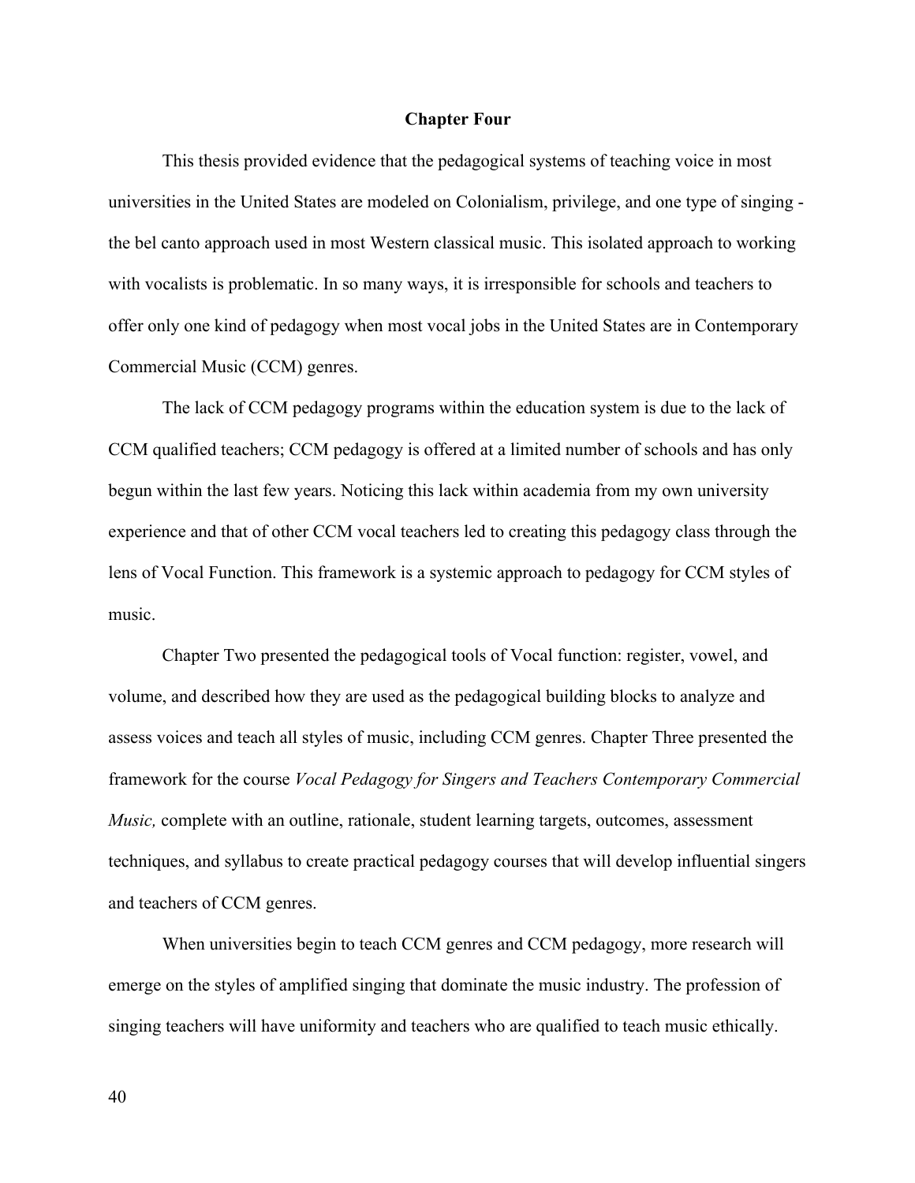# Chapter Four

This thesis provided evidence that the pedagogical systems of teaching voice in most universities in the United States are modeled on Colonialism, privilege, and one type of singing - the bel canto approach used in most Western classical music. This isolated approach to working with vocalists is problematic. In so many ways, it is irresponsible for schools and teachers to offer only one kind of pedagogy when most vocal jobs in the United States are in Contemporary Commercial Music (CCM) genres.

The lack of CCM pedagogy programs within the education system is due to the lack of CCM qualified teachers; CCM pedagogy is offered at a limited number of schools and has only begun within the last few years. Noticing this lack within academia from my own university experience and that of other CCM vocal teachers led to creating this pedagogy class through the lens of Vocal Function. This framework is a systemic approach to pedagogy for CCM styles of music.

Chapter Two presented the pedagogical tools of Vocal function: register, vowel, and volume, and described how they are used as the pedagogical building blocks to analyze and assess voices and teach all styles of music, including CCM genres. Chapter Three presented the framework for the course *Vocal Pedagogy for Singers and Teachers Contemporary Commercial Music,* complete with an outline, rationale, student learning targets, outcomes, assessment techniques, and syllabus to create practical pedagogy courses that will develop influential singers and teachers of CCM genres.

When universities begin to teach CCM genres and CCM pedagogy, more research will emerge on the styles of amplified singing that dominate the music industry. The profession of singing teachers will have uniformity and teachers who are qualified to teach music ethically.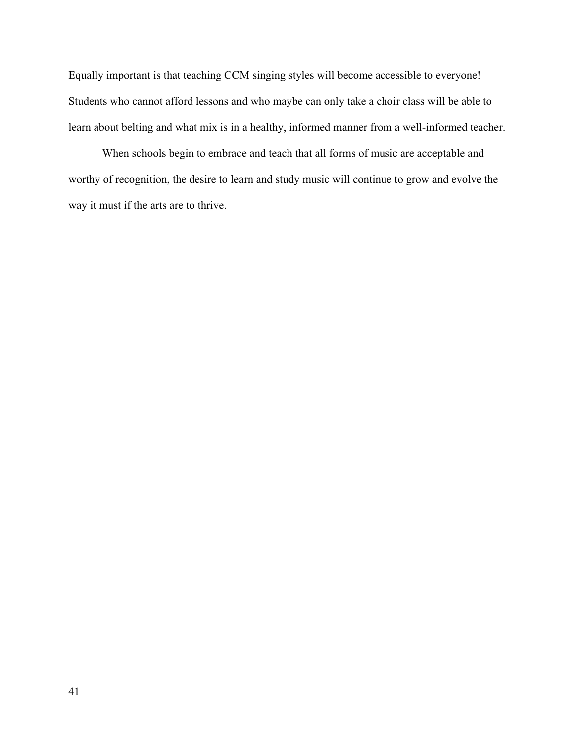Equally important is that teaching CCM singing styles will become accessible to everyone! Students who cannot afford lessons and who maybe can only take a choir class will be able to learn about belting and what mix is in a healthy, informed manner from a well-informed teacher.

When schools begin to embrace and teach that all forms of music are acceptable and worthy of recognition, the desire to learn and study music will continue to grow and evolve the way it must if the arts are to thrive.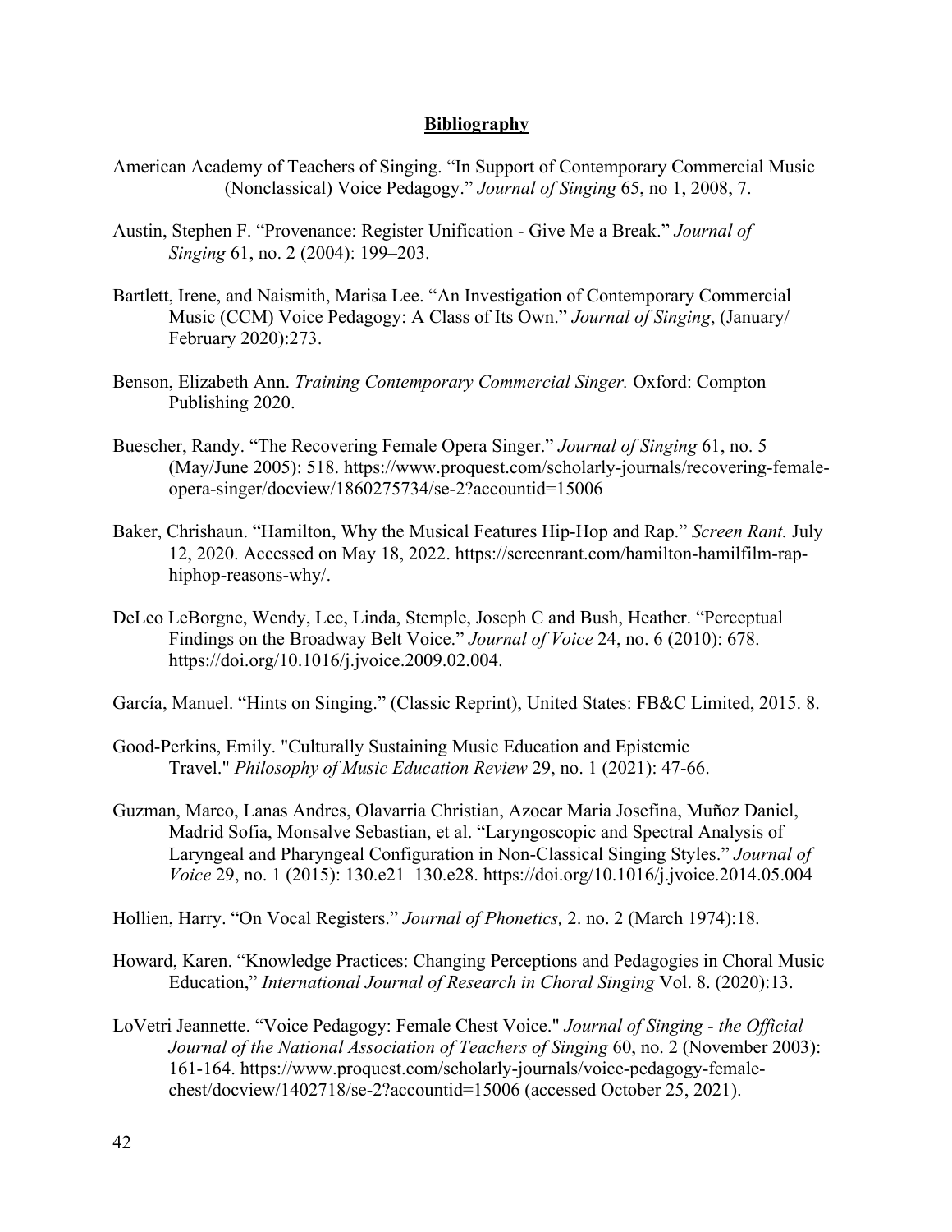## Bibliography

American Academy of Teachers of Singing. "In Support of Contemporary Commercial Music (Nonclassical) Voice Pedagogy." *Journal of Singing* 65, no 1, 2008, 7.

Austin, Stephen F. "Provenance: Register Unification - Give Me a Break." *Journal of Singing* 61, no. 2 (2004): 199–203.

Bartlett, Irene, and Naismith, Marisa Lee. "An Investigation of Contemporary Commercial Music (CCM) Voice Pedagogy: A Class of Its Own." *Journal of Singing*, (January/ February 2020):273.

Benson, Elizabeth Ann. *Training Contemporary Commercial Singer.* Oxford: Compton Publishing 2020.

Buescher, Randy. "The Recovering Female Opera Singer." *Journal of Singing* 61, no. 5 (May/June 2005): 518. https://www.proquest.com/scholarly-journals/recovering-female-opera-singer/docview/1860275734/se-2?accountid=15006

Baker, Chrishaun. "Hamilton, Why the Musical Features Hip-Hop and Rap." *Screen Rant.* July 12, 2020. Accessed on May 18, 2022. https://screenrant.com/hamilton-hamilfilm-rap-hiphop-reasons-why/.

DeLeo LeBorgne, Wendy, Lee, Linda, Stemple, Joseph C and Bush, Heather. "Perceptual Findings on the Broadway Belt Voice." *Journal of Voice* 24, no. 6 (2010): 678. https://doi.org/10.1016/j.jvoice.2009.02.004.

García, Manuel. "Hints on Singing." (Classic Reprint), United States: FB&C Limited, 2015. 8.

Good-Perkins, Emily. "Culturally Sustaining Music Education and Epistemic Travel." *Philosophy of Music Education Review* 29, no. 1 (2021): 47-66.

Guzman, Marco, Lanas Andres, Olavarria Christian, Azocar Maria Josefina, Muñoz Daniel, Madrid Sofia, Monsalve Sebastian, et al. "Laryngoscopic and Spectral Analysis of Laryngeal and Pharyngeal Configuration in Non-Classical Singing Styles." *Journal of Voice* 29, no. 1 (2015): 130.e21–130.e28. https://doi.org/10.1016/j.jvoice.2014.05.004

Hollien, Harry. "On Vocal Registers." *Journal of Phonetics,* 2. no. 2 (March 1974):18.

Howard, Karen. "Knowledge Practices: Changing Perceptions and Pedagogies in Choral Music Education," *International Journal of Research in Choral Singing* Vol. 8. (2020):13.

LoVetri Jeannette. "Voice Pedagogy: Female Chest Voice." *Journal of Singing - the Official Journal of the National Association of Teachers of Singing* 60, no. 2 (November 2003): 161-164. https://www.proquest.com/scholarly-journals/voice-pedagogy-female-chest/docview/1402718/se-2?accountid=15006 (accessed October 25, 2021).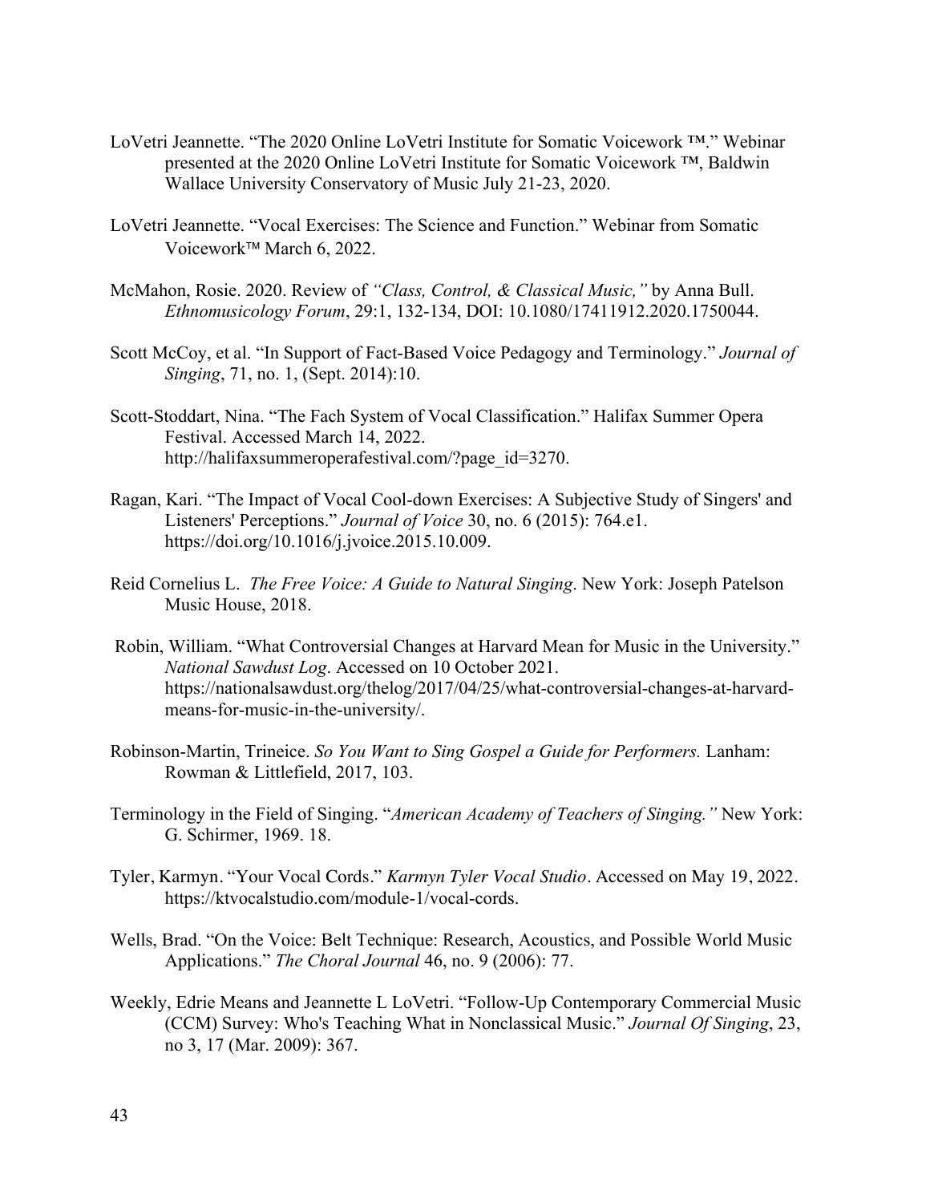LoVetri Jeannette. "The 2020 Online LoVetri Institute for Somatic Voicework ™." Webinar presented at the 2020 Online LoVetri Institute for Somatic Voicework ™, Baldwin Wallace University Conservatory of Music July 21-23, 2020.

LoVetri Jeannette. "Vocal Exercises: The Science and Function." Webinar from Somatic Voicework™ March 6, 2022.

McMahon, Rosie. 2020. Review of *"Class, Control, & Classical Music,"* by Anna Bull. *Ethnomusicology Forum*, 29:1, 132-134, DOI: 10.1080/17411912.2020.1750044.

Scott McCoy, et al. "In Support of Fact-Based Voice Pedagogy and Terminology." *Journal of Singing*, 71, no. 1, (Sept. 2014):10.

Scott-Stoddart, Nina. "The Fach System of Vocal Classification." Halifax Summer Opera Festival. Accessed March 14, 2022. http://halifaxsummeroperafestival.com/?page_id=3270.

Ragan, Kari. "The Impact of Vocal Cool-down Exercises: A Subjective Study of Singers' and Listeners' Perceptions." *Journal of Voice* 30, no. 6 (2015): 764.e1. https://doi.org/10.1016/j.jvoice.2015.10.009.

Reid Cornelius L. *The Free Voice: A Guide to Natural Singing*. New York: Joseph Patelson Music House, 2018.

Robin, William. "What Controversial Changes at Harvard Mean for Music in the University." *National Sawdust Log*. Accessed on 10 October 2021. https://nationalsawdust.org/thelog/2017/04/25/what-controversial-changes-at-harvard-means-for-music-in-the-university/.

Robinson-Martin, Trineice. *So You Want to Sing Gospel a Guide for Performers.* Lanham: Rowman & Littlefield, 2017, 103.

Terminology in the Field of Singing. "*American Academy of Teachers of Singing."* New York: G. Schirmer, 1969. 18.

Tyler, Karmyn. "Your Vocal Cords." *Karmyn Tyler Vocal Studio*. Accessed on May 19, 2022. https://ktvocalstudio.com/module-1/vocal-cords.

Wells, Brad. "On the Voice: Belt Technique: Research, Acoustics, and Possible World Music Applications." *The Choral Journal* 46, no. 9 (2006): 77.

Weekly, Edrie Means and Jeannette L LoVetri. "Follow-Up Contemporary Commercial Music (CCM) Survey: Who's Teaching What in Nonclassical Music." *Journal Of Singing*, 23, no 3, 17 (Mar. 2009): 367.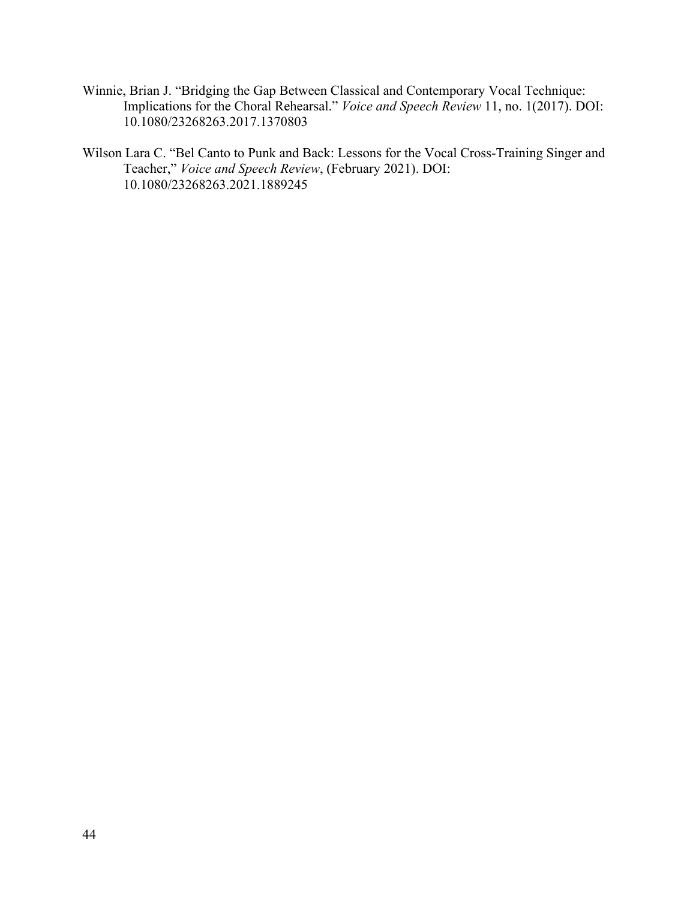Winnie, Brian J. "Bridging the Gap Between Classical and Contemporary Vocal Technique: Implications for the Choral Rehearsal." *Voice and Speech Review* 11, no. 1(2017). DOI: 10.1080/23268263.2017.1370803

Wilson Lara C. "Bel Canto to Punk and Back: Lessons for the Vocal Cross-Training Singer and Teacher," *Voice and Speech Review*, (February 2021). DOI: 10.1080/23268263.2021.1889245